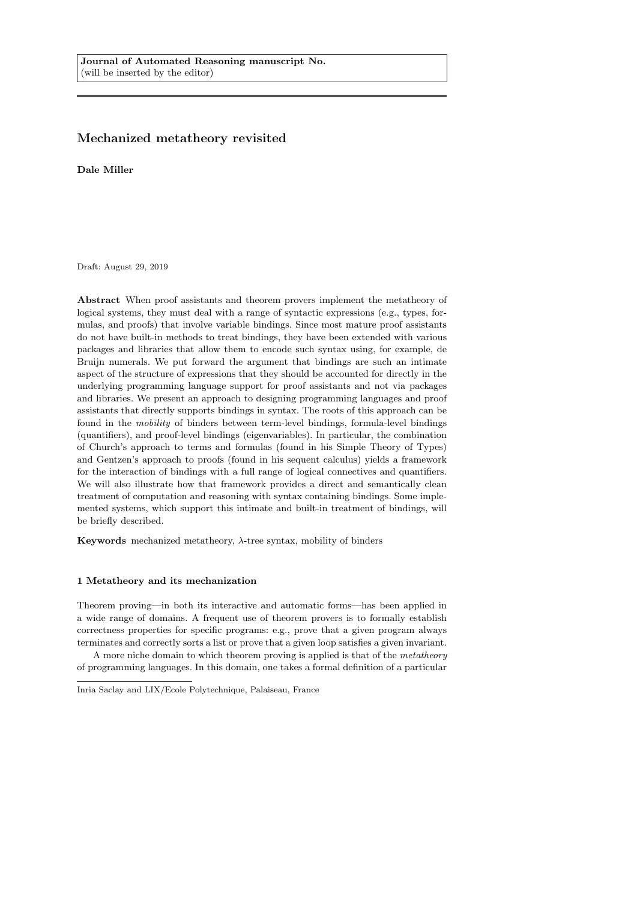**Journal of Automated Reasoning manuscript No.**
(will be inserted by the editor)

# Mechanized metatheory revisited

**Dale Miller**

Draft: August 29, 2019

**Abstract** When proof assistants and theorem provers implement the metatheory of logical systems, they must deal with a range of syntactic expressions (e.g., types, formulas, and proofs) that involve variable bindings. Since most mature proof assistants do not have built-in methods to treat bindings, they have been extended with various packages and libraries that allow them to encode such syntax using, for example, de Bruijn numerals. We put forward the argument that bindings are such an intimate aspect of the structure of expressions that they should be accounted for directly in the underlying programming language support for proof assistants and not via packages and libraries. We present an approach to designing programming languages and proof assistants that directly supports bindings in syntax. The roots of this approach can be found in the *mobility* of binders between term-level bindings, formula-level bindings (quantifiers), and proof-level bindings (eigenvariables). In particular, the combination of Church's approach to terms and formulas (found in his Simple Theory of Types) and Gentzen's approach to proofs (found in his sequent calculus) yields a framework for the interaction of bindings with a full range of logical connectives and quantifiers. We will also illustrate how that framework provides a direct and semantically clean treatment of computation and reasoning with syntax containing bindings. Some implemented systems, which support this intimate and built-in treatment of bindings, will be briefly described.

**Keywords** mechanized metatheory, $\lambda$-tree syntax, mobility of binders

## 1 Metatheory and its mechanization

Theorem proving—in both its interactive and automatic forms—has been applied in a wide range of domains. A frequent use of theorem provers is to formally establish correctness properties for specific programs: e.g., prove that a given program always terminates and correctly sorts a list or prove that a given loop satisfies a given invariant.

A more niche domain to which theorem proving is applied is that of the *metatheory* of programming languages. In this domain, one takes a formal definition of a particular

Inria Saclay and LIX/Ecole Polytechnique, Palaiseau, France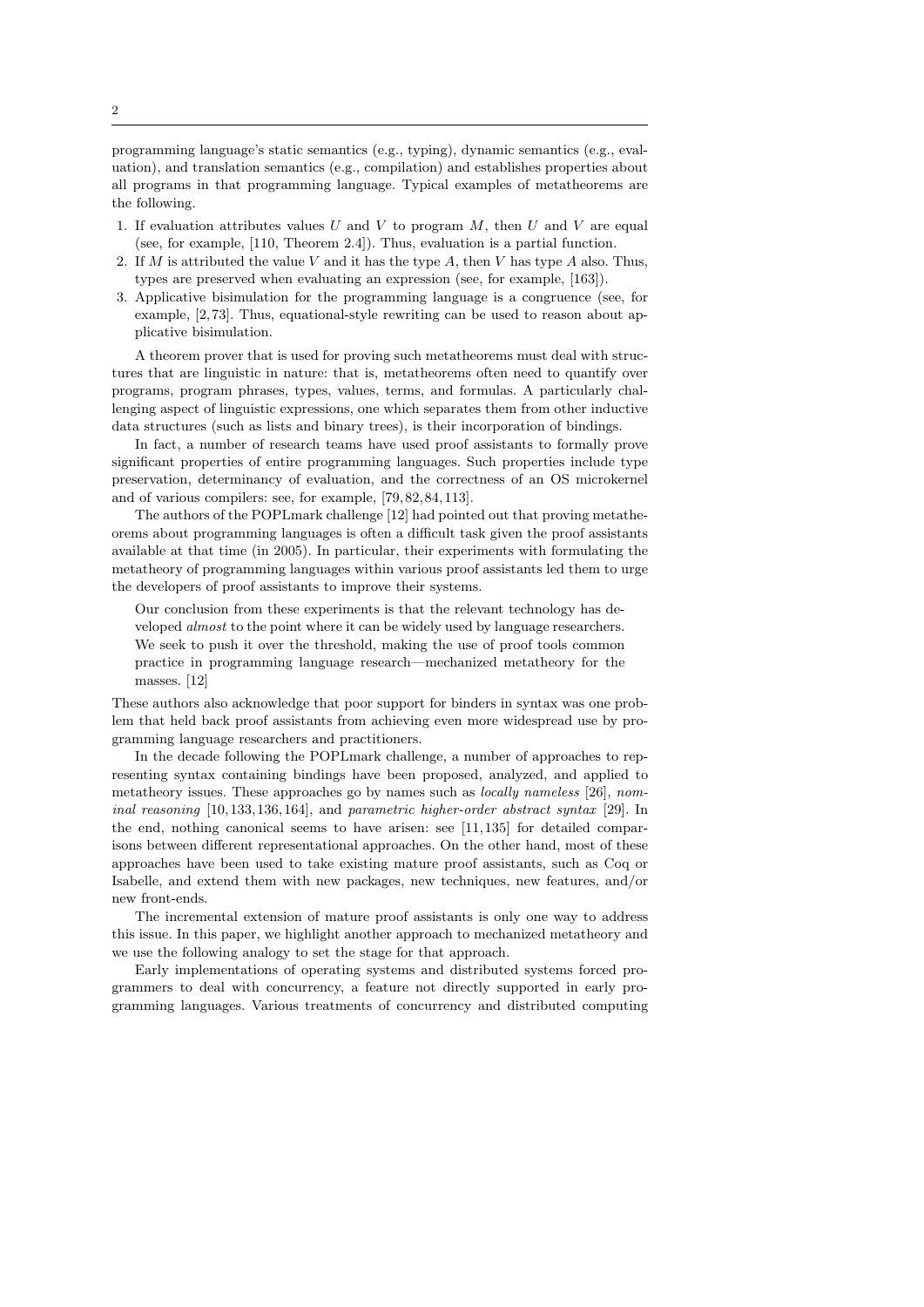programming language's static semantics (e.g., typing), dynamic semantics (e.g., evaluation), and translation semantics (e.g., compilation) and establishes properties about all programs in that programming language. Typical examples of metatheorems are the following.

1. If evaluation attributes values $U$ and $V$ to program $M$, then $U$ and $V$ are equal (see, for example, [110, Theorem 2.4]). Thus, evaluation is a partial function.
2. If $M$ is attributed the value $V$ and it has the type $A$, then $V$ has type $A$ also. Thus, types are preserved when evaluating an expression (see, for example, [163]).
3. Applicative bisimulation for the programming language is a congruence (see, for example, [2, 73]. Thus, equational-style rewriting can be used to reason about applicative bisimulation.

A theorem prover that is used for proving such metatheorems must deal with structures that are linguistic in nature: that is, metatheorems often need to quantify over programs, program phrases, types, values, terms, and formulas. A particularly challenging aspect of linguistic expressions, one which separates them from other inductive data structures (such as lists and binary trees), is their incorporation of bindings.

In fact, a number of research teams have used proof assistants to formally prove significant properties of entire programming languages. Such properties include type preservation, determinancy of evaluation, and the correctness of an OS microkernel and of various compilers: see, for example, [79, 82, 84, 113].

The authors of the POPLmark challenge [12] had pointed out that proving metatheorems about programming languages is often a difficult task given the proof assistants available at that time (in 2005). In particular, their experiments with formulating the metatheory of programming languages within various proof assistants led them to urge the developers of proof assistants to improve their systems.

> Our conclusion from these experiments is that the relevant technology has developed *almost* to the point where it can be widely used by language researchers. We seek to push it over the threshold, making the use of proof tools common practice in programming language research—mechanized metatheory for the masses. [12]

These authors also acknowledge that poor support for binders in syntax was one problem that held back proof assistants from achieving even more widespread use by programming language researchers and practitioners.

In the decade following the POPLmark challenge, a number of approaches to representing syntax containing bindings have been proposed, analyzed, and applied to metatheory issues. These approaches go by names such as *locally nameless* [26], *nominal reasoning* [10, 133, 136, 164], and *parametric higher-order abstract syntax* [29]. In the end, nothing canonical seems to have arisen: see [11, 135] for detailed comparisons between different representational approaches. On the other hand, most of these approaches have been used to take existing mature proof assistants, such as Coq or Isabelle, and extend them with new packages, new techniques, new features, and/or new front-ends.

The incremental extension of mature proof assistants is only one way to address this issue. In this paper, we highlight another approach to mechanized metatheory and we use the following analogy to set the stage for that approach.

Early implementations of operating systems and distributed systems forced programmers to deal with concurrency, a feature not directly supported in early programming languages. Various treatments of concurrency and distributed computing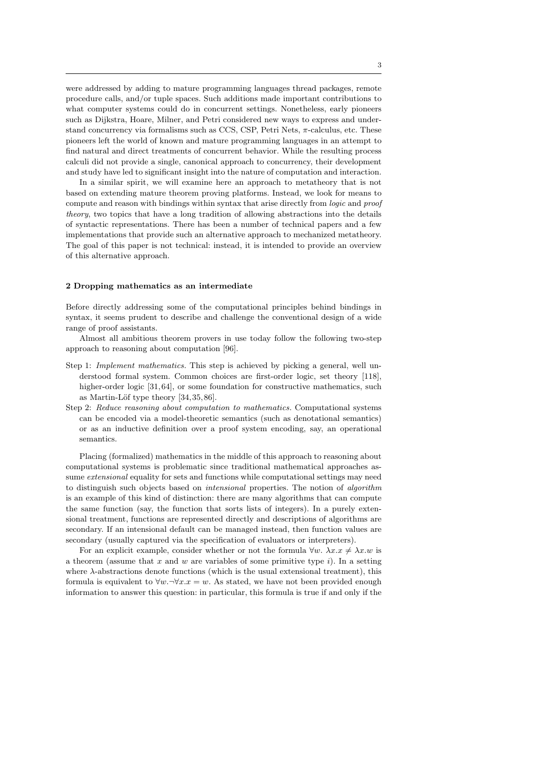were addressed by adding to mature programming languages thread packages, remote procedure calls, and/or tuple spaces. Such additions made important contributions to what computer systems could do in concurrent settings. Nonetheless, early pioneers such as Dijkstra, Hoare, Milner, and Petri considered new ways to express and understand concurrency via formalisms such as CCS, CSP, Petri Nets, $\pi$-calculus, etc. These pioneers left the world of known and mature programming languages in an attempt to find natural and direct treatments of concurrent behavior. While the resulting process calculi did not provide a single, canonical approach to concurrency, their development and study have led to significant insight into the nature of computation and interaction.

In a similar spirit, we will examine here an approach to metatheory that is not based on extending mature theorem proving platforms. Instead, we look for means to compute and reason with bindings within syntax that arise directly from *logic* and *proof theory*, two topics that have a long tradition of allowing abstractions into the details of syntactic representations. There has been a number of technical papers and a few implementations that provide such an alternative approach to mechanized metatheory. The goal of this paper is not technical: instead, it is intended to provide an overview of this alternative approach.

## 2 Dropping mathematics as an intermediate

Before directly addressing some of the computational principles behind bindings in syntax, it seems prudent to describe and challenge the conventional design of a wide range of proof assistants.

Almost all ambitious theorem provers in use today follow the following two-step approach to reasoning about computation [96].

- Step 1: *Implement mathematics.* This step is achieved by picking a general, well understood formal system. Common choices are first-order logic, set theory [118], higher-order logic [31,64], or some foundation for constructive mathematics, such as Martin-Löf type theory [34,35,86].
- Step 2: *Reduce reasoning about computation to mathematics.* Computational systems can be encoded via a model-theoretic semantics (such as denotational semantics) or as an inductive definition over a proof system encoding, say, an operational semantics.

Placing (formalized) mathematics in the middle of this approach to reasoning about computational systems is problematic since traditional mathematical approaches assume *extensional* equality for sets and functions while computational settings may need to distinguish such objects based on *intensional* properties. The notion of *algorithm* is an example of this kind of distinction: there are many algorithms that can compute the same function (say, the function that sorts lists of integers). In a purely extensional treatment, functions are represented directly and descriptions of algorithms are secondary. If an intensional default can be managed instead, then function values are secondary (usually captured via the specification of evaluators or interpreters).

For an explicit example, consider whether or not the formula $\forall w.\ \lambda x.x \neq \lambda x.w$ is a theorem (assume that $x$ and $w$ are variables of some primitive type $i$). In a setting where $\lambda$-abstractions denote functions (which is the usual extensional treatment), this formula is equivalent to $\forall w. \neg \forall x. x = w$. As stated, we have not been provided enough information to answer this question: in particular, this formula is true if and only if the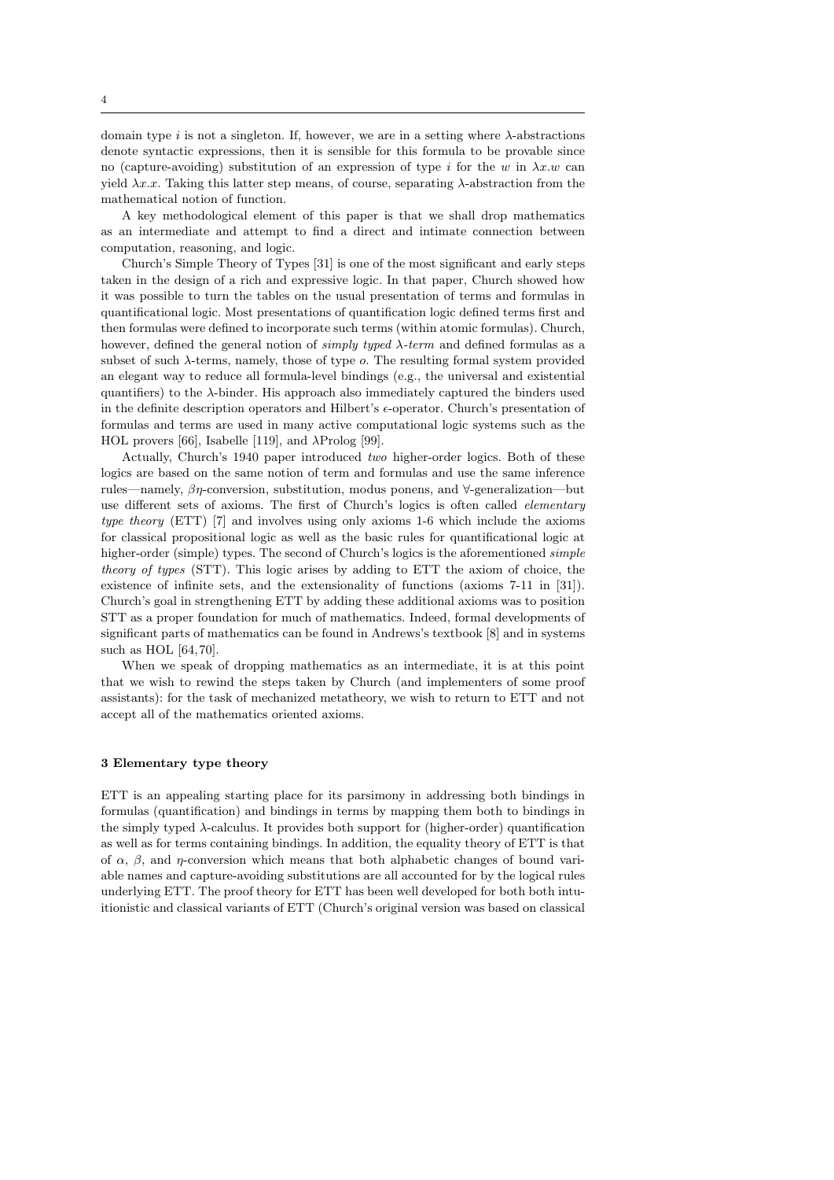domain type $i$ is not a singleton. If, however, we are in a setting where $\lambda$-abstractions denote syntactic expressions, then it is sensible for this formula to be provable since no (capture-avoiding) substitution of an expression of type $i$ for the $w$ in $\lambda x.w$ can yield $\lambda x.x$. Taking this latter step means, of course, separating $\lambda$-abstraction from the mathematical notion of function.

A key methodological element of this paper is that we shall drop mathematics as an intermediate and attempt to find a direct and intimate connection between computation, reasoning, and logic.

Church's Simple Theory of Types [31] is one of the most significant and early steps taken in the design of a rich and expressive logic. In that paper, Church showed how it was possible to turn the tables on the usual presentation of terms and formulas in quantificational logic. Most presentations of quantification logic defined terms first and then formulas were defined to incorporate such terms (within atomic formulas). Church, however, defined the general notion of *simply typed $\lambda$-term* and defined formulas as a subset of such $\lambda$-terms, namely, those of type $o$. The resulting formal system provided an elegant way to reduce all formula-level bindings (e.g., the universal and existential quantifiers) to the $\lambda$-binder. His approach also immediately captured the binders used in the definite description operators and Hilbert's $\epsilon$-operator. Church's presentation of formulas and terms are used in many active computational logic systems such as the HOL provers [66], Isabelle [119], and $\lambda$Prolog [99].

Actually, Church's 1940 paper introduced *two* higher-order logics. Both of these logics are based on the same notion of term and formulas and use the same inference rules—namely, $\beta\eta$-conversion, substitution, modus ponens, and $\forall$-generalization—but use different sets of axioms. The first of Church's logics is often called *elementary type theory* (ETT) [7] and involves using only axioms 1-6 which include the axioms for classical propositional logic as well as the basic rules for quantificational logic at higher-order (simple) types. The second of Church's logics is the aforementioned *simple theory of types* (STT). This logic arises by adding to ETT the axiom of choice, the existence of infinite sets, and the extensionality of functions (axioms 7-11 in [31]). Church's goal in strengthening ETT by adding these additional axioms was to position STT as a proper foundation for much of mathematics. Indeed, formal developments of significant parts of mathematics can be found in Andrews's textbook [8] and in systems such as HOL [64, 70].

When we speak of dropping mathematics as an intermediate, it is at this point that we wish to rewind the steps taken by Church (and implementers of some proof assistants): for the task of mechanized metatheory, we wish to return to ETT and not accept all of the mathematics oriented axioms.

## 3 Elementary type theory

ETT is an appealing starting place for its parsimony in addressing both bindings in formulas (quantification) and bindings in terms by mapping them both to bindings in the simply typed $\lambda$-calculus. It provides both support for (higher-order) quantification as well as for terms containing bindings. In addition, the equality theory of ETT is that of $\alpha$, $\beta$, and $\eta$-conversion which means that both alphabetic changes of bound variable names and capture-avoiding substitutions are all accounted for by the logical rules underlying ETT. The proof theory for ETT has been well developed for both both intuitionistic and classical variants of ETT (Church's original version was based on classical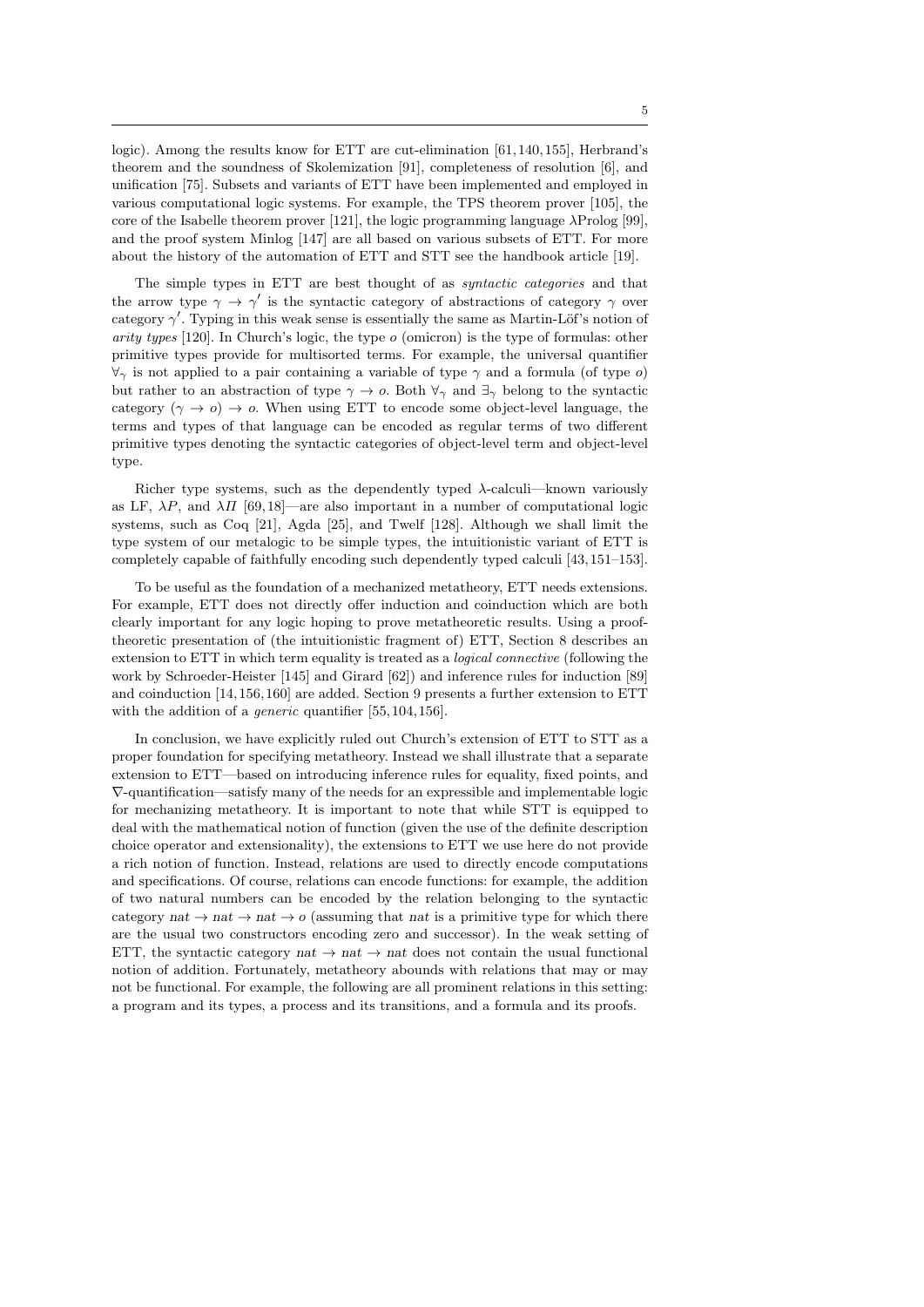logic). Among the results know for ETT are cut-elimination [61, 140, 155], Herbrand's theorem and the soundness of Skolemization [91], completeness of resolution [6], and unification [75]. Subsets and variants of ETT have been implemented and employed in various computational logic systems. For example, the TPS theorem prover [105], the core of the Isabelle theorem prover [121], the logic programming language λProlog [99], and the proof system Minlog [147] are all based on various subsets of ETT. For more about the history of the automation of ETT and STT see the handbook article [19].

The simple types in ETT are best thought of as *syntactic categories* and that the arrow type $\gamma \to \gamma'$ is the syntactic category of abstractions of category $\gamma$ over category $\gamma'$. Typing in this weak sense is essentially the same as Martin-Löf's notion of *arity types* [120]. In Church's logic, the type $o$ (omicron) is the type of formulas: other primitive types provide for multisorted terms. For example, the universal quantifier $\forall_\gamma$ is not applied to a pair containing a variable of type $\gamma$ and a formula (of type $o$) but rather to an abstraction of type $\gamma \to o$. Both $\forall_\gamma$ and $\exists_\gamma$ belong to the syntactic category $(\gamma \to o) \to o$. When using ETT to encode some object-level language, the terms and types of that language can be encoded as regular terms of two different primitive types denoting the syntactic categories of object-level term and object-level type.

Richer type systems, such as the dependently typed λ-calculi—known variously as LF, $\lambda P$, and $\lambda\Pi$ [69, 18]—are also important in a number of computational logic systems, such as Coq [21], Agda [25], and Twelf [128]. Although we shall limit the type system of our metalogic to be simple types, the intuitionistic variant of ETT is completely capable of faithfully encoding such dependently typed calculi [43, 151–153].

To be useful as the foundation of a mechanized metatheory, ETT needs extensions. For example, ETT does not directly offer induction and coinduction which are both clearly important for any logic hoping to prove metatheoretic results. Using a proof-theoretic presentation of (the intuitionistic fragment of) ETT, Section 8 describes an extension to ETT in which term equality is treated as a *logical connective* (following the work by Schroeder-Heister [145] and Girard [62]) and inference rules for induction [89] and coinduction [14, 156, 160] are added. Section 9 presents a further extension to ETT with the addition of a *generic* quantifier [55, 104, 156].

In conclusion, we have explicitly ruled out Church's extension of ETT to STT as a proper foundation for specifying metatheory. Instead we shall illustrate that a separate extension to ETT—based on introducing inference rules for equality, fixed points, and $\nabla$-quantification—satisfy many of the needs for an expressible and implementable logic for mechanizing metatheory. It is important to note that while STT is equipped to deal with the mathematical notion of function (given the use of the definite description choice operator and extensionality), the extensions to ETT we use here do not provide a rich notion of function. Instead, relations are used to directly encode computations and specifications. Of course, relations can encode functions: for example, the addition of two natural numbers can be encoded by the relation belonging to the syntactic category $nat \to nat \to nat \to o$ (assuming that $nat$ is a primitive type for which there are the usual two constructors encoding zero and successor). In the weak setting of ETT, the syntactic category $nat \to nat \to nat$ does not contain the usual functional notion of addition. Fortunately, metatheory abounds with relations that may or may not be functional. For example, the following are all prominent relations in this setting: a program and its types, a process and its transitions, and a formula and its proofs.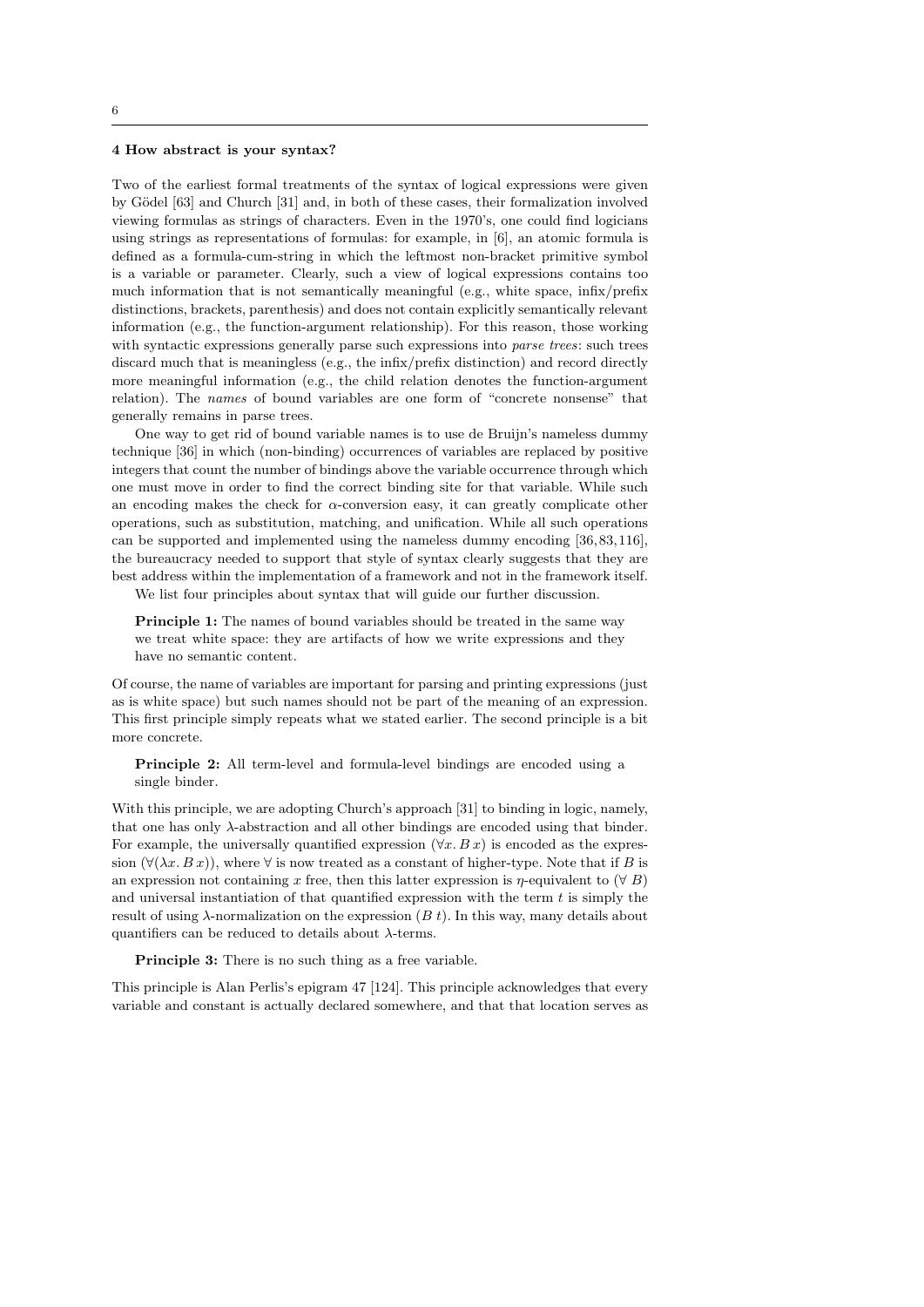## 4 How abstract is your syntax?

Two of the earliest formal treatments of the syntax of logical expressions were given by Gödel [63] and Church [31] and, in both of these cases, their formalization involved viewing formulas as strings of characters. Even in the 1970's, one could find logicians using strings as representations of formulas: for example, in [6], an atomic formula is defined as a formula-cum-string in which the leftmost non-bracket primitive symbol is a variable or parameter. Clearly, such a view of logical expressions contains too much information that is not semantically meaningful (e.g., white space, infix/prefix distinctions, brackets, parenthesis) and does not contain explicitly semantically relevant information (e.g., the function-argument relationship). For this reason, those working with syntactic expressions generally parse such expressions into *parse trees*: such trees discard much that is meaningless (e.g., the infix/prefix distinction) and record directly more meaningful information (e.g., the child relation denotes the function-argument relation). The *names* of bound variables are one form of "concrete nonsense" that generally remains in parse trees.

One way to get rid of bound variable names is to use de Bruijn's nameless dummy technique [36] in which (non-binding) occurrences of variables are replaced by positive integers that count the number of bindings above the variable occurrence through which one must move in order to find the correct binding site for that variable. While such an encoding makes the check for $\alpha$-conversion easy, it can greatly complicate other operations, such as substitution, matching, and unification. While all such operations can be supported and implemented using the nameless dummy encoding [36,83,116], the bureaucracy needed to support that style of syntax clearly suggests that they are best address within the implementation of a framework and not in the framework itself.

We list four principles about syntax that will guide our further discussion.

> **Principle 1:** The names of bound variables should be treated in the same way we treat white space: they are artifacts of how we write expressions and they have no semantic content.

Of course, the name of variables are important for parsing and printing expressions (just as is white space) but such names should not be part of the meaning of an expression. This first principle simply repeats what we stated earlier. The second principle is a bit more concrete.

> **Principle 2:** All term-level and formula-level bindings are encoded using a single binder.

With this principle, we are adopting Church's approach [31] to binding in logic, namely, that one has only $\lambda$-abstraction and all other bindings are encoded using that binder. For example, the universally quantified expression $(\forall x. B\, x)$ is encoded as the expression $(\forall(\lambda x. B\, x))$, where $\forall$ is now treated as a constant of higher-type. Note that if $B$ is an expression not containing $x$ free, then this latter expression is $\eta$-equivalent to $(\forall\ B)$ and universal instantiation of that quantified expression with the term $t$ is simply the result of using $\lambda$-normalization on the expression $(B\ t)$. In this way, many details about quantifiers can be reduced to details about $\lambda$-terms.

> **Principle 3:** There is no such thing as a free variable.

This principle is Alan Perlis's epigram 47 [124]. This principle acknowledges that every variable and constant is actually declared somewhere, and that that location serves as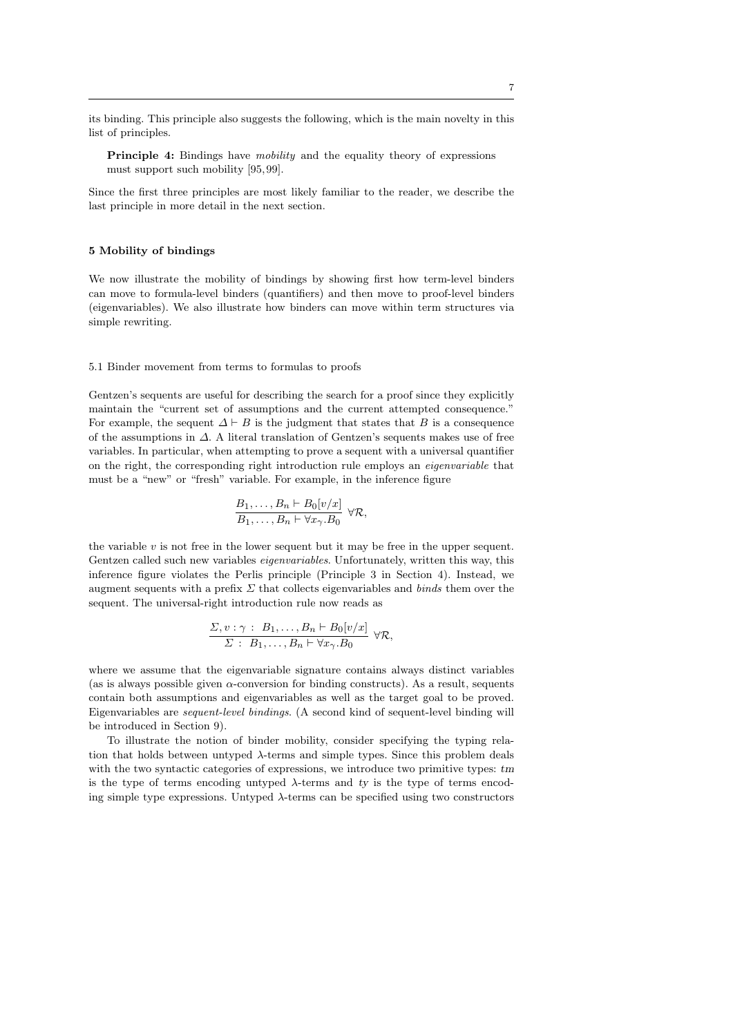its binding. This principle also suggests the following, which is the main novelty in this list of principles.

> **Principle 4:** Bindings have *mobility* and the equality theory of expressions must support such mobility [95, 99].

Since the first three principles are most likely familiar to the reader, we describe the last principle in more detail in the next section.

## 5 Mobility of bindings

We now illustrate the mobility of bindings by showing first how term-level binders can move to formula-level binders (quantifiers) and then move to proof-level binders (eigenvariables). We also illustrate how binders can move within term structures via simple rewriting.

### 5.1 Binder movement from terms to formulas to proofs

Gentzen's sequents are useful for describing the search for a proof since they explicitly maintain the "current set of assumptions and the current attempted consequence." For example, the sequent $\Delta \vdash B$ is the judgment that states that $B$ is a consequence of the assumptions in $\Delta$. A literal translation of Gentzen's sequents makes use of free variables. In particular, when attempting to prove a sequent with a universal quantifier on the right, the corresponding right introduction rule employs an *eigenvariable* that must be a "new" or "fresh" variable. For example, in the inference figure

$$\frac{B_1, \ldots, B_n \vdash B_0[v/x]}{B_1, \ldots, B_n \vdash \forall x_\gamma . B_0} \; \forall\mathcal{R},$$

the variable $v$ is not free in the lower sequent but it may be free in the upper sequent. Gentzen called such new variables *eigenvariables*. Unfortunately, written this way, this inference figure violates the Perlis principle (Principle 3 in Section 4). Instead, we augment sequents with a prefix $\Sigma$ that collects eigenvariables and *binds* them over the sequent. The universal-right introduction rule now reads as

$$\frac{\Sigma, v : \gamma \; : \; B_1, \ldots, B_n \vdash B_0[v/x]}{\Sigma \; : \; B_1, \ldots, B_n \vdash \forall x_\gamma . B_0} \; \forall\mathcal{R},$$

where we assume that the eigenvariable signature contains always distinct variables (as is always possible given $\alpha$-conversion for binding constructs). As a result, sequents contain both assumptions and eigenvariables as well as the target goal to be proved. Eigenvariables are *sequent-level bindings*. (A second kind of sequent-level binding will be introduced in Section 9).

To illustrate the notion of binder mobility, consider specifying the typing relation that holds between untyped $\lambda$-terms and simple types. Since this problem deals with the two syntactic categories of expressions, we introduce two primitive types: *tm* is the type of terms encoding untyped $\lambda$-terms and *ty* is the type of terms encoding simple type expressions. Untyped $\lambda$-terms can be specified using two constructors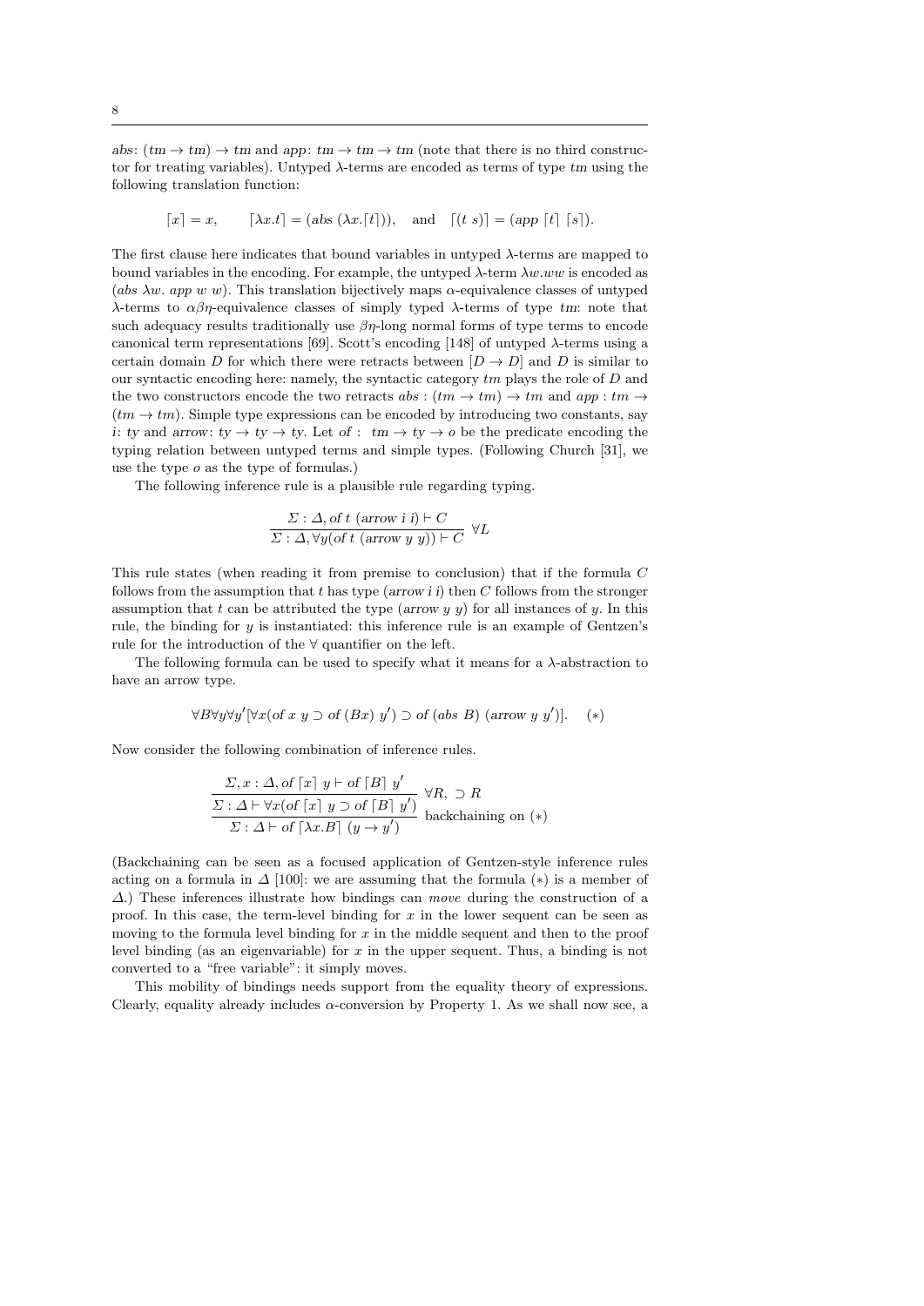*abs*: $(tm \to tm) \to tm$ and *app*: $tm \to tm \to tm$ (note that there is no third constructor for treating variables). Untyped $\lambda$-terms are encoded as terms of type *tm* using the following translation function:

$$\lceil x \rceil = x, \qquad \lceil \lambda x.t \rceil = (abs\ (\lambda x.\lceil t \rceil)), \quad \text{and} \quad \lceil (t\ s) \rceil = (app\ \lceil t \rceil\ \lceil s \rceil).$$

The first clause here indicates that bound variables in untyped $\lambda$-terms are mapped to bound variables in the encoding. For example, the untyped $\lambda$-term $\lambda w.ww$ is encoded as $(abs\ \lambda w.\ app\ w\ w)$. This translation bijectively maps $\alpha$-equivalence classes of untyped $\lambda$-terms to $\alpha\beta\eta$-equivalence classes of simply typed $\lambda$-terms of type *tm*: note that such adequacy results traditionally use $\beta\eta$-long normal forms of type terms to encode canonical term representations [69]. Scott's encoding [148] of untyped $\lambda$-terms using a certain domain $D$ for which there were retracts between $[D \to D]$ and $D$ is similar to our syntactic encoding here: namely, the syntactic category $tm$ plays the role of $D$ and the two constructors encode the two retracts $abs : (tm \to tm) \to tm$ and $app : tm \to (tm \to tm)$. Simple type expressions can be encoded by introducing two constants, say $i$: *ty* and *arrow*: $ty \to ty \to ty$. Let *of* : $tm \to ty \to o$ be the predicate encoding the typing relation between untyped terms and simple types. (Following Church [31], we use the type $o$ as the type of formulas.)

The following inference rule is a plausible rule regarding typing.

$$\frac{\Sigma : \Delta, of\ t\ (arrow\ i\ i) \vdash C}{\Sigma : \Delta, \forall y (of\ t\ (arrow\ y\ y)) \vdash C}\ \forall L$$

This rule states (when reading it from premise to conclusion) that if the formula $C$ follows from the assumption that $t$ has type $(arrow\ i\ i)$ then $C$ follows from the stronger assumption that $t$ can be attributed the type $(arrow\ y\ y)$ for all instances of $y$. In this rule, the binding for $y$ is instantiated: this inference rule is an example of Gentzen's rule for the introduction of the $\forall$ quantifier on the left.

The following formula can be used to specify what it means for a $\lambda$-abstraction to have an arrow type.

$$\forall B \forall y \forall y' [\forall x (of\ x\ y \supset of\ (Bx)\ y') \supset of\ (abs\ B)\ (arrow\ y\ y')]. \quad (*)$$

Now consider the following combination of inference rules.

$$\cfrac{\cfrac{\Sigma, x : \Delta, of\ \lceil x \rceil\ y \vdash of\ \lceil B \rceil\ y'}{\Sigma : \Delta \vdash \forall x (of\ \lceil x \rceil\ y \supset of\ \lceil B \rceil\ y')}\ \forall R,\ \supset R}{\Sigma : \Delta \vdash of\ \lceil \lambda x.B \rceil\ (y \to y')}\ \text{backchaining on } (*)$$

(Backchaining can be seen as a focused application of Gentzen-style inference rules acting on a formula in $\Delta$ [100]: we are assuming that the formula $(*)$ is a member of $\Delta$.) These inferences illustrate how bindings can *move* during the construction of a proof. In this case, the term-level binding for $x$ in the lower sequent can be seen as moving to the formula level binding for $x$ in the middle sequent and then to the proof level binding (as an eigenvariable) for $x$ in the upper sequent. Thus, a binding is not converted to a "free variable": it simply moves.

This mobility of bindings needs support from the equality theory of expressions. Clearly, equality already includes $\alpha$-conversion by Property 1. As we shall now see, a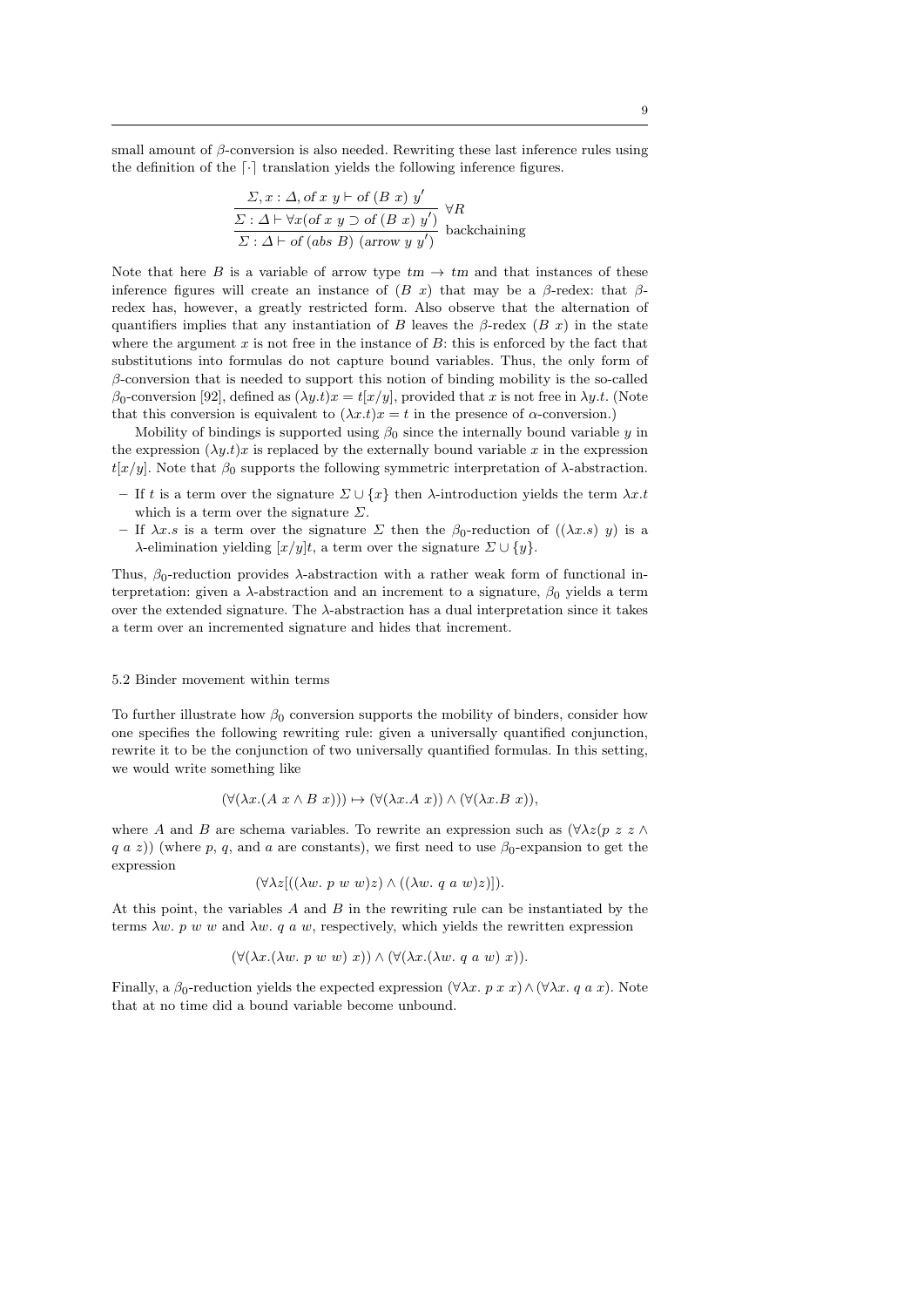small amount of $\beta$-conversion is also needed. Rewriting these last inference rules using the definition of the $\lceil\cdot\rceil$ translation yields the following inference figures.

$$\dfrac{\dfrac{\Sigma, x : \Delta, \mathit{of}\ x\ y \vdash \mathit{of}\ (B\ x)\ y'}{\Sigma : \Delta \vdash \forall x(\mathit{of}\ x\ y \supset \mathit{of}\ (B\ x)\ y')}\ \forall R}{\Sigma : \Delta \vdash \mathit{of}\ (\mathit{abs}\ B)\ (\mathit{arrow}\ y\ y')}\ \text{backchaining}$$

Note that here $B$ is a variable of arrow type $tm \to tm$ and that instances of these inference figures will create an instance of $(B\ x)$ that may be a $\beta$-redex: that $\beta$-redex has, however, a greatly restricted form. Also observe that the alternation of quantifiers implies that any instantiation of $B$ leaves the $\beta$-redex $(B\ x)$ in the state where the argument $x$ is not free in the instance of $B$: this is enforced by the fact that substitutions into formulas do not capture bound variables. Thus, the only form of $\beta$-conversion that is needed to support this notion of binding mobility is the so-called $\beta_0$-conversion [92], defined as $(\lambda y.t)x = t[x/y]$, provided that $x$ is not free in $\lambda y.t$. (Note that this conversion is equivalent to $(\lambda x.t)x = t$ in the presence of $\alpha$-conversion.)

Mobility of bindings is supported using $\beta_0$ since the internally bound variable $y$ in the expression $(\lambda y.t)x$ is replaced by the externally bound variable $x$ in the expression $t[x/y]$. Note that $\beta_0$ supports the following symmetric interpretation of $\lambda$-abstraction.

- If $t$ is a term over the signature $\Sigma \cup \{x\}$ then $\lambda$-introduction yields the term $\lambda x.t$ which is a term over the signature $\Sigma$.
- If $\lambda x.s$ is a term over the signature $\Sigma$ then the $\beta_0$-reduction of $((\lambda x.s)\ y)$ is a $\lambda$-elimination yielding $[x/y]t$, a term over the signature $\Sigma \cup \{y\}$.

Thus, $\beta_0$-reduction provides $\lambda$-abstraction with a rather weak form of functional interpretation: given a $\lambda$-abstraction and an increment to a signature, $\beta_0$ yields a term over the extended signature. The $\lambda$-abstraction has a dual interpretation since it takes a term over an incremented signature and hides that increment.

## 5.2 Binder movement within terms

To further illustrate how $\beta_0$ conversion supports the mobility of binders, consider how one specifies the following rewriting rule: given a universally quantified conjunction, rewrite it to be the conjunction of two universally quantified formulas. In this setting, we would write something like

$$(\forall(\lambda x.(A\ x \wedge B\ x))) \mapsto (\forall(\lambda x.A\ x)) \wedge (\forall(\lambda x.B\ x)),$$

where $A$ and $B$ are schema variables. To rewrite an expression such as $(\forall \lambda z(p\ z\ z \wedge q\ a\ z))$ (where $p$, $q$, and $a$ are constants), we first need to use $\beta_0$-expansion to get the expression

$$(\forall \lambda z[((\lambda w.\ p\ w\ w)z) \wedge ((\lambda w.\ q\ a\ w)z)]).$$

At this point, the variables $A$ and $B$ in the rewriting rule can be instantiated by the terms $\lambda w.\ p\ w\ w$ and $\lambda w.\ q\ a\ w$, respectively, which yields the rewritten expression

$$(\forall(\lambda x.(\lambda w.\ p\ w\ w)\ x)) \wedge (\forall(\lambda x.(\lambda w.\ q\ a\ w)\ x)).$$

Finally, a $\beta_0$-reduction yields the expected expression $(\forall \lambda x.\ p\ x\ x) \wedge (\forall \lambda x.\ q\ a\ x)$. Note that at no time did a bound variable become unbound.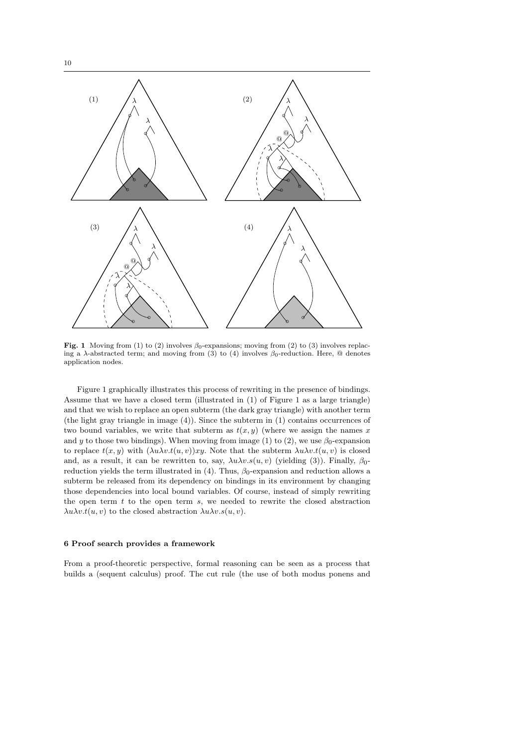**Fig. 1** Moving from (1) to (2) involves $\beta_0$-expansions; moving from (2) to (3) involves replacing a $\lambda$-abstracted term; and moving from (3) to (4) involves $\beta_0$-reduction. Here, @ denotes application nodes.

Figure 1 graphically illustrates this process of rewriting in the presence of bindings. Assume that we have a closed term (illustrated in (1) of Figure 1 as a large triangle) and that we wish to replace an open subterm (the dark gray triangle) with another term (the light gray triangle in image (4)). Since the subterm in (1) contains occurrences of two bound variables, we write that subterm as $t(x, y)$ (where we assign the names $x$ and $y$ to those two bindings). When moving from image (1) to (2), we use $\beta_0$-expansion to replace $t(x, y)$ with $(\lambda u \lambda v.t(u, v))xy$. Note that the subterm $\lambda u \lambda v.t(u, v)$ is closed and, as a result, it can be rewritten to, say, $\lambda u \lambda v.s(u, v)$ (yielding (3)). Finally, $\beta_0$-reduction yields the term illustrated in (4). Thus, $\beta_0$-expansion and reduction allows a subterm be released from its dependency on bindings in its environment by changing those dependencies into local bound variables. Of course, instead of simply rewriting the open term $t$ to the open term $s$, we needed to rewrite the closed abstraction $\lambda u \lambda v.t(u, v)$ to the closed abstraction $\lambda u \lambda v.s(u, v)$.

## 6 Proof search provides a framework

From a proof-theoretic perspective, formal reasoning can be seen as a process that builds a (sequent calculus) proof. The cut rule (the use of both modus ponens and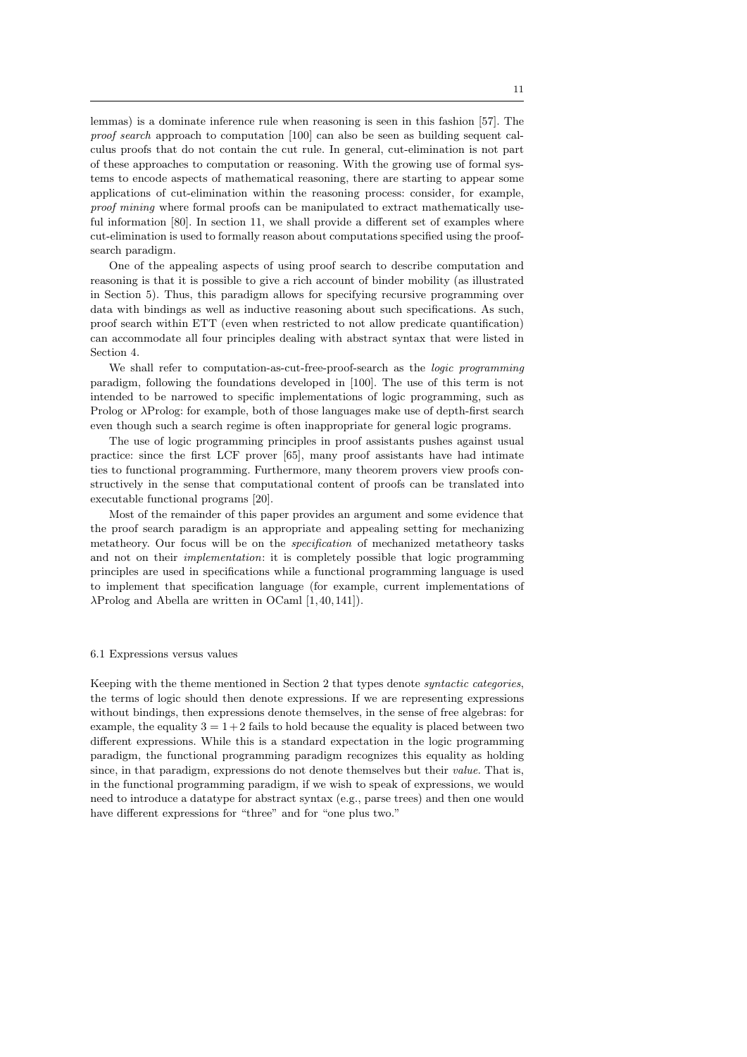lemmas) is a dominate inference rule when reasoning is seen in this fashion [57]. The *proof search* approach to computation [100] can also be seen as building sequent calculus proofs that do not contain the cut rule. In general, cut-elimination is not part of these approaches to computation or reasoning. With the growing use of formal systems to encode aspects of mathematical reasoning, there are starting to appear some applications of cut-elimination within the reasoning process: consider, for example, *proof mining* where formal proofs can be manipulated to extract mathematically useful information [80]. In section 11, we shall provide a different set of examples where cut-elimination is used to formally reason about computations specified using the proof-search paradigm.

One of the appealing aspects of using proof search to describe computation and reasoning is that it is possible to give a rich account of binder mobility (as illustrated in Section 5). Thus, this paradigm allows for specifying recursive programming over data with bindings as well as inductive reasoning about such specifications. As such, proof search within ETT (even when restricted to not allow predicate quantification) can accommodate all four principles dealing with abstract syntax that were listed in Section 4.

We shall refer to computation-as-cut-free-proof-search as the *logic programming* paradigm, following the foundations developed in [100]. The use of this term is not intended to be narrowed to specific implementations of logic programming, such as Prolog or λProlog: for example, both of those languages make use of depth-first search even though such a search regime is often inappropriate for general logic programs.

The use of logic programming principles in proof assistants pushes against usual practice: since the first LCF prover [65], many proof assistants have had intimate ties to functional programming. Furthermore, many theorem provers view proofs constructively in the sense that computational content of proofs can be translated into executable functional programs [20].

Most of the remainder of this paper provides an argument and some evidence that the proof search paradigm is an appropriate and appealing setting for mechanizing metatheory. Our focus will be on the *specification* of mechanized metatheory tasks and not on their *implementation*: it is completely possible that logic programming principles are used in specifications while a functional programming language is used to implement that specification language (for example, current implementations of λProlog and Abella are written in OCaml [1, 40, 141]).

### 6.1 Expressions versus values

Keeping with the theme mentioned in Section 2 that types denote *syntactic categories*, the terms of logic should then denote expressions. If we are representing expressions without bindings, then expressions denote themselves, in the sense of free algebras: for example, the equality $3 = 1 + 2$ fails to hold because the equality is placed between two different expressions. While this is a standard expectation in the logic programming paradigm, the functional programming paradigm recognizes this equality as holding since, in that paradigm, expressions do not denote themselves but their *value*. That is, in the functional programming paradigm, if we wish to speak of expressions, we would need to introduce a datatype for abstract syntax (e.g., parse trees) and then one would have different expressions for "three" and for "one plus two."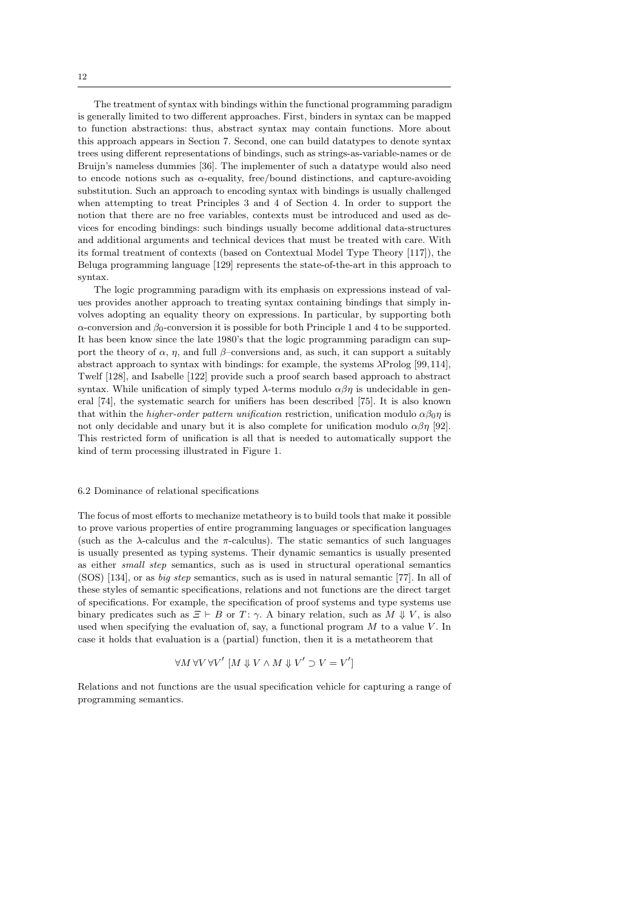The treatment of syntax with bindings within the functional programming paradigm is generally limited to two different approaches. First, binders in syntax can be mapped to function abstractions: thus, abstract syntax may contain functions. More about this approach appears in Section 7. Second, one can build datatypes to denote syntax trees using different representations of bindings, such as strings-as-variable-names or de Bruijn's nameless dummies [36]. The implementer of such a datatype would also need to encode notions such as $\alpha$-equality, free/bound distinctions, and capture-avoiding substitution. Such an approach to encoding syntax with bindings is usually challenged when attempting to treat Principles 3 and 4 of Section 4. In order to support the notion that there are no free variables, contexts must be introduced and used as devices for encoding bindings: such bindings usually become additional data-structures and additional arguments and technical devices that must be treated with care. With its formal treatment of contexts (based on Contextual Model Type Theory [117]), the Beluga programming language [129] represents the state-of-the-art in this approach to syntax.

The logic programming paradigm with its emphasis on expressions instead of values provides another approach to treating syntax containing bindings that simply involves adopting an equality theory on expressions. In particular, by supporting both $\alpha$-conversion and $\beta_0$-conversion it is possible for both Principle 1 and 4 to be supported. It has been know since the late 1980's that the logic programming paradigm can support the theory of $\alpha$, $\eta$, and full $\beta$–conversions and, as such, it can support a suitably abstract approach to syntax with bindings: for example, the systems $\lambda$Prolog [99, 114], Twelf [128], and Isabelle [122] provide such a proof search based approach to abstract syntax. While unification of simply typed $\lambda$-terms modulo $\alpha\beta\eta$ is undecidable in general [74], the systematic search for unifiers has been described [75]. It is also known that within the *higher-order pattern unification* restriction, unification modulo $\alpha\beta_0\eta$ is not only decidable and unary but it is also complete for unification modulo $\alpha\beta\eta$ [92]. This restricted form of unification is all that is needed to automatically support the kind of term processing illustrated in Figure 1.

### 6.2 Dominance of relational specifications

The focus of most efforts to mechanize metatheory is to build tools that make it possible to prove various properties of entire programming languages or specification languages (such as the $\lambda$-calculus and the $\pi$-calculus). The static semantics of such languages is usually presented as typing systems. Their dynamic semantics is usually presented as either *small step* semantics, such as is used in structural operational semantics (SOS) [134], or as *big step* semantics, such as is used in natural semantic [77]. In all of these styles of semantic specifications, relations and not functions are the direct target of specifications. For example, the specification of proof systems and type systems use binary predicates such as $\Xi \vdash B$ or $T\colon \gamma$. A binary relation, such as $M \Downarrow V$, is also used when specifying the evaluation of, say, a functional program $M$ to a value $V$. In case it holds that evaluation is a (partial) function, then it is a metatheorem that

$$\forall M\, \forall V\, \forall V' \; [M \Downarrow V \wedge M \Downarrow V' \supset V = V']$$

Relations and not functions are the usual specification vehicle for capturing a range of programming semantics.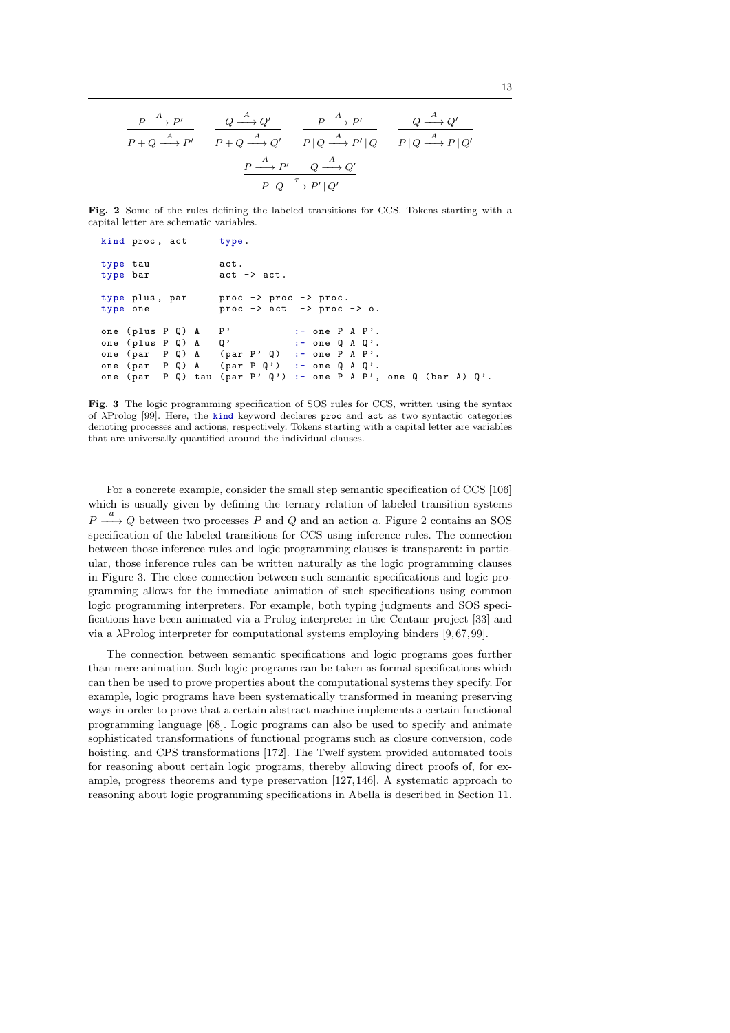$$\frac{P \xrightarrow{A} P'}{P + Q \xrightarrow{A} P'} \qquad \frac{Q \xrightarrow{A} Q'}{P + Q \xrightarrow{A} Q'} \qquad \frac{P \xrightarrow{A} P'}{P \,|\, Q \xrightarrow{A} P' \,|\, Q} \qquad \frac{Q \xrightarrow{A} Q'}{P \,|\, Q \xrightarrow{A} P \,|\, Q'}$$

$$\frac{P \xrightarrow{A} P' \qquad Q \xrightarrow{\bar{A}} Q'}{P \,|\, Q \xrightarrow{\tau} P' \,|\, Q'}$$

**Fig. 2** Some of the rules defining the labeled transitions for CCS. Tokens starting with a capital letter are schematic variables.

```
kind proc, act      type.

type tau            act.
type bar            act -> act.

type plus, par      proc -> proc -> proc.
type one            proc -> act  -> proc -> o.

one (plus P Q) A    P'           :- one P A P'.
one (plus P Q) A    Q'           :- one Q A Q'.
one (par  P Q) A    (par P' Q)   :- one P A P'.
one (par  P Q) A    (par P Q')   :- one Q A Q'.
one (par  P Q) tau  (par P' Q')  :- one P A P', one Q (bar A) Q'.
```

**Fig. 3** The logic programming specification of SOS rules for CCS, written using the syntax of λProlog [99]. Here, the `kind` keyword declares `proc` and `act` as two syntactic categories denoting processes and actions, respectively. Tokens starting with a capital letter are variables that are universally quantified around the individual clauses.

For a concrete example, consider the small step semantic specification of CCS [106] which is usually given by defining the ternary relation of labeled transition systems $P \xrightarrow{a} Q$ between two processes $P$ and $Q$ and an action $a$. Figure 2 contains an SOS specification of the labeled transitions for CCS using inference rules. The connection between those inference rules and logic programming clauses is transparent: in particular, those inference rules can be written naturally as the logic programming clauses in Figure 3. The close connection between such semantic specifications and logic programming allows for the immediate animation of such specifications using common logic programming interpreters. For example, both typing judgments and SOS specifications have been animated via a Prolog interpreter in the Centaur project [33] and via a λProlog interpreter for computational systems employing binders [9,67,99].

The connection between semantic specifications and logic programs goes further than mere animation. Such logic programs can be taken as formal specifications which can then be used to prove properties about the computational systems they specify. For example, logic programs have been systematically transformed in meaning preserving ways in order to prove that a certain abstract machine implements a certain functional programming language [68]. Logic programs can also be used to specify and animate sophisticated transformations of functional programs such as closure conversion, code hoisting, and CPS transformations [172]. The Twelf system provided automated tools for reasoning about certain logic programs, thereby allowing direct proofs of, for example, progress theorems and type preservation [127,146]. A systematic approach to reasoning about logic programming specifications in Abella is described in Section 11.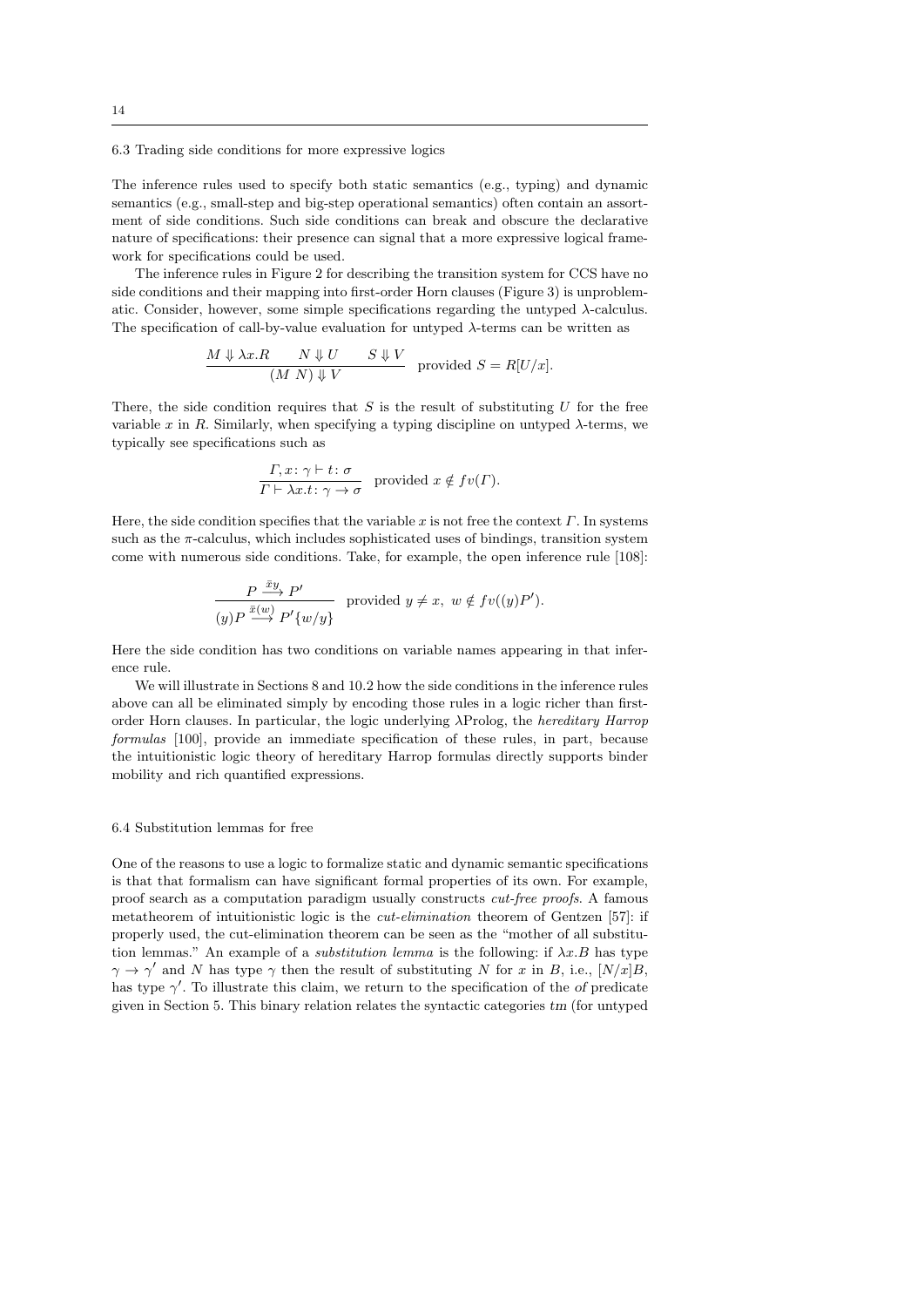### 6.3 Trading side conditions for more expressive logics

The inference rules used to specify both static semantics (e.g., typing) and dynamic semantics (e.g., small-step and big-step operational semantics) often contain an assortment of side conditions. Such side conditions can break and obscure the declarative nature of specifications: their presence can signal that a more expressive logical framework for specifications could be used.

The inference rules in Figure 2 for describing the transition system for CCS have no side conditions and their mapping into first-order Horn clauses (Figure 3) is unproblematic. Consider, however, some simple specifications regarding the untyped $\lambda$-calculus. The specification of call-by-value evaluation for untyped $\lambda$-terms can be written as

$$\frac{M \Downarrow \lambda x.R \qquad N \Downarrow U \qquad S \Downarrow V}{(M\ N) \Downarrow V} \quad \text{provided } S = R[U/x].$$

There, the side condition requires that $S$ is the result of substituting $U$ for the free variable $x$ in $R$. Similarly, when specifying a typing discipline on untyped $\lambda$-terms, we typically see specifications such as

$$\frac{\Gamma, x\colon \gamma \vdash t\colon \sigma}{\Gamma \vdash \lambda x.t\colon \gamma \to \sigma} \quad \text{provided } x \notin fv(\Gamma).$$

Here, the side condition specifies that the variable $x$ is not free the context $\Gamma$. In systems such as the $\pi$-calculus, which includes sophisticated uses of bindings, transition system come with numerous side conditions. Take, for example, the open inference rule [108]:

$$\frac{P \xrightarrow{\bar{x}y} P'}{(y)P \xrightarrow{\bar{x}(w)} P'\{w/y\}} \quad \text{provided } y \neq x,\ w \notin fv((y)P').$$

Here the side condition has two conditions on variable names appearing in that inference rule.

We will illustrate in Sections 8 and 10.2 how the side conditions in the inference rules above can all be eliminated simply by encoding those rules in a logic richer than first-order Horn clauses. In particular, the logic underlying $\lambda$Prolog, the *hereditary Harrop formulas* [100], provide an immediate specification of these rules, in part, because the intuitionistic logic theory of hereditary Harrop formulas directly supports binder mobility and rich quantified expressions.

### 6.4 Substitution lemmas for free

One of the reasons to use a logic to formalize static and dynamic semantic specifications is that that formalism can have significant formal properties of its own. For example, proof search as a computation paradigm usually constructs *cut-free proofs*. A famous metatheorem of intuitionistic logic is the *cut-elimination* theorem of Gentzen [57]: if properly used, the cut-elimination theorem can be seen as the "mother of all substitution lemmas." An example of a *substitution lemma* is the following: if $\lambda x.B$ has type $\gamma \to \gamma'$ and $N$ has type $\gamma$ then the result of substituting $N$ for $x$ in $B$, i.e., $[N/x]B$, has type $\gamma'$. To illustrate this claim, we return to the specification of the *of* predicate given in Section 5. This binary relation relates the syntactic categories *tm* (for untyped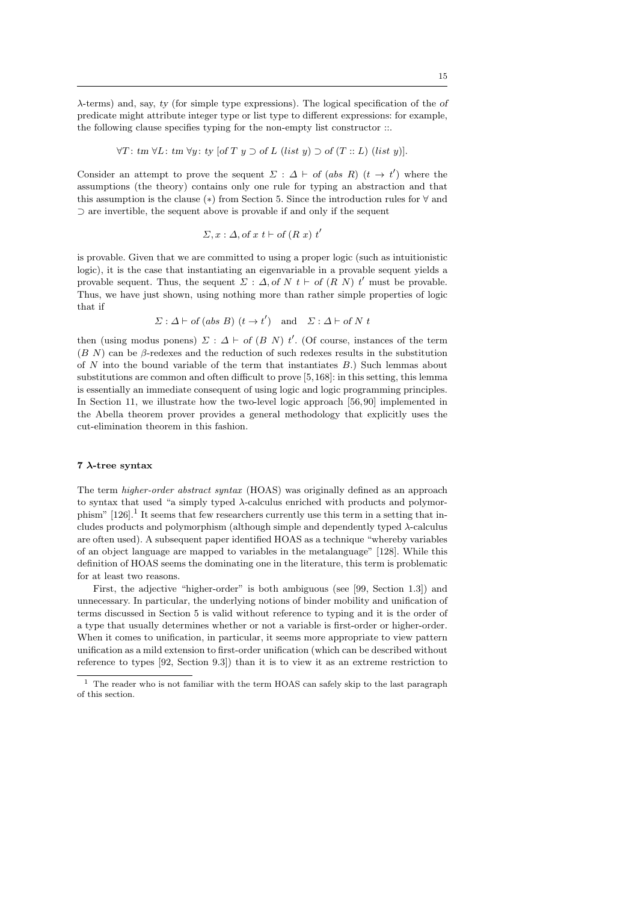λ-terms) and, say, *ty* (for simple type expressions). The logical specification of the *of* predicate might attribute integer type or list type to different expressions: for example, the following clause specifies typing for the non-empty list constructor ::.

$$\forall T\colon tm\ \forall L\colon tm\ \forall y\colon ty\ [of\ T\ y \supset of\ L\ (list\ y) \supset of\ (T :: L)\ (list\ y)].$$

Consider an attempt to prove the sequent $\Sigma : \Delta \vdash of\ (abs\ R)\ (t \rightarrow t')$ where the assumptions (the theory) contains only one rule for typing an abstraction and that this assumption is the clause (∗) from Section 5. Since the introduction rules for ∀ and ⊃ are invertible, the sequent above is provable if and only if the sequent

$$\Sigma, x : \Delta, of\ x\ t \vdash of\ (R\ x)\ t'$$

is provable. Given that we are committed to using a proper logic (such as intuitionistic logic), it is the case that instantiating an eigenvariable in a provable sequent yields a provable sequent. Thus, the sequent $\Sigma : \Delta, of\ N\ t \vdash of\ (R\ N)\ t'$ must be provable. Thus, we have just shown, using nothing more than rather simple properties of logic that if

$$\Sigma : \Delta \vdash of\ (abs\ B)\ (t \rightarrow t') \quad \text{and} \quad \Sigma : \Delta \vdash of\ N\ t$$

then (using modus ponens) $\Sigma : \Delta \vdash of\ (B\ N)\ t'$. (Of course, instances of the term $(B\ N)$ can be β-redexes and the reduction of such redexes results in the substitution of $N$ into the bound variable of the term that instantiates $B$.) Such lemmas about substitutions are common and often difficult to prove [5,168]: in this setting, this lemma is essentially an immediate consequent of using logic and logic programming principles. In Section 11, we illustrate how the two-level logic approach [56,90] implemented in the Abella theorem prover provides a general methodology that explicitly uses the cut-elimination theorem in this fashion.

## 7 λ-tree syntax

The term *higher-order abstract syntax* (HOAS) was originally defined as an approach to syntax that used "a simply typed λ-calculus enriched with products and polymorphism" [126].[1] It seems that few researchers currently use this term in a setting that includes products and polymorphism (although simple and dependently typed λ-calculus are often used). A subsequent paper identified HOAS as a technique "whereby variables of an object language are mapped to variables in the metalanguage" [128]. While this definition of HOAS seems the dominating one in the literature, this term is problematic for at least two reasons.

First, the adjective "higher-order" is both ambiguous (see [99, Section 1.3]) and unnecessary. In particular, the underlying notions of binder mobility and unification of terms discussed in Section 5 is valid without reference to typing and it is the order of a type that usually determines whether or not a variable is first-order or higher-order. When it comes to unification, in particular, it seems more appropriate to view pattern unification as a mild extension to first-order unification (which can be described without reference to types [92, Section 9.3]) than it is to view it as an extreme restriction to

[1] The reader who is not familiar with the term HOAS can safely skip to the last paragraph of this section.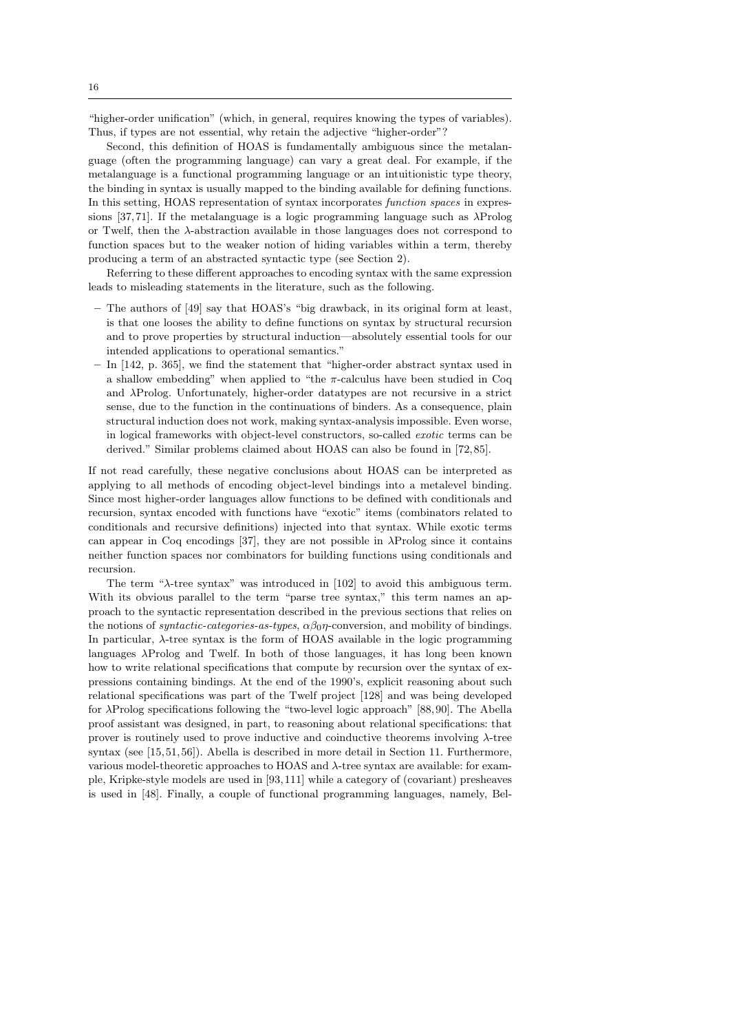"higher-order unification" (which, in general, requires knowing the types of variables). Thus, if types are not essential, why retain the adjective "higher-order"?

Second, this definition of HOAS is fundamentally ambiguous since the metalanguage (often the programming language) can vary a great deal. For example, if the metalanguage is a functional programming language or an intuitionistic type theory, the binding in syntax is usually mapped to the binding available for defining functions. In this setting, HOAS representation of syntax incorporates *function spaces* in expressions [37, 71]. If the metalanguage is a logic programming language such as λProlog or Twelf, then the λ-abstraction available in those languages does not correspond to function spaces but to the weaker notion of hiding variables within a term, thereby producing a term of an abstracted syntactic type (see Section 2).

Referring to these different approaches to encoding syntax with the same expression leads to misleading statements in the literature, such as the following.

- The authors of [49] say that HOAS's "big drawback, in its original form at least, is that one looses the ability to define functions on syntax by structural recursion and to prove properties by structural induction—absolutely essential tools for our intended applications to operational semantics."
- In [142, p. 365], we find the statement that "higher-order abstract syntax used in a shallow embedding" when applied to "the π-calculus have been studied in Coq and λProlog. Unfortunately, higher-order datatypes are not recursive in a strict sense, due to the function in the continuations of binders. As a consequence, plain structural induction does not work, making syntax-analysis impossible. Even worse, in logical frameworks with object-level constructors, so-called *exotic* terms can be derived." Similar problems claimed about HOAS can also be found in [72, 85].

If not read carefully, these negative conclusions about HOAS can be interpreted as applying to all methods of encoding object-level bindings into a metalevel binding. Since most higher-order languages allow functions to be defined with conditionals and recursion, syntax encoded with functions have "exotic" items (combinators related to conditionals and recursive definitions) injected into that syntax. While exotic terms can appear in Coq encodings [37], they are not possible in λProlog since it contains neither function spaces nor combinators for building functions using conditionals and recursion.

The term "λ-tree syntax" was introduced in [102] to avoid this ambiguous term. With its obvious parallel to the term "parse tree syntax," this term names an approach to the syntactic representation described in the previous sections that relies on the notions of *syntactic-categories-as-types*, $\alpha\beta_0\eta$-conversion, and mobility of bindings. In particular, λ-tree syntax is the form of HOAS available in the logic programming languages λProlog and Twelf. In both of those languages, it has long been known how to write relational specifications that compute by recursion over the syntax of expressions containing bindings. At the end of the 1990's, explicit reasoning about such relational specifications was part of the Twelf project [128] and was being developed for λProlog specifications following the "two-level logic approach" [88, 90]. The Abella proof assistant was designed, in part, to reasoning about relational specifications: that prover is routinely used to prove inductive and coinductive theorems involving λ-tree syntax (see [15, 51, 56]). Abella is described in more detail in Section 11. Furthermore, various model-theoretic approaches to HOAS and λ-tree syntax are available: for example, Kripke-style models are used in [93, 111] while a category of (covariant) presheaves is used in [48]. Finally, a couple of functional programming languages, namely, Bel-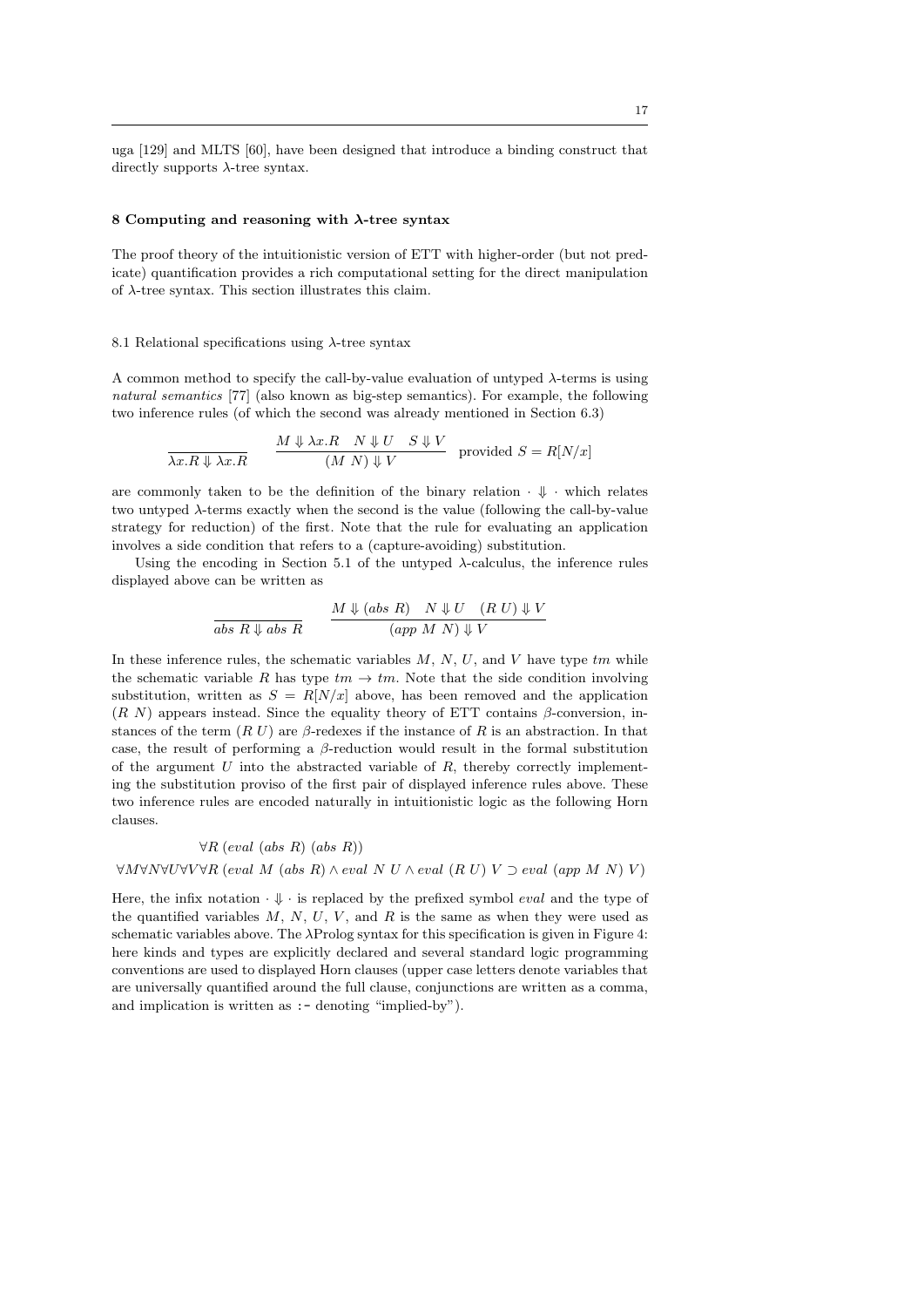uga [129] and MLTS [60], have been designed that introduce a binding construct that directly supports λ-tree syntax.

## 8 Computing and reasoning with λ-tree syntax

The proof theory of the intuitionistic version of ETT with higher-order (but not predicate) quantification provides a rich computational setting for the direct manipulation of λ-tree syntax. This section illustrates this claim.

### 8.1 Relational specifications using λ-tree syntax

A common method to specify the call-by-value evaluation of untyped λ-terms is using *natural semantics* [77] (also known as big-step semantics). For example, the following two inference rules (of which the second was already mentioned in Section 6.3)

$$\frac{}{\lambda x.R \Downarrow \lambda x.R} \qquad \frac{M \Downarrow \lambda x.R \quad N \Downarrow U \quad S \Downarrow V}{(M\ N) \Downarrow V} \quad \text{provided } S = R[N/x]$$

are commonly taken to be the definition of the binary relation $\cdot \Downarrow \cdot$ which relates two untyped λ-terms exactly when the second is the value (following the call-by-value strategy for reduction) of the first. Note that the rule for evaluating an application involves a side condition that refers to a (capture-avoiding) substitution.

Using the encoding in Section 5.1 of the untyped λ-calculus, the inference rules displayed above can be written as

$$\frac{}{abs\ R \Downarrow abs\ R} \qquad \frac{M \Downarrow (abs\ R) \quad N \Downarrow U \quad (R\ U) \Downarrow V}{(app\ M\ N) \Downarrow V}$$

In these inference rules, the schematic variables $M$, $N$, $U$, and $V$ have type $tm$ while the schematic variable $R$ has type $tm \rightarrow tm$. Note that the side condition involving substitution, written as $S = R[N/x]$ above, has been removed and the application $(R\ N)$ appears instead. Since the equality theory of ETT contains β-conversion, instances of the term $(R\ U)$ are β-redexes if the instance of $R$ is an abstraction. In that case, the result of performing a β-reduction would result in the formal substitution of the argument $U$ into the abstracted variable of $R$, thereby correctly implementing the substitution proviso of the first pair of displayed inference rules above. These two inference rules are encoded naturally in intuitionistic logic as the following Horn clauses.

$$\forall R\ (eval\ (abs\ R)\ (abs\ R))$$
$$\forall M \forall N \forall U \forall V \forall R\ (eval\ M\ (abs\ R) \wedge eval\ N\ U \wedge eval\ (R\ U)\ V \supset eval\ (app\ M\ N)\ V)$$

Here, the infix notation $\cdot \Downarrow \cdot$ is replaced by the prefixed symbol *eval* and the type of the quantified variables $M$, $N$, $U$, $V$, and $R$ is the same as when they were used as schematic variables above. The λProlog syntax for this specification is given in Figure 4: here kinds and types are explicitly declared and several standard logic programming conventions are used to displayed Horn clauses (upper case letters denote variables that are universally quantified around the full clause, conjunctions are written as a comma, and implication is written as `:-` denoting "implied-by").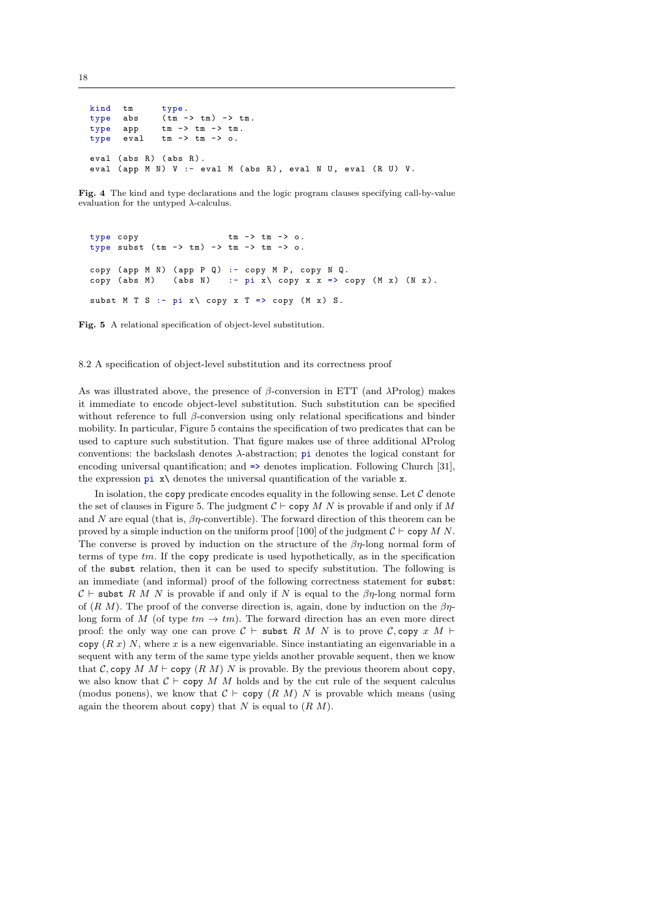```
kind  tm      type.
type  abs     (tm -> tm) -> tm.
type  app     tm -> tm -> tm.
type  eval    tm -> tm -> o.

eval (abs R) (abs R).
eval (app M N) V :- eval M (abs R), eval N U, eval (R U) V.
```

**Fig. 4** The kind and type declarations and the logic program clauses specifying call-by-value evaluation for the untyped λ-calculus.

```
type copy                  tm -> tm -> o.
type subst (tm -> tm) -> tm -> tm -> o.

copy (app M N) (app P Q) :- copy M P, copy N Q.
copy (abs M)   (abs N)   :- pi x\ copy x x => copy (M x) (N x).

subst M T S :- pi x\ copy x T => copy (M x) S.
```

**Fig. 5** A relational specification of object-level substitution.

### 8.2 A specification of object-level substitution and its correctness proof

As was illustrated above, the presence of β-conversion in ETT (and λProlog) makes it immediate to encode object-level substitution. Such substitution can be specified without reference to full β-conversion using only relational specifications and binder mobility. In particular, Figure 5 contains the specification of two predicates that can be used to capture such substitution. That figure makes use of three additional λProlog conventions: the backslash denotes λ-abstraction; `pi` denotes the logical constant for encoding universal quantification; and `=>` denotes implication. Following Church [31], the expression `pi x\` denotes the universal quantification of the variable `x`.

In isolation, the `copy` predicate encodes equality in the following sense. Let $\mathcal{C}$ denote the set of clauses in Figure 5. The judgment $\mathcal{C} \vdash \texttt{copy}\ M\ N$ is provable if and only if $M$ and $N$ are equal (that is, $\beta\eta$-convertible). The forward direction of this theorem can be proved by a simple induction on the uniform proof [100] of the judgment $\mathcal{C} \vdash \texttt{copy}\ M\ N$. The converse is proved by induction on the structure of the $\beta\eta$-long normal form of terms of type $tm$. If the `copy` predicate is used hypothetically, as in the specification of the `subst` relation, then it can be used to specify substitution. The following is an immediate (and informal) proof of the following correctness statement for `subst`: $\mathcal{C} \vdash \texttt{subst}\ R\ M\ N$ is provable if and only if $N$ is equal to the $\beta\eta$-long normal form of $(R\ M)$. The proof of the converse direction is, again, done by induction on the $\beta\eta$-long form of $M$ (of type $tm \to tm$). The forward direction has an even more direct proof: the only way one can prove $\mathcal{C} \vdash \texttt{subst}\ R\ M\ N$ is to prove $\mathcal{C}, \texttt{copy}\ x\ M \vdash \texttt{copy}\ (R\ x)\ N$, where $x$ is a new eigenvariable. Since instantiating an eigenvariable in a sequent with any term of the same type yields another provable sequent, then we know that $\mathcal{C}, \texttt{copy}\ M\ M \vdash \texttt{copy}\ (R\ M)\ N$ is provable. By the previous theorem about `copy`, we also know that $\mathcal{C} \vdash \texttt{copy}\ M\ M$ holds and by the cut rule of the sequent calculus (modus ponens), we know that $\mathcal{C} \vdash \texttt{copy}\ (R\ M)\ N$ is provable which means (using again the theorem about `copy`) that $N$ is equal to $(R\ M)$.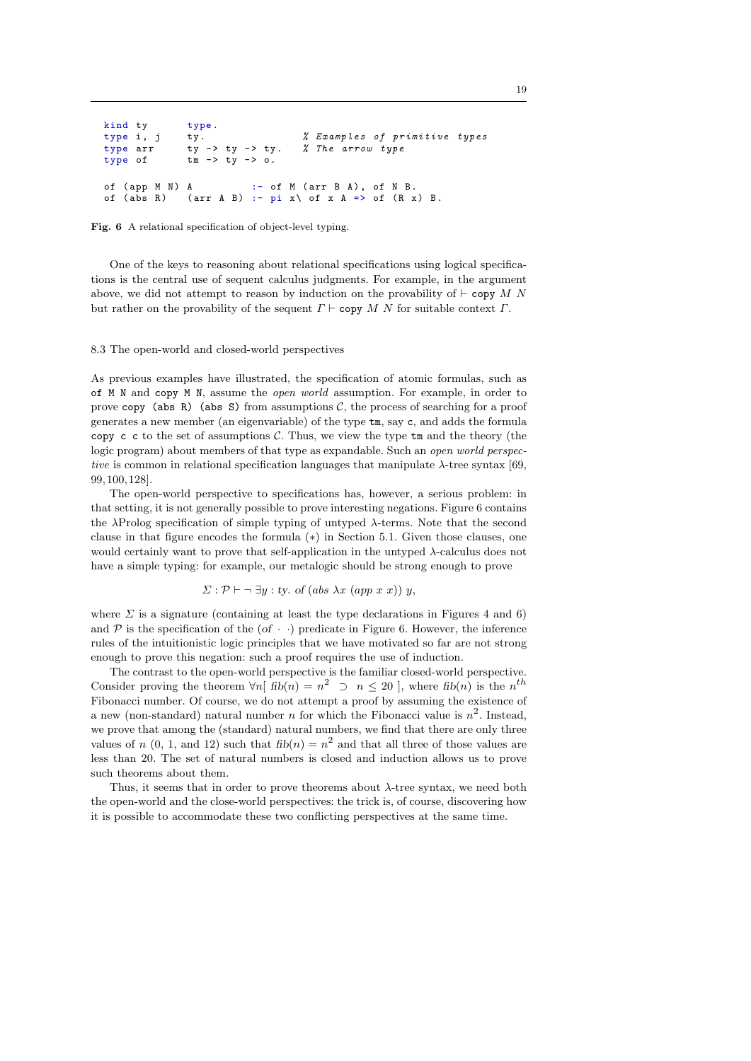```
kind ty       type.
type i, j     ty.                % Examples of primitive types
type arr      ty -> ty -> ty.    % The arrow type
type of       tm -> ty -> o.

of (app M N) A          :- of M (arr B A), of N B.
of (abs R)   (arr A B) :- pi x\ of x A => of (R x) B.
```

**Fig. 6** A relational specification of object-level typing.

One of the keys to reasoning about relational specifications using logical specifications is the central use of sequent calculus judgments. For example, in the argument above, we did not attempt to reason by induction on the provability of $\vdash$ `copy` $M$ $N$ but rather on the provability of the sequent $\Gamma \vdash$ `copy` $M$ $N$ for suitable context $\Gamma$.

### 8.3 The open-world and closed-world perspectives

As previous examples have illustrated, the specification of atomic formulas, such as `of M N` and `copy M N`, assume the *open world* assumption. For example, in order to prove `copy (abs R) (abs S)` from assumptions $\mathcal{C}$, the process of searching for a proof generates a new member (an eigenvariable) of the type `tm`, say `c`, and adds the formula `copy c c` to the set of assumptions $\mathcal{C}$. Thus, we view the type `tm` and the theory (the logic program) about members of that type as expandable. Such an *open world perspective* is common in relational specification languages that manipulate $\lambda$-tree syntax [69, 99, 100, 128].

The open-world perspective to specifications has, however, a serious problem: in that setting, it is not generally possible to prove interesting negations. Figure 6 contains the $\lambda$Prolog specification of simple typing of untyped $\lambda$-terms. Note that the second clause in that figure encodes the formula $(*)$ in Section 5.1. Given those clauses, one would certainly want to prove that self-application in the untyped $\lambda$-calculus does not have a simple typing: for example, our metalogic should be strong enough to prove

$$\Sigma : \mathcal{P} \vdash \neg\, \exists y : ty.\ of\ (abs\ \lambda x\ (app\ x\ x))\ y,$$

where $\Sigma$ is a signature (containing at least the type declarations in Figures 4 and 6) and $\mathcal{P}$ is the specification of the $(of\ \cdot\ \cdot)$ predicate in Figure 6. However, the inference rules of the intuitionistic logic principles that we have motivated so far are not strong enough to prove this negation: such a proof requires the use of induction.

The contrast to the open-world perspective is the familiar closed-world perspective. Consider proving the theorem $\forall n[\ fib(n) = n^2 \ \supset\ n \leq 20\ ]$, where $fib(n)$ is the $n^{th}$ Fibonacci number. Of course, we do not attempt a proof by assuming the existence of a new (non-standard) natural number $n$ for which the Fibonacci value is $n^2$. Instead, we prove that among the (standard) natural numbers, we find that there are only three values of $n$ (0, 1, and 12) such that $fib(n) = n^2$ and that all three of those values are less than 20. The set of natural numbers is closed and induction allows us to prove such theorems about them.

Thus, it seems that in order to prove theorems about $\lambda$-tree syntax, we need both the open-world and the close-world perspectives: the trick is, of course, discovering how it is possible to accommodate these two conflicting perspectives at the same time.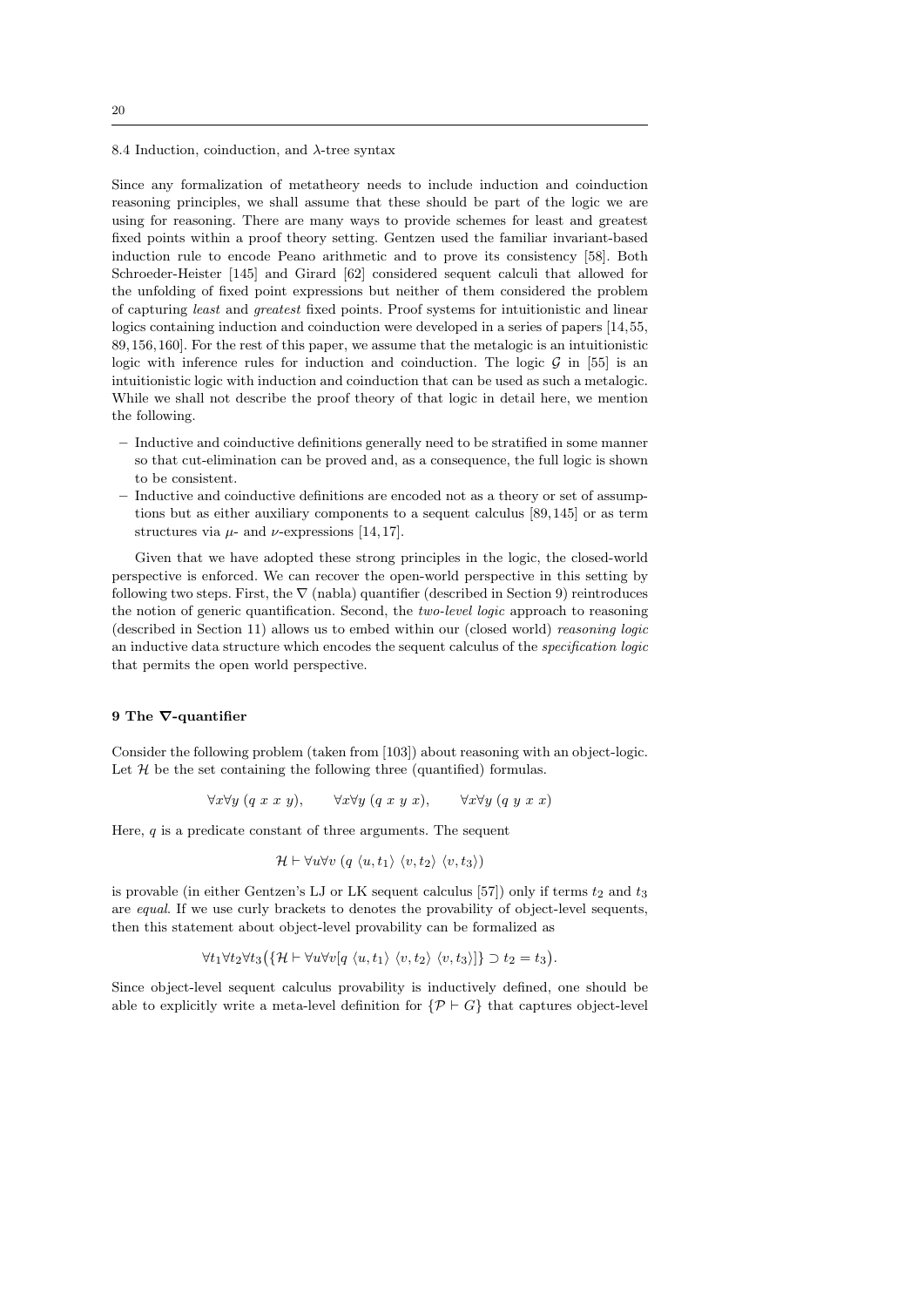### 8.4 Induction, coinduction, and $\lambda$-tree syntax

Since any formalization of metatheory needs to include induction and coinduction reasoning principles, we shall assume that these should be part of the logic we are using for reasoning. There are many ways to provide schemes for least and greatest fixed points within a proof theory setting. Gentzen used the familiar invariant-based induction rule to encode Peano arithmetic and to prove its consistency [58]. Both Schroeder-Heister [145] and Girard [62] considered sequent calculi that allowed for the unfolding of fixed point expressions but neither of them considered the problem of capturing *least* and *greatest* fixed points. Proof systems for intuitionistic and linear logics containing induction and coinduction were developed in a series of papers [14, 55, 89, 156, 160]. For the rest of this paper, we assume that the metalogic is an intuitionistic logic with inference rules for induction and coinduction. The logic $\mathcal{G}$ in [55] is an intuitionistic logic with induction and coinduction that can be used as such a metalogic. While we shall not describe the proof theory of that logic in detail here, we mention the following.

- Inductive and coinductive definitions generally need to be stratified in some manner so that cut-elimination can be proved and, as a consequence, the full logic is shown to be consistent.
- Inductive and coinductive definitions are encoded not as a theory or set of assumptions but as either auxiliary components to a sequent calculus [89, 145] or as term structures via $\mu$- and $\nu$-expressions [14, 17].

Given that we have adopted these strong principles in the logic, the closed-world perspective is enforced. We can recover the open-world perspective in this setting by following two steps. First, the $\nabla$ (nabla) quantifier (described in Section 9) reintroduces the notion of generic quantification. Second, the *two-level logic* approach to reasoning (described in Section 11) allows us to embed within our (closed world) *reasoning logic* an inductive data structure which encodes the sequent calculus of the *specification logic* that permits the open world perspective.

## 9 The $\nabla$-quantifier

Consider the following problem (taken from [103]) about reasoning with an object-logic. Let $\mathcal{H}$ be the set containing the following three (quantified) formulas.

$$\forall x \forall y\ (q\ x\ x\ y), \qquad \forall x \forall y\ (q\ x\ y\ x), \qquad \forall x \forall y\ (q\ y\ x\ x)$$

Here, $q$ is a predicate constant of three arguments. The sequent

$$\mathcal{H} \vdash \forall u \forall v\ (q\ \langle u, t_1 \rangle\ \langle v, t_2 \rangle\ \langle v, t_3 \rangle)$$

is provable (in either Gentzen's LJ or LK sequent calculus [57]) only if terms $t_2$ and $t_3$ are *equal*. If we use curly brackets to denotes the provability of object-level sequents, then this statement about object-level provability can be formalized as

$$\forall t_1 \forall t_2 \forall t_3 \big( \{ \mathcal{H} \vdash \forall u \forall v [q\ \langle u, t_1 \rangle\ \langle v, t_2 \rangle\ \langle v, t_3 \rangle] \} \supset t_2 = t_3 \big).$$

Since object-level sequent calculus provability is inductively defined, one should be able to explicitly write a meta-level definition for $\{\mathcal{P} \vdash G\}$ that captures object-level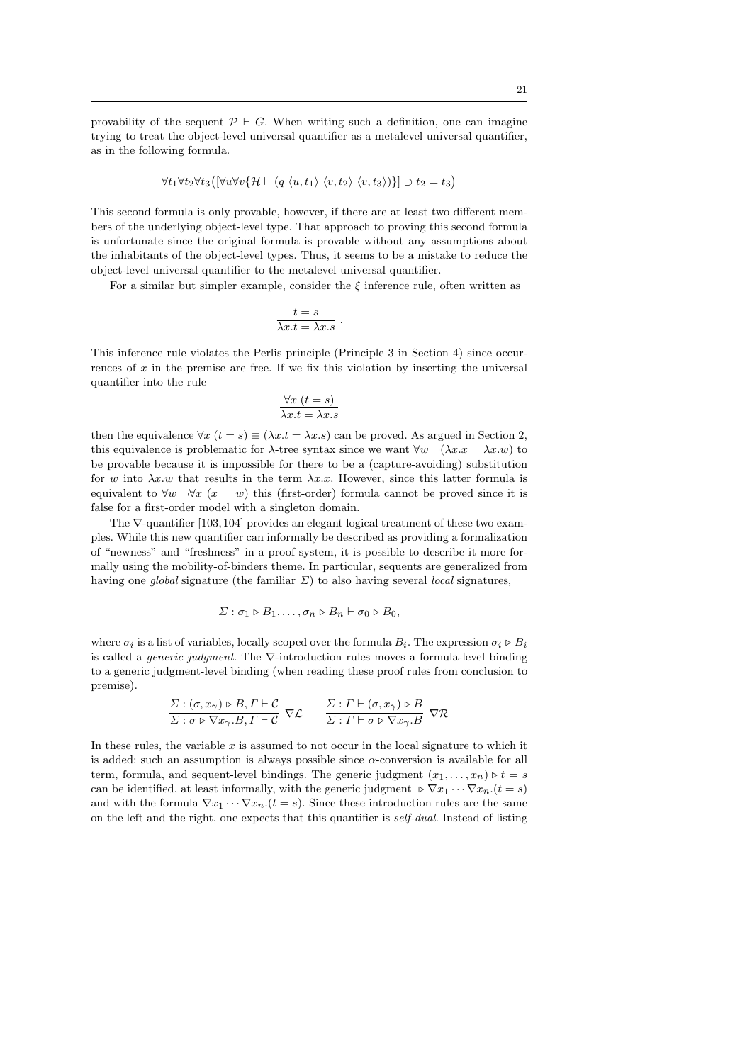provability of the sequent $\mathcal{P} \vdash G$. When writing such a definition, one can imagine trying to treat the object-level universal quantifier as a metalevel universal quantifier, as in the following formula.

$$\forall t_1 \forall t_2 \forall t_3 \big( [\forall u \forall v \{ \mathcal{H} \vdash (q\ \langle u, t_1\rangle\ \langle v, t_2\rangle\ \langle v, t_3\rangle)\}] \supset t_2 = t_3 \big)$$

This second formula is only provable, however, if there are at least two different members of the underlying object-level type. That approach to proving this second formula is unfortunate since the original formula is provable without any assumptions about the inhabitants of the object-level types. Thus, it seems to be a mistake to reduce the object-level universal quantifier to the metalevel universal quantifier.

For a similar but simpler example, consider the $\xi$ inference rule, often written as

$$\frac{t = s}{\lambda x.t = \lambda x.s}\ .$$

This inference rule violates the Perlis principle (Principle 3 in Section 4) since occurrences of $x$ in the premise are free. If we fix this violation by inserting the universal quantifier into the rule

$$\frac{\forall x\ (t = s)}{\lambda x.t = \lambda x.s}$$

then the equivalence $\forall x\ (t = s) \equiv (\lambda x.t = \lambda x.s)$ can be proved. As argued in Section 2, this equivalence is problematic for $\lambda$-tree syntax since we want $\forall w\ \neg(\lambda x.x = \lambda x.w)$ to be provable because it is impossible for there to be a (capture-avoiding) substitution for $w$ into $\lambda x.w$ that results in the term $\lambda x.x$. However, since this latter formula is equivalent to $\forall w\ \neg \forall x\ (x = w)$ this (first-order) formula cannot be proved since it is false for a first-order model with a singleton domain.

The $\nabla$-quantifier [103, 104] provides an elegant logical treatment of these two examples. While this new quantifier can informally be described as providing a formalization of "newness" and "freshness" in a proof system, it is possible to describe it more formally using the mobility-of-binders theme. In particular, sequents are generalized from having one *global* signature (the familiar $\Sigma$) to also having several *local* signatures,

$$\Sigma : \sigma_1 \triangleright B_1, \ldots, \sigma_n \triangleright B_n \vdash \sigma_0 \triangleright B_0,$$

where $\sigma_i$ is a list of variables, locally scoped over the formula $B_i$. The expression $\sigma_i \triangleright B_i$ is called a *generic judgment*. The $\nabla$-introduction rules moves a formula-level binding to a generic judgment-level binding (when reading these proof rules from conclusion to premise).

$$\frac{\Sigma : (\sigma, x_\gamma) \triangleright B, \Gamma \vdash \mathcal{C}}{\Sigma : \sigma \triangleright \nabla x_\gamma . B, \Gamma \vdash \mathcal{C}}\ \nabla\mathcal{L} \qquad \frac{\Sigma : \Gamma \vdash (\sigma, x_\gamma) \triangleright B}{\Sigma : \Gamma \vdash \sigma \triangleright \nabla x_\gamma . B}\ \nabla\mathcal{R}$$

In these rules, the variable $x$ is assumed to not occur in the local signature to which it is added: such an assumption is always possible since $\alpha$-conversion is available for all term, formula, and sequent-level bindings. The generic judgment $(x_1, \ldots, x_n) \triangleright t = s$ can be identified, at least informally, with the generic judgment $\triangleright \nabla x_1 \cdots \nabla x_n.(t = s)$ and with the formula $\nabla x_1 \cdots \nabla x_n.(t = s)$. Since these introduction rules are the same on the left and the right, one expects that this quantifier is *self-dual*. Instead of listing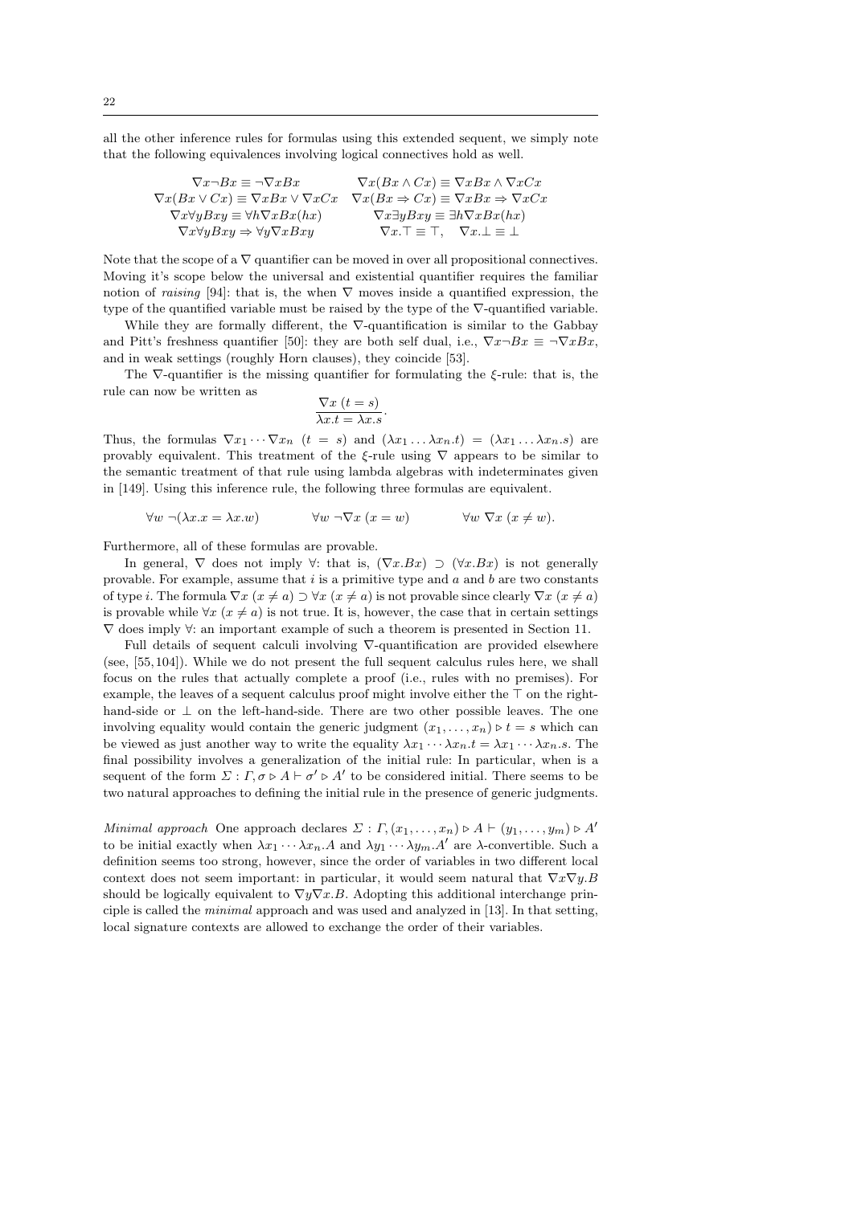all the other inference rules for formulas using this extended sequent, we simply note that the following equivalences involving logical connectives hold as well.

$$
\begin{array}{cc}
\nabla x \neg Bx \equiv \neg \nabla x Bx & \nabla x (Bx \wedge Cx) \equiv \nabla x Bx \wedge \nabla x Cx \\
\nabla x (Bx \vee Cx) \equiv \nabla x Bx \vee \nabla x Cx & \nabla x (Bx \Rightarrow Cx) \equiv \nabla x Bx \Rightarrow \nabla x Cx \\
\nabla x \forall y Bxy \equiv \forall h \nabla x Bx(hx) & \nabla x \exists y Bxy \equiv \exists h \nabla x Bx(hx) \\
\nabla x \forall y Bxy \Rightarrow \forall y \nabla x Bxy & \nabla x.\top \equiv \top, \quad \nabla x.\bot \equiv \bot
\end{array}
$$

Note that the scope of a $\nabla$ quantifier can be moved in over all propositional connectives. Moving it's scope below the universal and existential quantifier requires the familiar notion of *raising* [94]: that is, the when $\nabla$ moves inside a quantified expression, the type of the quantified variable must be raised by the type of the $\nabla$-quantified variable.

While they are formally different, the $\nabla$-quantification is similar to the Gabbay and Pitt's freshness quantifier [50]: they are both self dual, i.e., $\nabla x \neg Bx \equiv \neg \nabla x Bx$, and in weak settings (roughly Horn clauses), they coincide [53].

The $\nabla$-quantifier is the missing quantifier for formulating the $\xi$-rule: that is, the rule can now be written as

$$
\frac{\nabla x \; (t = s)}{\lambda x.t = \lambda x.s}.
$$

Thus, the formulas $\nabla x_1 \cdots \nabla x_n \; (t = s)$ and $(\lambda x_1 \ldots \lambda x_n.t) = (\lambda x_1 \ldots \lambda x_n.s)$ are provably equivalent. This treatment of the $\xi$-rule using $\nabla$ appears to be similar to the semantic treatment of that rule using lambda algebras with indeterminates given in [149]. Using this inference rule, the following three formulas are equivalent.

$$
\forall w \; \neg(\lambda x.x = \lambda x.w) \qquad \forall w \; \neg \nabla x \; (x = w) \qquad \forall w \; \nabla x \; (x \neq w).
$$

Furthermore, all of these formulas are provable.

In general, $\nabla$ does not imply $\forall$: that is, $(\nabla x.Bx) \supset (\forall x.Bx)$ is not generally provable. For example, assume that $i$ is a primitive type and $a$ and $b$ are two constants of type $i$. The formula $\nabla x \; (x \neq a) \supset \forall x \; (x \neq a)$ is not provable since clearly $\nabla x \; (x \neq a)$ is provable while $\forall x \; (x \neq a)$ is not true. It is, however, the case that in certain settings $\nabla$ does imply $\forall$: an important example of such a theorem is presented in Section 11.

Full details of sequent calculi involving $\nabla$-quantification are provided elsewhere (see, [55,104]). While we do not present the full sequent calculus rules here, we shall focus on the rules that actually complete a proof (i.e., rules with no premises). For example, the leaves of a sequent calculus proof might involve either the $\top$ on the right-hand-side or $\bot$ on the left-hand-side. There are two other possible leaves. The one involving equality would contain the generic judgment $(x_1, \ldots, x_n) \triangleright t = s$ which can be viewed as just another way to write the equality $\lambda x_1 \cdots \lambda x_n.t = \lambda x_1 \cdots \lambda x_n.s$. The final possibility involves a generalization of the initial rule: In particular, when is a sequent of the form $\Sigma : \Gamma, \sigma \triangleright A \vdash \sigma' \triangleright A'$ to be considered initial. There seems to be two natural approaches to defining the initial rule in the presence of generic judgments.

*Minimal approach* One approach declares $\Sigma : \Gamma, (x_1, \ldots, x_n) \triangleright A \vdash (y_1, \ldots, y_m) \triangleright A'$ to be initial exactly when $\lambda x_1 \cdots \lambda x_n.A$ and $\lambda y_1 \cdots \lambda y_m.A'$ are $\lambda$-convertible. Such a definition seems too strong, however, since the order of variables in two different local context does not seem important: in particular, it would seem natural that $\nabla x \nabla y.B$ should be logically equivalent to $\nabla y \nabla x.B$. Adopting this additional interchange principle is called the *minimal* approach and was used and analyzed in [13]. In that setting, local signature contexts are allowed to exchange the order of their variables.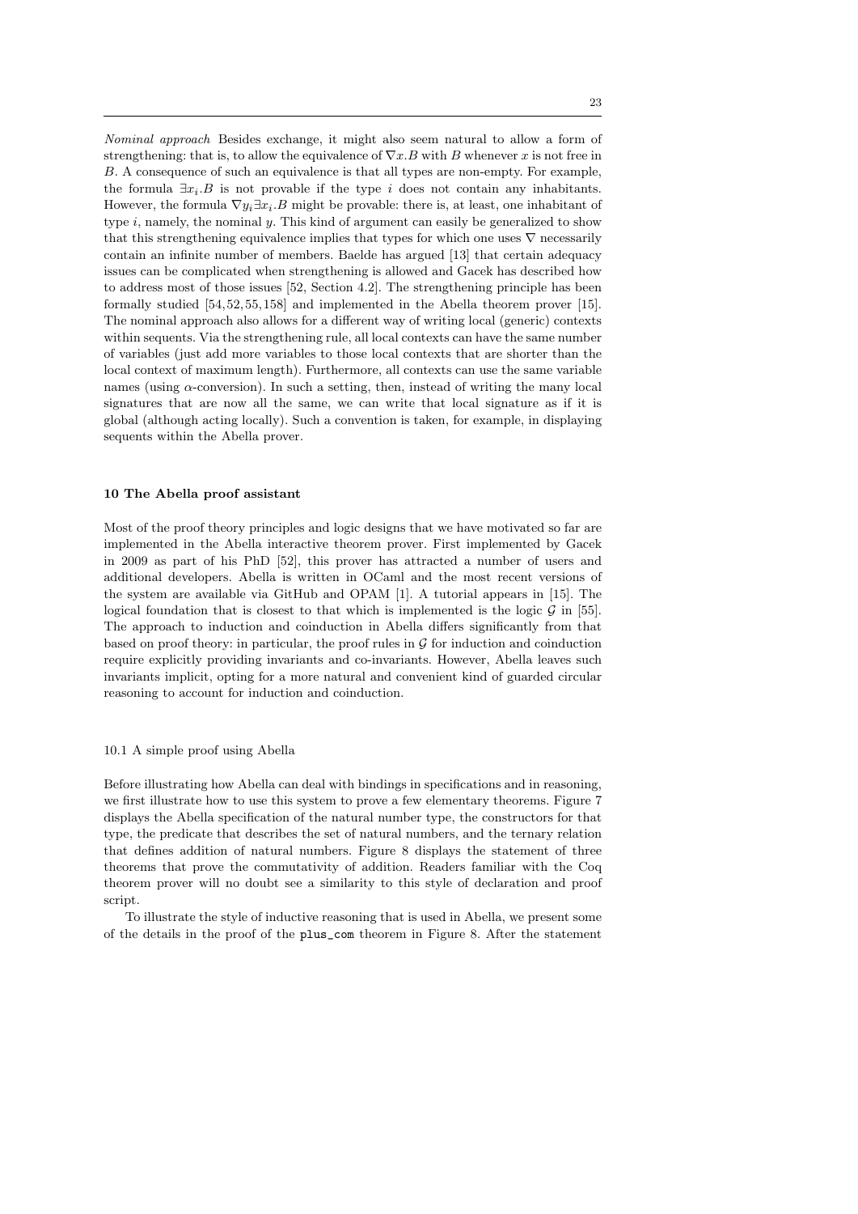*Nominal approach* Besides exchange, it might also seem natural to allow a form of strengthening: that is, to allow the equivalence of $\nabla x.B$ with $B$ whenever $x$ is not free in $B$. A consequence of such an equivalence is that all types are non-empty. For example, the formula $\exists x_i.B$ is not provable if the type $i$ does not contain any inhabitants. However, the formula $\nabla y_i \exists x_i.B$ might be provable: there is, at least, one inhabitant of type $i$, namely, the nominal $y$. This kind of argument can easily be generalized to show that this strengthening equivalence implies that types for which one uses $\nabla$ necessarily contain an infinite number of members. Baelde has argued [13] that certain adequacy issues can be complicated when strengthening is allowed and Gacek has described how to address most of those issues [52, Section 4.2]. The strengthening principle has been formally studied [54, 52, 55, 158] and implemented in the Abella theorem prover [15]. The nominal approach also allows for a different way of writing local (generic) contexts within sequents. Via the strengthening rule, all local contexts can have the same number of variables (just add more variables to those local contexts that are shorter than the local context of maximum length). Furthermore, all contexts can use the same variable names (using $\alpha$-conversion). In such a setting, then, instead of writing the many local signatures that are now all the same, we can write that local signature as if it is global (although acting locally). Such a convention is taken, for example, in displaying sequents within the Abella prover.

## 10 The Abella proof assistant

Most of the proof theory principles and logic designs that we have motivated so far are implemented in the Abella interactive theorem prover. First implemented by Gacek in 2009 as part of his PhD [52], this prover has attracted a number of users and additional developers. Abella is written in OCaml and the most recent versions of the system are available via GitHub and OPAM [1]. A tutorial appears in [15]. The logical foundation that is closest to that which is implemented is the logic $\mathcal{G}$ in [55]. The approach to induction and coinduction in Abella differs significantly from that based on proof theory: in particular, the proof rules in $\mathcal{G}$ for induction and coinduction require explicitly providing invariants and co-invariants. However, Abella leaves such invariants implicit, opting for a more natural and convenient kind of guarded circular reasoning to account for induction and coinduction.

### 10.1 A simple proof using Abella

Before illustrating how Abella can deal with bindings in specifications and in reasoning, we first illustrate how to use this system to prove a few elementary theorems. Figure 7 displays the Abella specification of the natural number type, the constructors for that type, the predicate that describes the set of natural numbers, and the ternary relation that defines addition of natural numbers. Figure 8 displays the statement of three theorems that prove the commutativity of addition. Readers familiar with the Coq theorem prover will no doubt see a similarity to this style of declaration and proof script.

To illustrate the style of inductive reasoning that is used in Abella, we present some of the details in the proof of the `plus_com` theorem in Figure 8. After the statement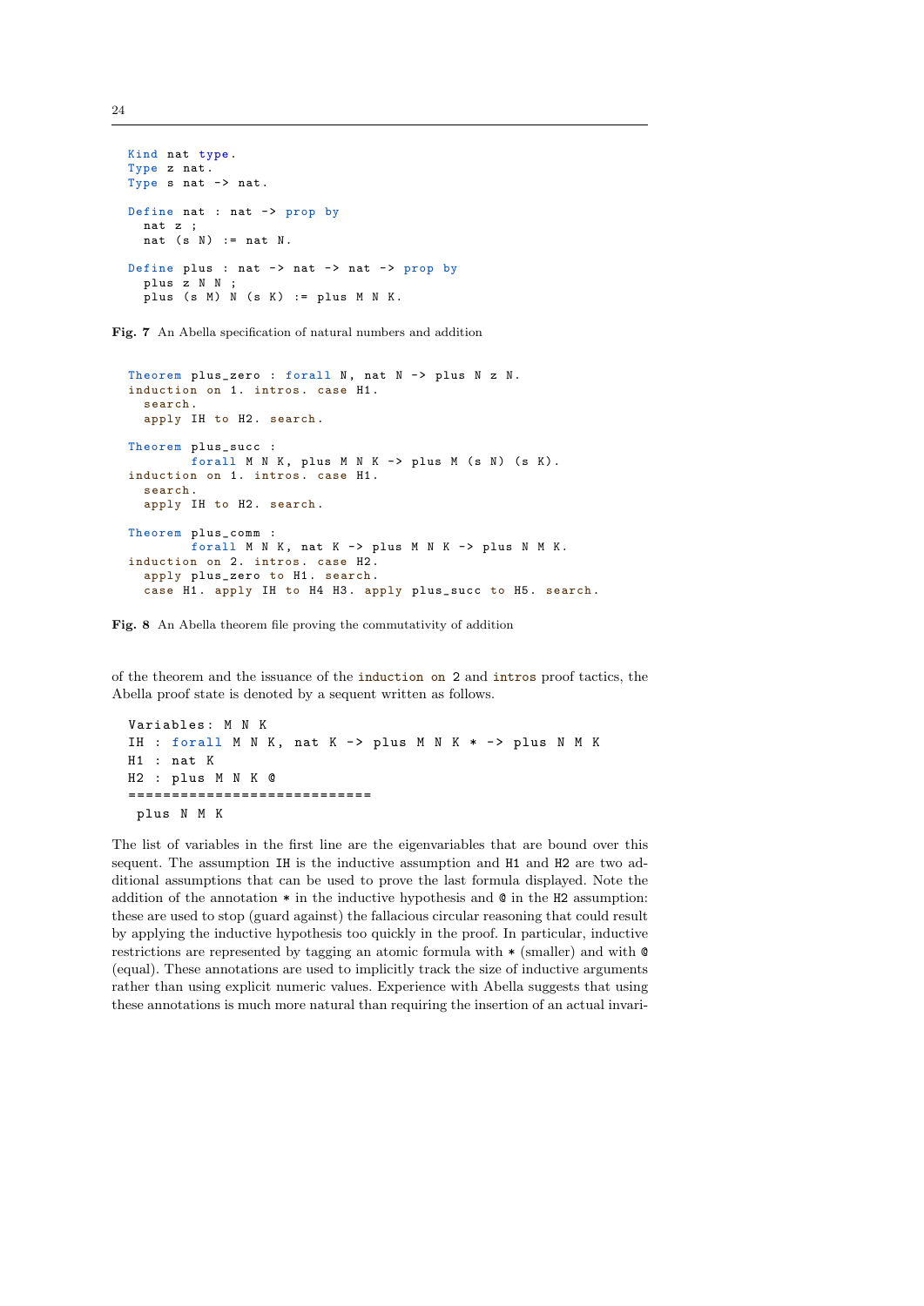```
Kind nat type.
Type z nat.
Type s nat -> nat.

Define nat : nat -> prop by
  nat z ;
  nat (s N) := nat N.

Define plus : nat -> nat -> nat -> prop by
  plus z N N ;
  plus (s M) N (s K) := plus M N K.
```

**Fig. 7** An Abella specification of natural numbers and addition

```
Theorem plus_zero : forall N, nat N -> plus N z N.
induction on 1. intros. case H1.
  search.
  apply IH to H2. search.

Theorem plus_succ :
        forall M N K, plus M N K -> plus M (s N) (s K).
induction on 1. intros. case H1.
  search.
  apply IH to H2. search.

Theorem plus_comm :
        forall M N K, nat K -> plus M N K -> plus N M K.
induction on 2. intros. case H2.
  apply plus_zero to H1. search.
  case H1. apply IH to H4 H3. apply plus_succ to H5. search.
```

**Fig. 8** An Abella theorem file proving the commutativity of addition

of the theorem and the issuance of the `induction on 2` and `intros` proof tactics, the Abella proof state is denoted by a sequent written as follows.

```
Variables: M N K
IH : forall M N K, nat K -> plus M N K * -> plus N M K
H1 : nat K
H2 : plus M N K @
============================
 plus N M K
```

The list of variables in the first line are the eigenvariables that are bound over this sequent. The assumption `IH` is the inductive assumption and `H1` and `H2` are two additional assumptions that can be used to prove the last formula displayed. Note the addition of the annotation `*` in the inductive hypothesis and `@` in the `H2` assumption: these are used to stop (guard against) the fallacious circular reasoning that could result by applying the inductive hypothesis too quickly in the proof. In particular, inductive restrictions are represented by tagging an atomic formula with `*` (smaller) and with `@` (equal). These annotations are used to implicitly track the size of inductive arguments rather than using explicit numeric values. Experience with Abella suggests that using these annotations is much more natural than requiring the insertion of an actual invari-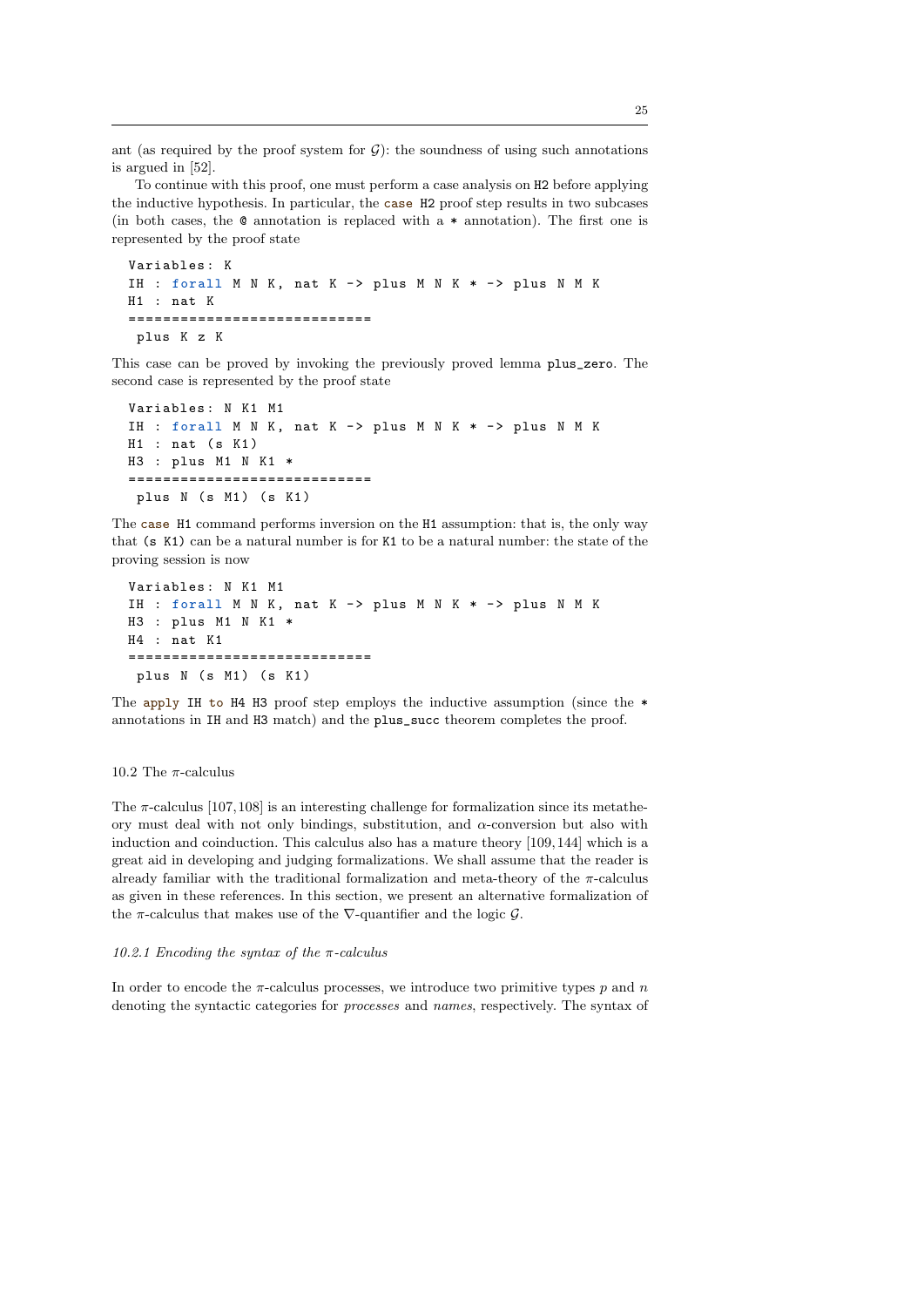ant (as required by the proof system for $\mathcal{G}$): the soundness of using such annotations is argued in [52].

To continue with this proof, one must perform a case analysis on `H2` before applying the inductive hypothesis. In particular, the `case H2` proof step results in two subcases (in both cases, the `@` annotation is replaced with a `*` annotation). The first one is represented by the proof state

```
Variables: K
IH : forall M N K, nat K -> plus M N K * -> plus N M K
H1 : nat K
============================
 plus K z K
```

This case can be proved by invoking the previously proved lemma `plus_zero`. The second case is represented by the proof state

```
Variables: N K1 M1
IH : forall M N K, nat K -> plus M N K * -> plus N M K
H1 : nat (s K1)
H3 : plus M1 N K1 *
============================
 plus N (s M1) (s K1)
```

The `case H1` command performs inversion on the `H1` assumption: that is, the only way that `(s K1)` can be a natural number is for `K1` to be a natural number: the state of the proving session is now

```
Variables: N K1 M1
IH : forall M N K, nat K -> plus M N K * -> plus N M K
H3 : plus M1 N K1 *
H4 : nat K1
============================
 plus N (s M1) (s K1)
```

The `apply IH to H4 H3` proof step employs the inductive assumption (since the `*` annotations in `IH` and `H3` match) and the `plus_succ` theorem completes the proof.

### 10.2 The $\pi$-calculus

The $\pi$-calculus [107, 108] is an interesting challenge for formalization since its metatheory must deal with not only bindings, substitution, and $\alpha$-conversion but also with induction and coinduction. This calculus also has a mature theory [109, 144] which is a great aid in developing and judging formalizations. We shall assume that the reader is already familiar with the traditional formalization and meta-theory of the $\pi$-calculus as given in these references. In this section, we present an alternative formalization of the $\pi$-calculus that makes use of the $\nabla$-quantifier and the logic $\mathcal{G}$.

#### *10.2.1 Encoding the syntax of the $\pi$-calculus*

In order to encode the $\pi$-calculus processes, we introduce two primitive types $p$ and $n$ denoting the syntactic categories for *processes* and *names*, respectively. The syntax of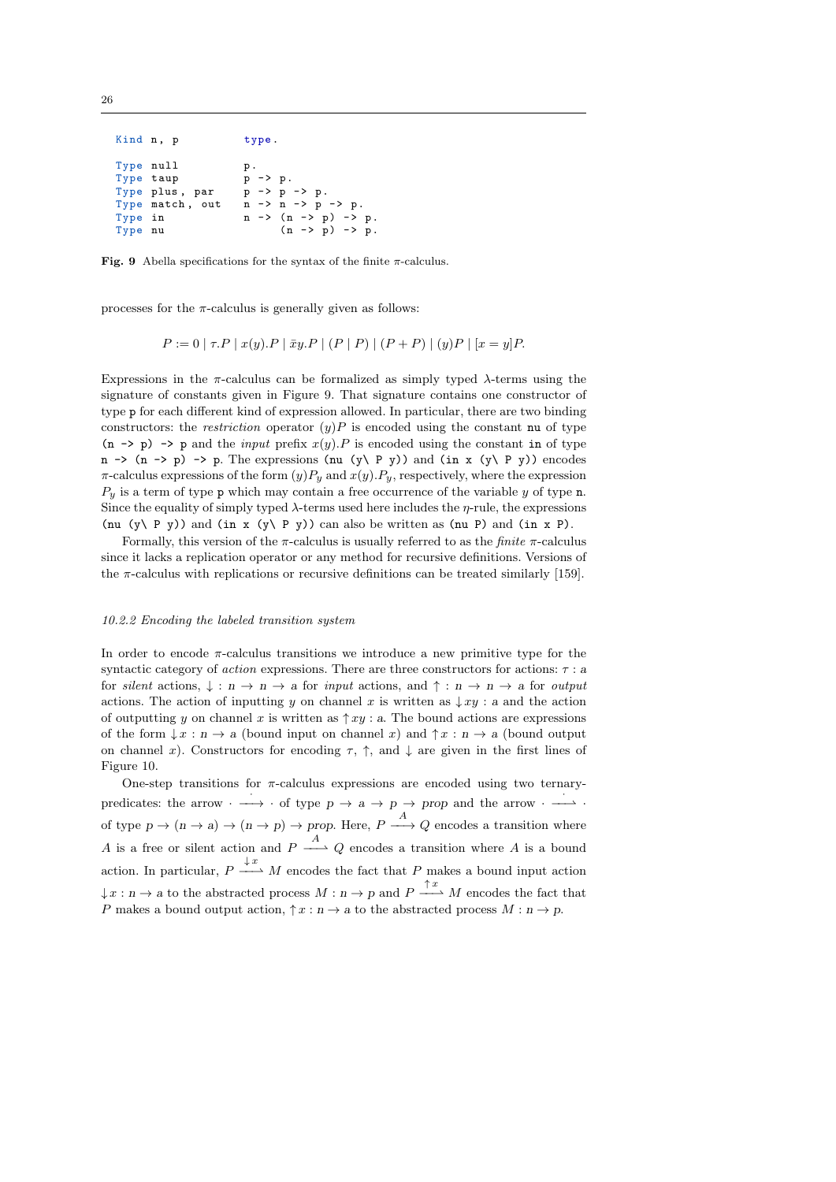```
Kind n, p          type.

Type null          p.
Type taup          p -> p.
Type plus, par     p -> p -> p.
Type match, out    n -> n -> p -> p.
Type in            n -> (n -> p) -> p.
Type nu                 (n -> p) -> p.
```

**Fig. 9** Abella specifications for the syntax of the finite $\pi$-calculus.

processes for the $\pi$-calculus is generally given as follows:

$$P := 0 \mid \tau.P \mid x(y).P \mid \bar{x}y.P \mid (P \mid P) \mid (P + P) \mid (y)P \mid [x = y]P.$$

Expressions in the $\pi$-calculus can be formalized as simply typed $\lambda$-terms using the signature of constants given in Figure 9. That signature contains one constructor of type `p` for each different kind of expression allowed. In particular, there are two binding constructors: the *restriction* operator $(y)P$ is encoded using the constant `nu` of type `(n -> p) -> p` and the *input* prefix $x(y).P$ is encoded using the constant `in` of type `n -> (n -> p) -> p`. The expressions `(nu (y\ P y))` and `(in x (y\ P y))` encodes $\pi$-calculus expressions of the form $(y)P_y$ and $x(y).P_y$, respectively, where the expression $P_y$ is a term of type `p` which may contain a free occurrence of the variable $y$ of type `n`. Since the equality of simply typed $\lambda$-terms used here includes the $\eta$-rule, the expressions `(nu (y\ P y))` and `(in x (y\ P y))` can also be written as `(nu P)` and `(in x P)`.

Formally, this version of the $\pi$-calculus is usually referred to as the *finite* $\pi$-calculus since it lacks a replication operator or any method for recursive definitions. Versions of the $\pi$-calculus with replications or recursive definitions can be treated similarly [159].

#### 10.2.2 Encoding the labeled transition system

In order to encode $\pi$-calculus transitions we introduce a new primitive type for the syntactic category of *action* expressions. There are three constructors for actions: $\tau : a$ for *silent* actions, $\downarrow : n \to n \to a$ for *input* actions, and $\uparrow : n \to n \to a$ for *output* actions. The action of inputting $y$ on channel $x$ is written as $\downarrow xy : a$ and the action of outputting $y$ on channel $x$ is written as $\uparrow xy : a$. The bound actions are expressions of the form $\downarrow x : n \to a$ (bound input on channel $x$) and $\uparrow x : n \to a$ (bound output on channel $x$). Constructors for encoding $\tau$, $\uparrow$, and $\downarrow$ are given in the first lines of Figure 10.

One-step transitions for $\pi$-calculus expressions are encoded using two ternary-predicates: the arrow $\cdot \xrightarrow{\cdot} \cdot$ of type $p \to a \to p \to prop$ and the arrow $\cdot \xrightharpoonup{\cdot} \cdot$ of type $p \to (n \to a) \to (n \to p) \to prop$. Here, $P \xrightarrow{A} Q$ encodes a transition where $A$ is a free or silent action and $P \xrightharpoonup{A} Q$ encodes a transition where $A$ is a bound action. In particular, $P \xrightharpoonup{\downarrow x} M$ encodes the fact that $P$ makes a bound input action $\downarrow x : n \to a$ to the abstracted process $M : n \to p$ and $P \xrightharpoonup{\uparrow x} M$ encodes the fact that $P$ makes a bound output action, $\uparrow x : n \to a$ to the abstracted process $M : n \to p$.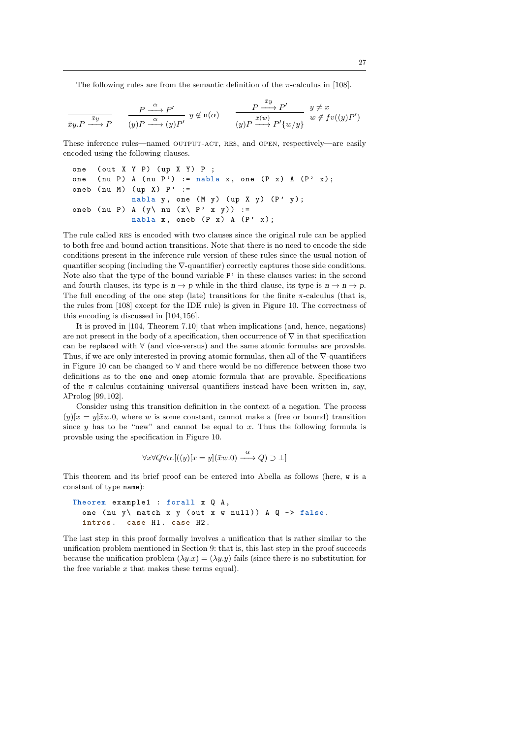The following rules are from the semantic definition of the $\pi$-calculus in [108].

$$\frac{}{\bar{x}y.P \xrightarrow{\bar{x}y} P} \qquad \frac{P \xrightarrow{\alpha} P'}{(y)P \xrightarrow{\alpha} (y)P'}\ y \notin \mathrm{n}(\alpha) \qquad \frac{P \xrightarrow{\bar{x}y} P'}{(y)P \xrightarrow{\bar{x}(w)} P'\{w/y\}}\ \begin{array}{l} y \neq x \\ w \notin fv((y)P') \end{array}$$

These inference rules—named OUTPUT-ACT, RES, and OPEN, respectively—are easily encoded using the following clauses.

```
one   (out X Y P) (up X Y) P ;
one   (nu P) A (nu P') := nabla x, one (P x) A (P' x);
oneb  (nu M) (up X) P' :=
              nabla y, one (M y) (up X y) (P' y);
oneb  (nu P) A (y\ nu (x\ P' x y)) :=
              nabla x, oneb (P x) A (P' x);
```

The rule called RES is encoded with two clauses since the original rule can be applied to both free and bound action transitions. Note that there is no need to encode the side conditions present in the inference rule version of these rules since the usual notion of quantifier scoping (including the $\nabla$-quantifier) correctly captures those side conditions. Note also that the type of the bound variable `P'` in these clauses varies: in the second and fourth clauses, its type is $n \to p$ while in the third clause, its type is $n \to n \to p$. The full encoding of the one step (late) transitions for the finite $\pi$-calculus (that is, the rules from [108] except for the IDE rule) is given in Figure 10. The correctness of this encoding is discussed in [104, 156].

It is proved in [104, Theorem 7.10] that when implications (and, hence, negations) are not present in the body of a specification, then occurrence of $\nabla$ in that specification can be replaced with $\forall$ (and vice-versus) and the same atomic formulas are provable. Thus, if we are only interested in proving atomic formulas, then all of the $\nabla$-quantifiers in Figure 10 can be changed to $\forall$ and there would be no difference between those two definitions as to the `one` and `onep` atomic formula that are provable. Specifications of the $\pi$-calculus containing universal quantifiers instead have been written in, say, $\lambda$Prolog [99, 102].

Consider using this transition definition in the context of a negation. The process $(y)[x = y]\bar{x}w.0$, where $w$ is some constant, cannot make a (free or bound) transition since $y$ has to be "new" and cannot be equal to $x$. Thus the following formula is provable using the specification in Figure 10.

$$\forall x \forall Q \forall \alpha.[((y)[x = y](\bar{x}w.0) \xrightarrow{\alpha} Q) \supset \bot]$$

This theorem and its brief proof can be entered into Abella as follows (here, `w` is a constant of type `name`):

```
Theorem example1 : forall x Q A,
  one (nu y\ match x y (out x w null)) A Q -> false.
  intros.  case H1.  case H2.
```

The last step in this proof formally involves a unification that is rather similar to the unification problem mentioned in Section 9: that is, this last step in the proof succeeds because the unification problem $(\lambda y.x) = (\lambda y.y)$ fails (since there is no substitution for the free variable $x$ that makes these terms equal).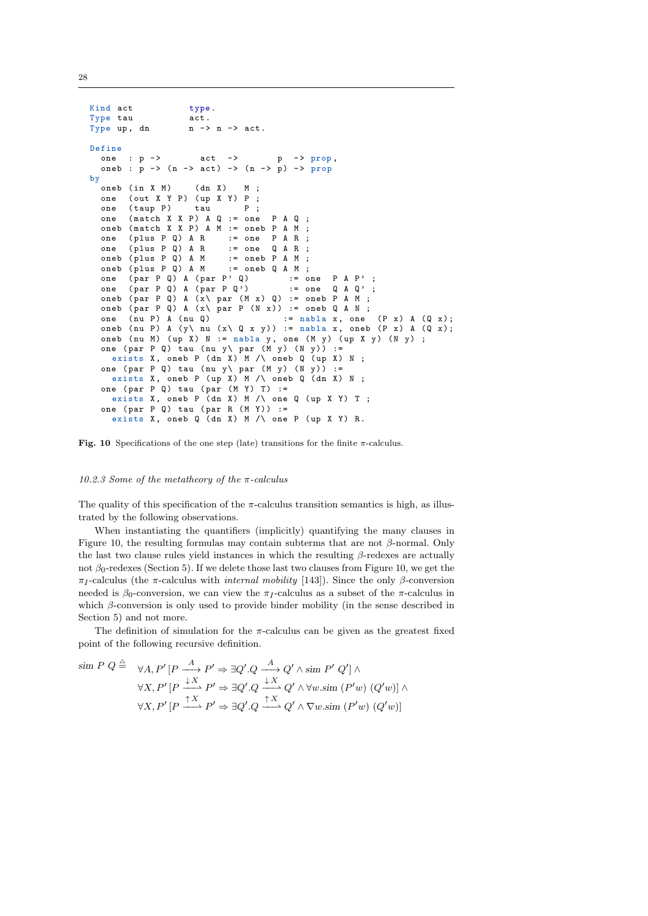```
Kind act          type.
Type tau          act.
Type up, dn       n -> n -> act.

Define
  one  : p ->       act  ->       p  -> prop,
  oneb : p -> (n -> act) -> (n -> p) -> prop
by
  oneb (in X M)    (dn X)    M ;
  one  (out X Y P) (up X Y) P ;
  one  (taup P)    tau      P ;
  one  (match X X P) A Q := one  P A Q ;
  oneb (match X X P) A M := oneb P A M ;
  one  (plus P Q) A R    := one  P A R ;
  one  (plus P Q) A R    := one  Q A R ;
  oneb (plus P Q) A M    := oneb P A M ;
  oneb (plus P Q) A M    := oneb Q A M ;
  one  (par P Q) A (par P' Q)       := one  P A P' ;
  one  (par P Q) A (par P Q')       := one  Q A Q' ;
  oneb (par P Q) A (x\ par (M x) Q) := oneb P A M ;
  oneb (par P Q) A (x\ par P (N x)) := oneb Q A N ;
  one  (nu P) A (nu Q)            := nabla x, one  (P x) A (Q x);
  oneb (nu P) A (y\ nu (x\ Q x y)) := nabla x, oneb (P x) A (Q x);
  oneb (nu M) (up X) N := nabla y, one (M y) (up X y) (N y) ;
  one (par P Q) tau (nu y\ par (M y) (N y)) :=
    exists X, oneb P (dn X) M /\ oneb Q (up X) N ;
  one (par P Q) tau (nu y\ par (M y) (N y)) :=
    exists X, oneb P (up X) M /\ oneb Q (dn X) N ;
  one (par P Q) tau (par (M Y) T) :=
    exists X, oneb P (dn X) M /\ one Q (up X Y) T ;
  one (par P Q) tau (par R (M Y)) :=
    exists X, oneb Q (dn X) M /\ one P (up X Y) R.
```

**Fig. 10** Specifications of the one step (late) transitions for the finite $\pi$-calculus.

### *10.2.3 Some of the metatheory of the $\pi$-calculus*

The quality of this specification of the $\pi$-calculus transition semantics is high, as illustrated by the following observations.

When instantiating the quantifiers (implicitly) quantifying the many clauses in Figure 10, the resulting formulas may contain subterms that are not $\beta$-normal. Only the last two clause rules yield instances in which the resulting $\beta$-redexes are actually not $\beta_0$-redexes (Section 5). If we delete those last two clauses from Figure 10, we get the $\pi_I$-calculus (the $\pi$-calculus with *internal mobility* [143]). Since the only $\beta$-conversion needed is $\beta_0$-conversion, we can view the $\pi_I$-calculus as a subset of the $\pi$-calculus in which $\beta$-conversion is only used to provide binder mobility (in the sense described in Section 5) and not more.

The definition of simulation for the $\pi$-calculus can be given as the greatest fixed point of the following recursive definition.

$$
\begin{aligned}
\mathit{sim}\ P\ Q \triangleq\ & \forall A, P' \,[P \xrightarrow{A} P' \Rightarrow \exists Q'.Q \xrightarrow{A} Q' \wedge \mathit{sim}\ P'\ Q'] \wedge \\
& \forall X, P' \,[P \xrightarrow{\downarrow X} P' \Rightarrow \exists Q'.Q \xrightarrow{\downarrow X} Q' \wedge \forall w.\mathit{sim}\ (P'w)\ (Q'w)] \wedge \\
& \forall X, P' \,[P \xrightarrow{\uparrow X} P' \Rightarrow \exists Q'.Q \xrightarrow{\uparrow X} Q' \wedge \nabla w.\mathit{sim}\ (P'w)\ (Q'w)]
\end{aligned}
$$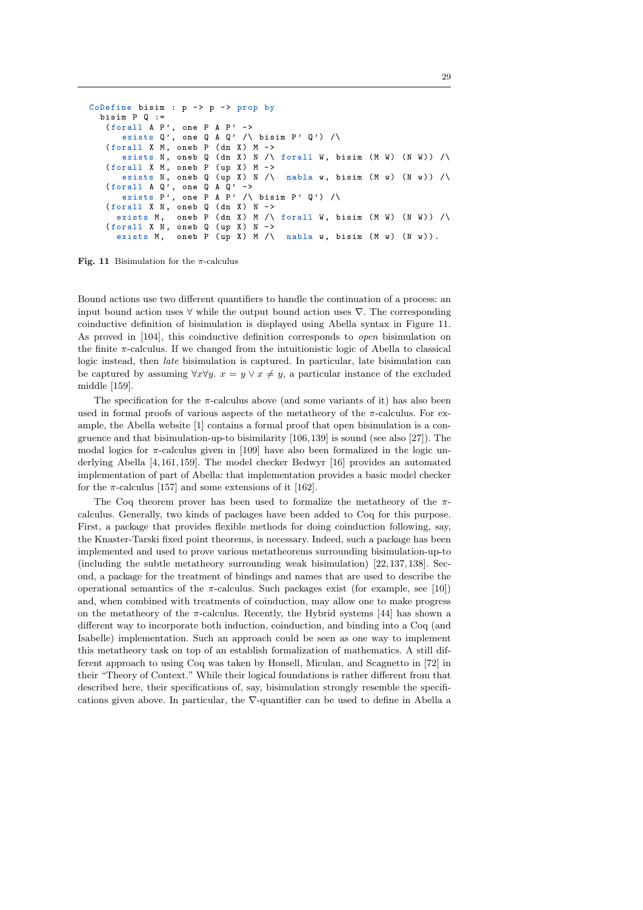```
CoDefine bisim : p -> p -> prop by
  bisim P Q :=
   (forall A P', one P A P' ->
      exists Q', one Q A Q' /\ bisim P' Q') /\
   (forall X M, oneb P (dn X) M ->
      exists N, oneb Q (dn X) N /\ forall W, bisim (M W) (N W)) /\
   (forall X M, oneb P (up X) M ->
      exists N, oneb Q (up X) N /\  nabla w, bisim (M w) (N w)) /\
   (forall A Q', one Q A Q' ->
      exists P', one P A P' /\ bisim P' Q') /\
   (forall X N, oneb Q (dn X) N ->
     exists M,  oneb P (dn X) M /\ forall W, bisim (M W) (N W)) /\
   (forall X N, oneb Q (up X) N ->
     exists M,  oneb P (up X) M /\  nabla w, bisim (M w) (N w)).
```

**Fig. 11** Bisimulation for the $\pi$-calculus

Bound actions use two different quantifiers to handle the continuation of a process: an input bound action uses $\forall$ while the output bound action uses $\nabla$. The corresponding coinductive definition of bisimulation is displayed using Abella syntax in Figure 11. As proved in [104], this coinductive definition corresponds to *open* bisimulation on the finite $\pi$-calculus. If we changed from the intuitionistic logic of Abella to classical logic instead, then *late* bisimulation is captured. In particular, late bisimulation can be captured by assuming $\forall x \forall y.\ x = y \vee x \neq y$, a particular instance of the excluded middle [159].

The specification for the $\pi$-calculus above (and some variants of it) has also been used in formal proofs of various aspects of the metatheory of the $\pi$-calculus. For example, the Abella website [1] contains a formal proof that open bisimulation is a congruence and that bisimulation-up-to bisimilarity [106,139] is sound (see also [27]). The modal logics for $\pi$-calculus given in [109] have also been formalized in the logic underlying Abella [4,161,159]. The model checker Bedwyr [16] provides an automated implementation of part of Abella: that implementation provides a basic model checker for the $\pi$-calculus [157] and some extensions of it [162].

The Coq theorem prover has been used to formalize the metatheory of the $\pi$-calculus. Generally, two kinds of packages have been added to Coq for this purpose. First, a package that provides flexible methods for doing coinduction following, say, the Knaster-Tarski fixed point theorems, is necessary. Indeed, such a package has been implemented and used to prove various metatheorems surrounding bisimulation-up-to (including the subtle metatheory surrounding weak bisimulation) [22,137,138]. Second, a package for the treatment of bindings and names that are used to describe the operational semantics of the $\pi$-calculus. Such packages exist (for example, see [10]) and, when combined with treatments of coinduction, may allow one to make progress on the metatheory of the $\pi$-calculus. Recently, the Hybrid systems [44] has shown a different way to incorporate both induction, coinduction, and binding into a Coq (and Isabelle) implementation. Such an approach could be seen as one way to implement this metatheory task on top of an establish formalization of mathematics. A still different approach to using Coq was taken by Honsell, Miculan, and Scagnetto in [72] in their "Theory of Context." While their logical foundations is rather different from that described here, their specifications of, say, bisimulation strongly resemble the specifications given above. In particular, the $\nabla$-quantifier can be used to define in Abella a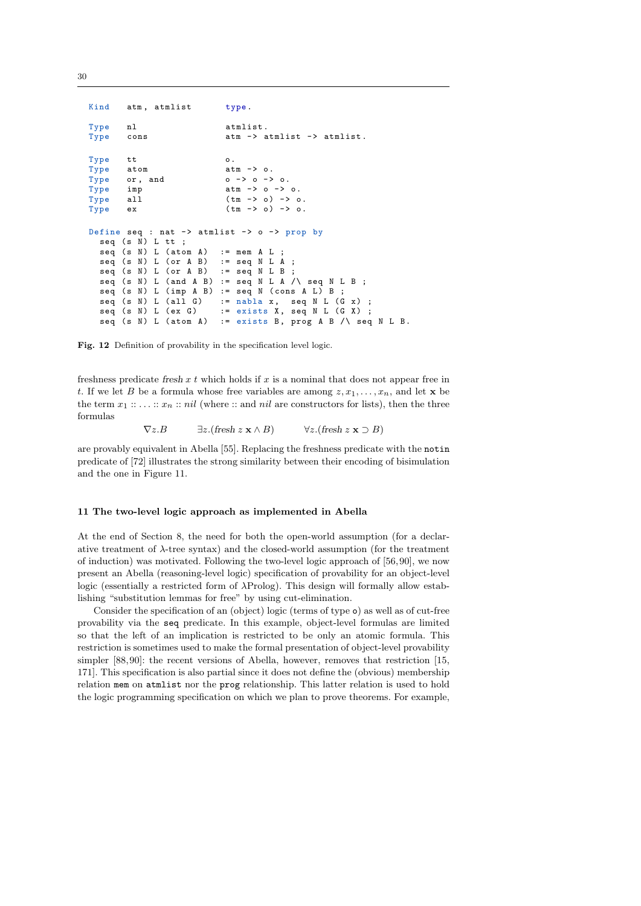```
Kind    atm, atmlist        type.

Type    nl                  atmlist.
Type    cons                atm -> atmlist -> atmlist.

Type    tt                  o.
Type    atom                atm -> o.
Type    or, and             o -> o -> o.
Type    imp                 atm -> o -> o.
Type    all                 (tm -> o) -> o.
Type    ex                  (tm -> o) -> o.

Define seq : nat -> atmlist -> o -> prop by
  seq (s N) L tt ;
  seq (s N) L (atom A)  := mem A L ;
  seq (s N) L (or A B)  := seq N L A ;
  seq (s N) L (or A B)  := seq N L B ;
  seq (s N) L (and A B) := seq N L A /\ seq N L B ;
  seq (s N) L (imp A B) := seq N (cons A L) B ;
  seq (s N) L (all G)   := nabla x,  seq N L (G x) ;
  seq (s N) L (ex G)    := exists X, seq N L (G X) ;
  seq (s N) L (atom A)  := exists B, prog A B /\ seq N L B.
```

**Fig. 12** Definition of provability in the specification level logic.

freshness predicate *fresh* $x$ $t$ which holds if $x$ is a nominal that does not appear free in $t$. If we let $B$ be a formula whose free variables are among $z, x_1, \ldots, x_n$, and let $\mathbf{x}$ be the term $x_1 :: \ldots :: x_n :: nil$ (where :: and $nil$ are constructors for lists), then the three formulas

$$\nabla z.B \qquad \exists z.(\mathit{fresh}\ z\ \mathbf{x} \wedge B) \qquad \forall z.(\mathit{fresh}\ z\ \mathbf{x} \supset B)$$

are provably equivalent in Abella [55]. Replacing the freshness predicate with the `notin` predicate of [72] illustrates the strong similarity between their encoding of bisimulation and the one in Figure 11.

## 11 The two-level logic approach as implemented in Abella

At the end of Section 8, the need for both the open-world assumption (for a declarative treatment of λ-tree syntax) and the closed-world assumption (for the treatment of induction) was motivated. Following the two-level logic approach of [56, 90], we now present an Abella (reasoning-level logic) specification of provability for an object-level logic (essentially a restricted form of λProlog). This design will formally allow establishing "substitution lemmas for free" by using cut-elimination.

Consider the specification of an (object) logic (terms of type `o`) as well as of cut-free provability via the `seq` predicate. In this example, object-level formulas are limited so that the left of an implication is restricted to be only an atomic formula. This restriction is sometimes used to make the formal presentation of object-level provability simpler [88, 90]: the recent versions of Abella, however, removes that restriction [15, 171]. This specification is also partial since it does not define the (obvious) membership relation `mem` on `atmlist` nor the `prog` relationship. This latter relation is used to hold the logic programming specification on which we plan to prove theorems. For example,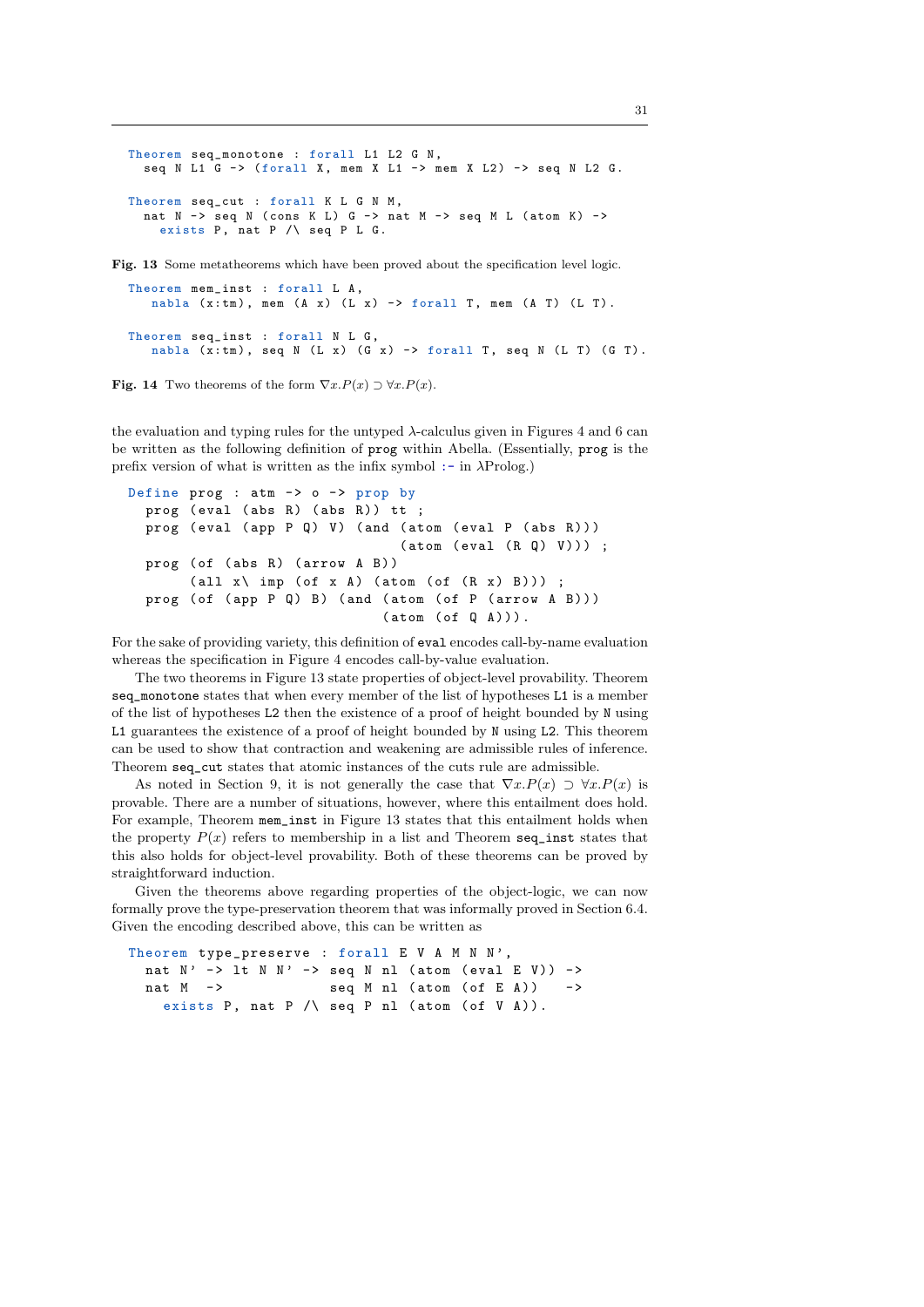```
Theorem seq_monotone : forall L1 L2 G N,
  seq N L1 G -> (forall X, mem X L1 -> mem X L2) -> seq N L2 G.

Theorem seq_cut : forall K L G N M,
  nat N -> seq N (cons K L) G -> nat M -> seq M L (atom K) ->
    exists P, nat P /\ seq P L G.
```

**Fig. 13** Some metatheorems which have been proved about the specification level logic.

```
Theorem mem_inst : forall L A,
   nabla (x:tm), mem (A x) (L x) -> forall T, mem (A T) (L T).

Theorem seq_inst : forall N L G,
   nabla (x:tm), seq N (L x) (G x) -> forall T, seq N (L T) (G T).
```

**Fig. 14** Two theorems of the form $\nabla x.P(x) \supset \forall x.P(x)$.

the evaluation and typing rules for the untyped $\lambda$-calculus given in Figures 4 and 6 can be written as the following definition of `prog` within Abella. (Essentially, `prog` is the prefix version of what is written as the infix symbol `:-` in $\lambda$Prolog.)

```
Define prog : atm -> o -> prop by
  prog (eval (abs R) (abs R)) tt ;
  prog (eval (app P Q) V) (and (atom (eval P (abs R)))
                               (atom (eval (R Q) V))) ;
  prog (of (abs R) (arrow A B))
       (all x\ imp (of x A) (atom (of (R x) B))) ;
  prog (of (app P Q) B) (and (atom (of P (arrow A B)))
                             (atom (of Q A))).
```

For the sake of providing variety, this definition of `eval` encodes call-by-name evaluation whereas the specification in Figure 4 encodes call-by-value evaluation.

The two theorems in Figure 13 state properties of object-level provability. Theorem `seq_monotone` states that when every member of the list of hypotheses `L1` is a member of the list of hypotheses `L2` then the existence of a proof of height bounded by `N` using `L1` guarantees the existence of a proof of height bounded by `N` using `L2`. This theorem can be used to show that contraction and weakening are admissible rules of inference. Theorem `seq_cut` states that atomic instances of the cuts rule are admissible.

As noted in Section 9, it is not generally the case that $\nabla x.P(x) \supset \forall x.P(x)$ is provable. There are a number of situations, however, where this entailment does hold. For example, Theorem `mem_inst` in Figure 13 states that this entailment holds when the property $P(x)$ refers to membership in a list and Theorem `seq_inst` states that this also holds for object-level provability. Both of these theorems can be proved by straightforward induction.

Given the theorems above regarding properties of the object-logic, we can now formally prove the type-preservation theorem that was informally proved in Section 6.4. Given the encoding described above, this can be written as

```
Theorem type_preserve : forall E V A M N N',
  nat N' -> lt N N' -> seq N nl (atom (eval E V)) ->
  nat M  ->            seq M nl (atom (of E A))   ->
    exists P, nat P /\ seq P nl (atom (of V A)).
```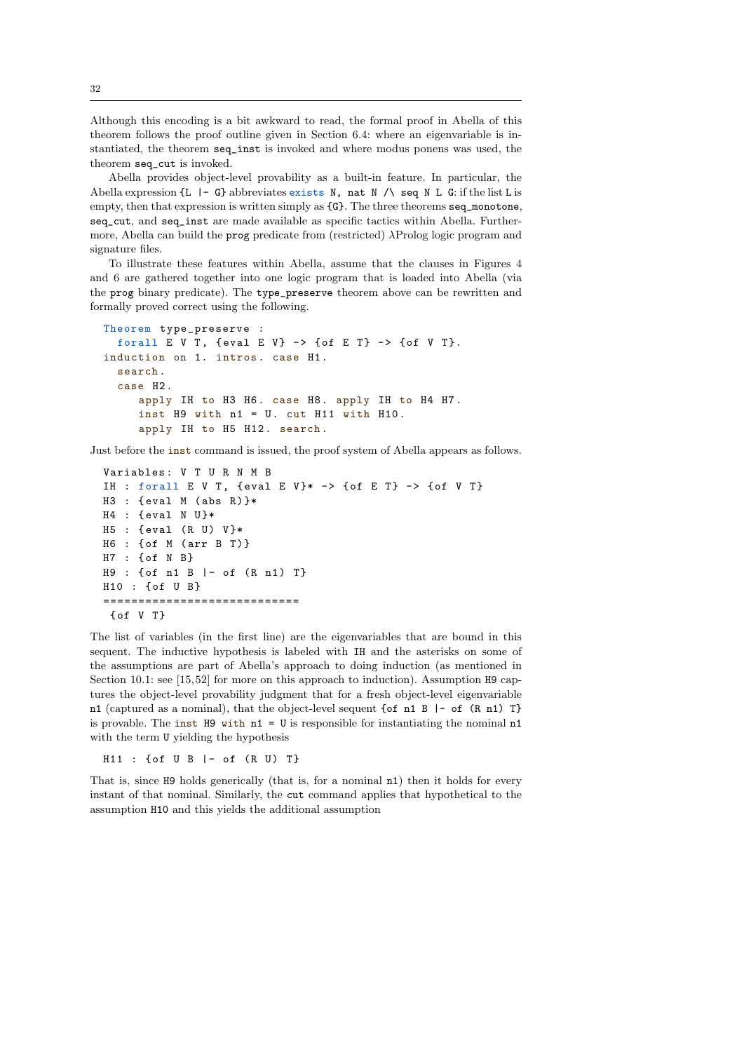Although this encoding is a bit awkward to read, the formal proof in Abella of this theorem follows the proof outline given in Section 6.4: where an eigenvariable is instantiated, the theorem `seq_inst` is invoked and where modus ponens was used, the theorem `seq_cut` is invoked.

Abella provides object-level provability as a built-in feature. In particular, the Abella expression `{L |- G}` abbreviates `exists N, nat N /\ seq N L G`: if the list `L` is empty, then that expression is written simply as `{G}`. The three theorems `seq_monotone`, `seq_cut`, and `seq_inst` are made available as specific tactics within Abella. Furthermore, Abella can build the `prog` predicate from (restricted) λProlog logic program and signature files.

To illustrate these features within Abella, assume that the clauses in Figures 4 and 6 are gathered together into one logic program that is loaded into Abella (via the `prog` binary predicate). The `type_preserve` theorem above can be rewritten and formally proved correct using the following.

```
Theorem type_preserve :
  forall E V T, {eval E V} -> {of E T} -> {of V T}.
induction on 1. intros. case H1.
  search.
  case H2.
     apply IH to H3 H6. case H8. apply IH to H4 H7.
     inst H9 with n1 = U. cut H11 with H10.
     apply IH to H5 H12. search.
```

Just before the `inst` command is issued, the proof system of Abella appears as follows.

```
Variables: V T U R N M B
IH : forall E V T, {eval E V}* -> {of E T} -> {of V T}
H3 : {eval M (abs R)}*
H4 : {eval N U}*
H5 : {eval (R U) V}*
H6 : {of M (arr B T)}
H7 : {of N B}
H9 : {of n1 B |- of (R n1) T}
H10 : {of U B}
============================
 {of V T}
```

The list of variables (in the first line) are the eigenvariables that are bound in this sequent. The inductive hypothesis is labeled with `IH` and the asterisks on some of the assumptions are part of Abella's approach to doing induction (as mentioned in Section 10.1: see [15,52] for more on this approach to induction). Assumption `H9` captures the object-level provability judgment that for a fresh object-level eigenvariable `n1` (captured as a nominal), that the object-level sequent `{of n1 B |- of (R n1) T}` is provable. The `inst H9 with n1 = U` is responsible for instantiating the nominal `n1` with the term `U` yielding the hypothesis

```
H11 : {of U B |- of (R U) T}
```

That is, since `H9` holds generically (that is, for a nominal `n1`) then it holds for every instant of that nominal. Similarly, the `cut` command applies that hypothetical to the assumption `H10` and this yields the additional assumption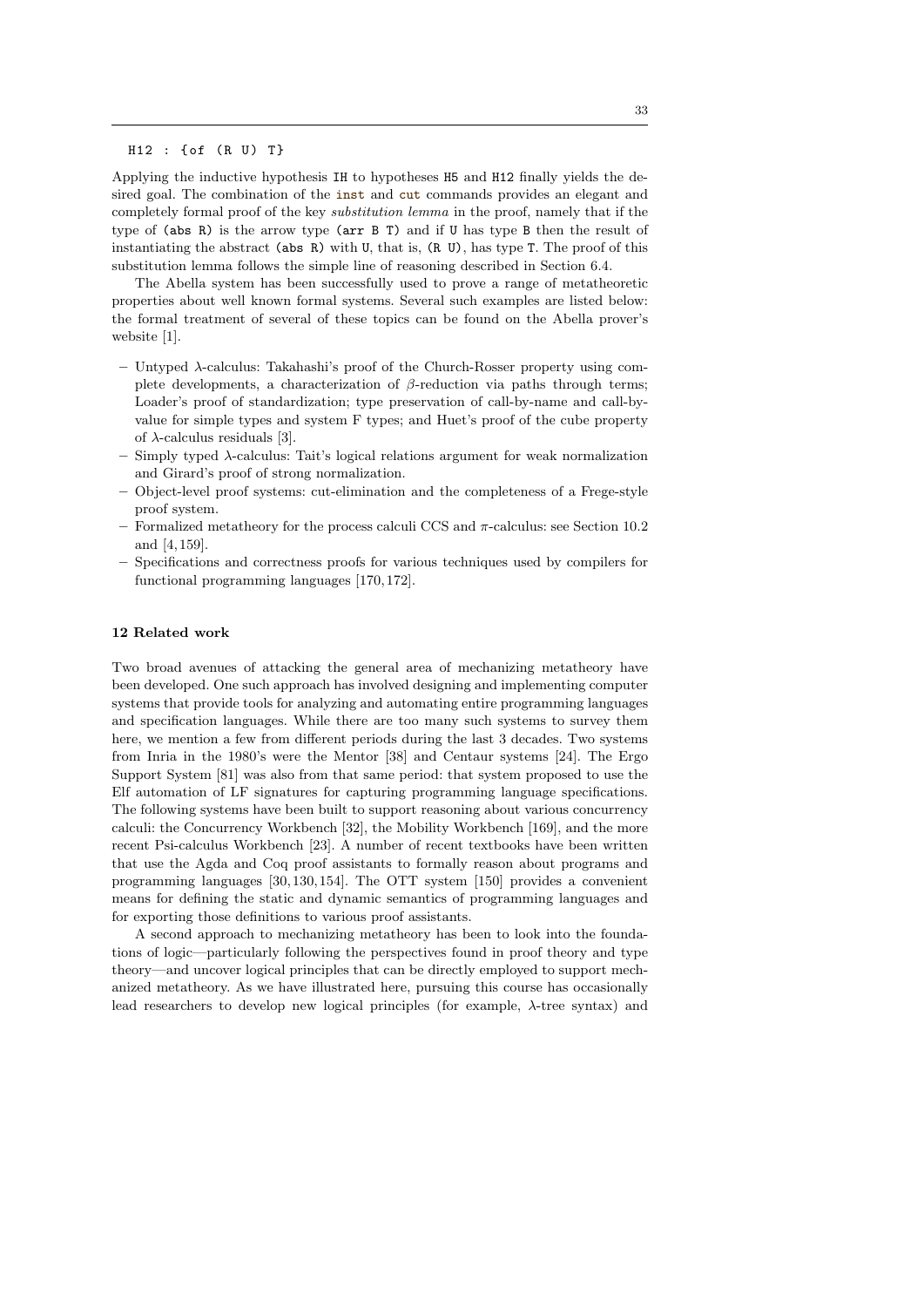```
H12 : {of (R U) T}
```

Applying the inductive hypothesis `IH` to hypotheses `H5` and `H12` finally yields the desired goal. The combination of the `inst` and `cut` commands provides an elegant and completely formal proof of the key *substitution lemma* in the proof, namely that if the type of `(abs R)` is the arrow type `(arr B T)` and if `U` has type `B` then the result of instantiating the abstract `(abs R)` with `U`, that is, `(R U)`, has type `T`. The proof of this substitution lemma follows the simple line of reasoning described in Section 6.4.

The Abella system has been successfully used to prove a range of metatheoretic properties about well known formal systems. Several such examples are listed below: the formal treatment of several of these topics can be found on the Abella prover's website [1].

- Untyped $\lambda$-calculus: Takahashi's proof of the Church-Rosser property using complete developments, a characterization of $\beta$-reduction via paths through terms; Loader's proof of standardization; type preservation of call-by-name and call-by-value for simple types and system F types; and Huet's proof of the cube property of $\lambda$-calculus residuals [3].
- Simply typed $\lambda$-calculus: Tait's logical relations argument for weak normalization and Girard's proof of strong normalization.
- Object-level proof systems: cut-elimination and the completeness of a Frege-style proof system.
- Formalized metatheory for the process calculi CCS and $\pi$-calculus: see Section 10.2 and [4, 159].
- Specifications and correctness proofs for various techniques used by compilers for functional programming languages [170, 172].

## 12 Related work

Two broad avenues of attacking the general area of mechanizing metatheory have been developed. One such approach has involved designing and implementing computer systems that provide tools for analyzing and automating entire programming languages and specification languages. While there are too many such systems to survey them here, we mention a few from different periods during the last 3 decades. Two systems from Inria in the 1980's were the Mentor [38] and Centaur systems [24]. The Ergo Support System [81] was also from that same period: that system proposed to use the Elf automation of LF signatures for capturing programming language specifications. The following systems have been built to support reasoning about various concurrency calculi: the Concurrency Workbench [32], the Mobility Workbench [169], and the more recent Psi-calculus Workbench [23]. A number of recent textbooks have been written that use the Agda and Coq proof assistants to formally reason about programs and programming languages [30, 130, 154]. The OTT system [150] provides a convenient means for defining the static and dynamic semantics of programming languages and for exporting those definitions to various proof assistants.

A second approach to mechanizing metatheory has been to look into the foundations of logic—particularly following the perspectives found in proof theory and type theory—and uncover logical principles that can be directly employed to support mechanized metatheory. As we have illustrated here, pursuing this course has occasionally lead researchers to develop new logical principles (for example, $\lambda$-tree syntax) and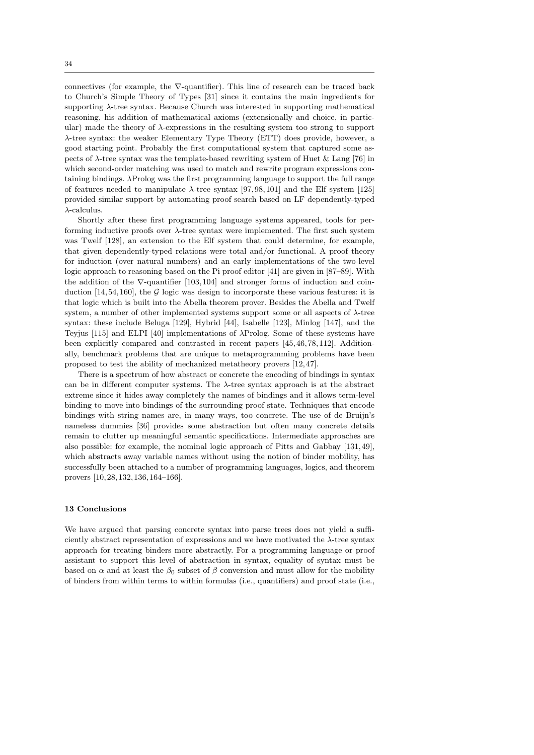connectives (for example, the $\nabla$-quantifier). This line of research can be traced back to Church's Simple Theory of Types [31] since it contains the main ingredients for supporting $\lambda$-tree syntax. Because Church was interested in supporting mathematical reasoning, his addition of mathematical axioms (extensionally and choice, in particular) made the theory of $\lambda$-expressions in the resulting system too strong to support $\lambda$-tree syntax: the weaker Elementary Type Theory (ETT) does provide, however, a good starting point. Probably the first computational system that captured some aspects of $\lambda$-tree syntax was the template-based rewriting system of Huet & Lang [76] in which second-order matching was used to match and rewrite program expressions containing bindings. $\lambda$Prolog was the first programming language to support the full range of features needed to manipulate $\lambda$-tree syntax [97,98,101] and the Elf system [125] provided similar support by automating proof search based on LF dependently-typed $\lambda$-calculus.

Shortly after these first programming language systems appeared, tools for performing inductive proofs over $\lambda$-tree syntax were implemented. The first such system was Twelf [128], an extension to the Elf system that could determine, for example, that given dependently-typed relations were total and/or functional. A proof theory for induction (over natural numbers) and an early implementations of the two-level logic approach to reasoning based on the Pi proof editor [41] are given in [87–89]. With the addition of the $\nabla$-quantifier [103,104] and stronger forms of induction and coinduction [14,54,160], the $\mathcal{G}$ logic was design to incorporate these various features: it is that logic which is built into the Abella theorem prover. Besides the Abella and Twelf system, a number of other implemented systems support some or all aspects of $\lambda$-tree syntax: these include Beluga [129], Hybrid [44], Isabelle [123], Minlog [147], and the Teyjus [115] and ELPI [40] implementations of $\lambda$Prolog. Some of these systems have been explicitly compared and contrasted in recent papers [45,46,78,112]. Additionally, benchmark problems that are unique to metaprogramming problems have been proposed to test the ability of mechanized metatheory provers [12,47].

There is a spectrum of how abstract or concrete the encoding of bindings in syntax can be in different computer systems. The $\lambda$-tree syntax approach is at the abstract extreme since it hides away completely the names of bindings and it allows term-level binding to move into bindings of the surrounding proof state. Techniques that encode bindings with string names are, in many ways, too concrete. The use of de Bruijn's nameless dummies [36] provides some abstraction but often many concrete details remain to clutter up meaningful semantic specifications. Intermediate approaches are also possible: for example, the nominal logic approach of Pitts and Gabbay [131,49], which abstracts away variable names without using the notion of binder mobility, has successfully been attached to a number of programming languages, logics, and theorem provers [10,28,132,136,164–166].

## 13 Conclusions

We have argued that parsing concrete syntax into parse trees does not yield a sufficiently abstract representation of expressions and we have motivated the $\lambda$-tree syntax approach for treating binders more abstractly. For a programming language or proof assistant to support this level of abstraction in syntax, equality of syntax must be based on $\alpha$ and at least the $\beta_0$ subset of $\beta$ conversion and must allow for the mobility of binders from within terms to within formulas (i.e., quantifiers) and proof state (i.e.,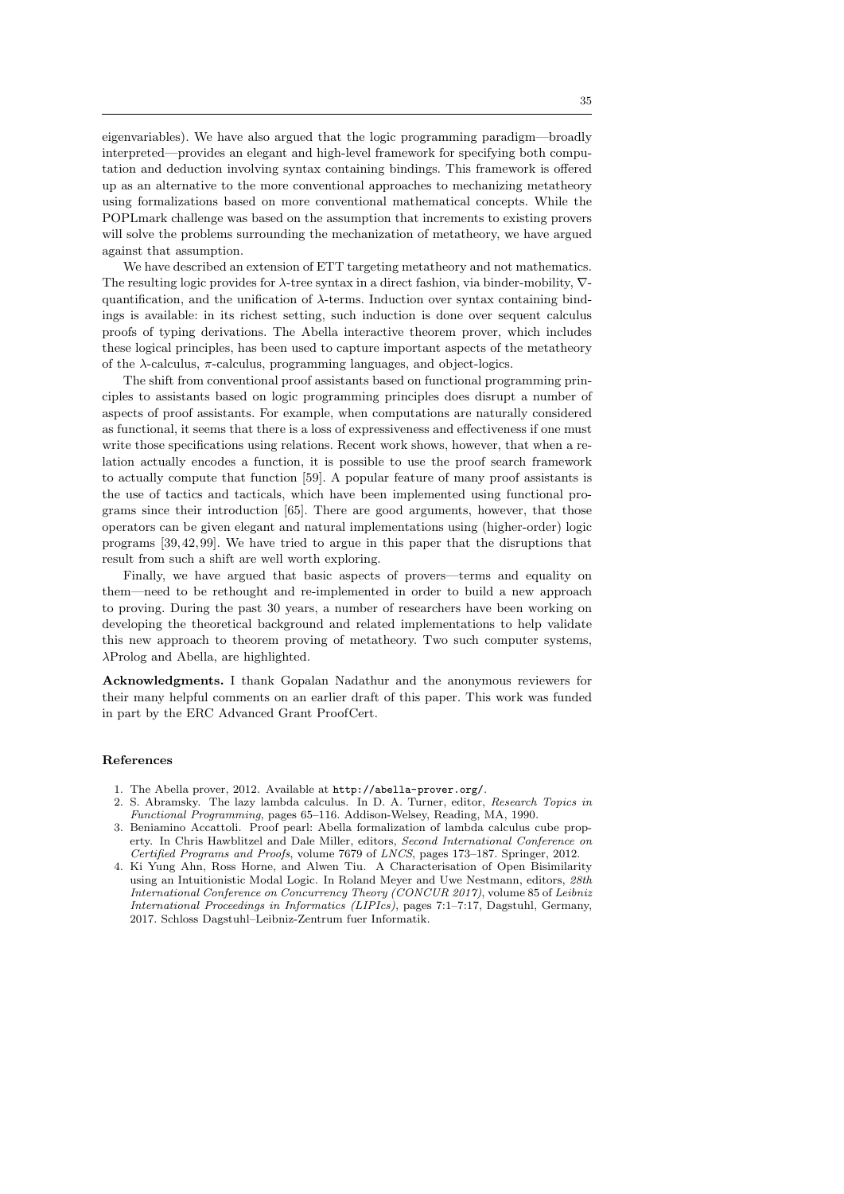eigenvariables). We have also argued that the logic programming paradigm—broadly interpreted—provides an elegant and high-level framework for specifying both computation and deduction involving syntax containing bindings. This framework is offered up as an alternative to the more conventional approaches to mechanizing metatheory using formalizations based on more conventional mathematical concepts. While the POPLmark challenge was based on the assumption that increments to existing provers will solve the problems surrounding the mechanization of metatheory, we have argued against that assumption.

We have described an extension of ETT targeting metatheory and not mathematics. The resulting logic provides for $\lambda$-tree syntax in a direct fashion, via binder-mobility, $\nabla$-quantification, and the unification of $\lambda$-terms. Induction over syntax containing bindings is available: in its richest setting, such induction is done over sequent calculus proofs of typing derivations. The Abella interactive theorem prover, which includes these logical principles, has been used to capture important aspects of the metatheory of the $\lambda$-calculus, $\pi$-calculus, programming languages, and object-logics.

The shift from conventional proof assistants based on functional programming principles to assistants based on logic programming principles does disrupt a number of aspects of proof assistants. For example, when computations are naturally considered as functional, it seems that there is a loss of expressiveness and effectiveness if one must write those specifications using relations. Recent work shows, however, that when a relation actually encodes a function, it is possible to use the proof search framework to actually compute that function [59]. A popular feature of many proof assistants is the use of tactics and tacticals, which have been implemented using functional programs since their introduction [65]. There are good arguments, however, that those operators can be given elegant and natural implementations using (higher-order) logic programs [39, 42, 99]. We have tried to argue in this paper that the disruptions that result from such a shift are well worth exploring.

Finally, we have argued that basic aspects of provers—terms and equality on them—need to be rethought and re-implemented in order to build a new approach to proving. During the past 30 years, a number of researchers have been working on developing the theoretical background and related implementations to help validate this new approach to theorem proving of metatheory. Two such computer systems, $\lambda$Prolog and Abella, are highlighted.

**Acknowledgments.** I thank Gopalan Nadathur and the anonymous reviewers for their many helpful comments on an earlier draft of this paper. This work was funded in part by the ERC Advanced Grant ProofCert.

## References

1. The Abella prover, 2012. Available at http://abella-prover.org/.
2. S. Abramsky. The lazy lambda calculus. In D. A. Turner, editor, *Research Topics in Functional Programming*, pages 65–116. Addison-Welsey, Reading, MA, 1990.
3. Beniamino Accattoli. Proof pearl: Abella formalization of lambda calculus cube property. In Chris Hawblitzel and Dale Miller, editors, *Second International Conference on Certified Programs and Proofs*, volume 7679 of *LNCS*, pages 173–187. Springer, 2012.
4. Ki Yung Ahn, Ross Horne, and Alwen Tiu. A Characterisation of Open Bisimilarity using an Intuitionistic Modal Logic. In Roland Meyer and Uwe Nestmann, editors, *28th International Conference on Concurrency Theory (CONCUR 2017)*, volume 85 of *Leibniz International Proceedings in Informatics (LIPIcs)*, pages 7:1–7:17, Dagstuhl, Germany, 2017. Schloss Dagstuhl–Leibniz-Zentrum fuer Informatik.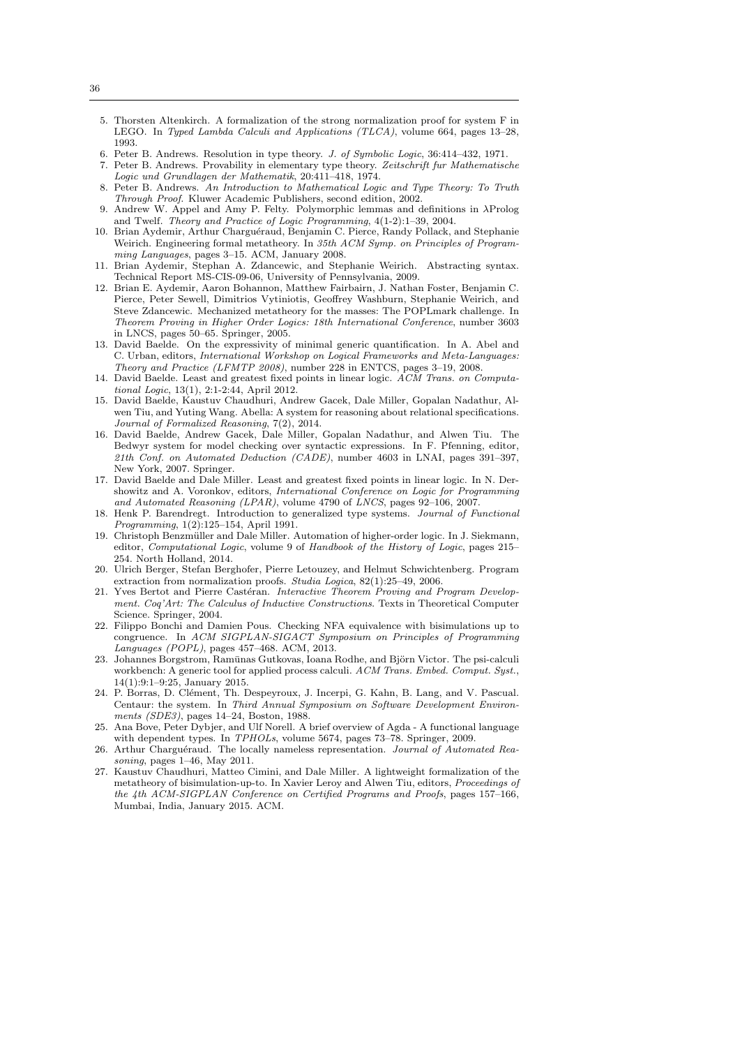5. Thorsten Altenkirch. A formalization of the strong normalization proof for system F in LEGO. In *Typed Lambda Calculi and Applications (TLCA)*, volume 664, pages 13–28, 1993.
6. Peter B. Andrews. Resolution in type theory. *J. of Symbolic Logic*, 36:414–432, 1971.
7. Peter B. Andrews. Provability in elementary type theory. *Zeitschrift fur Mathematische Logic und Grundlagen der Mathematik*, 20:411–418, 1974.
8. Peter B. Andrews. *An Introduction to Mathematical Logic and Type Theory: To Truth Through Proof*. Kluwer Academic Publishers, second edition, 2002.
9. Andrew W. Appel and Amy P. Felty. Polymorphic lemmas and definitions in λProlog and Twelf. *Theory and Practice of Logic Programming*, 4(1-2):1–39, 2004.
10. Brian Aydemir, Arthur Charguéraud, Benjamin C. Pierce, Randy Pollack, and Stephanie Weirich. Engineering formal metatheory. In *35th ACM Symp. on Principles of Programming Languages*, pages 3–15. ACM, January 2008.
11. Brian Aydemir, Stephan A. Zdancewic, and Stephanie Weirich. Abstracting syntax. Technical Report MS-CIS-09-06, University of Pennsylvania, 2009.
12. Brian E. Aydemir, Aaron Bohannon, Matthew Fairbairn, J. Nathan Foster, Benjamin C. Pierce, Peter Sewell, Dimitrios Vytiniotis, Geoffrey Washburn, Stephanie Weirich, and Steve Zdancewic. Mechanized metatheory for the masses: The POPLmark challenge. In *Theorem Proving in Higher Order Logics: 18th International Conference*, number 3603 in LNCS, pages 50–65. Springer, 2005.
13. David Baelde. On the expressivity of minimal generic quantification. In A. Abel and C. Urban, editors, *International Workshop on Logical Frameworks and Meta-Languages: Theory and Practice (LFMTP 2008)*, number 228 in ENTCS, pages 3–19, 2008.
14. David Baelde. Least and greatest fixed points in linear logic. *ACM Trans. on Computational Logic*, 13(1), 2:1-2:44, April 2012.
15. David Baelde, Kaustuv Chaudhuri, Andrew Gacek, Dale Miller, Gopalan Nadathur, Alwen Tiu, and Yuting Wang. Abella: A system for reasoning about relational specifications. *Journal of Formalized Reasoning*, 7(2), 2014.
16. David Baelde, Andrew Gacek, Dale Miller, Gopalan Nadathur, and Alwen Tiu. The Bedwyr system for model checking over syntactic expressions. In F. Pfenning, editor, *21th Conf. on Automated Deduction (CADE)*, number 4603 in LNAI, pages 391–397, New York, 2007. Springer.
17. David Baelde and Dale Miller. Least and greatest fixed points in linear logic. In N. Dershowitz and A. Voronkov, editors, *International Conference on Logic for Programming and Automated Reasoning (LPAR)*, volume 4790 of *LNCS*, pages 92–106, 2007.
18. Henk P. Barendregt. Introduction to generalized type systems. *Journal of Functional Programming*, 1(2):125–154, April 1991.
19. Christoph Benzmüller and Dale Miller. Automation of higher-order logic. In J. Siekmann, editor, *Computational Logic*, volume 9 of *Handbook of the History of Logic*, pages 215–254. North Holland, 2014.
20. Ulrich Berger, Stefan Berghofer, Pierre Letouzey, and Helmut Schwichtenberg. Program extraction from normalization proofs. *Studia Logica*, 82(1):25–49, 2006.
21. Yves Bertot and Pierre Castéran. *Interactive Theorem Proving and Program Development. Coq'Art: The Calculus of Inductive Constructions*. Texts in Theoretical Computer Science. Springer, 2004.
22. Filippo Bonchi and Damien Pous. Checking NFA equivalence with bisimulations up to congruence. In *ACM SIGPLAN-SIGACT Symposium on Principles of Programming Languages (POPL)*, pages 457–468. ACM, 2013.
23. Johannes Borgstrom, Ramūnas Gutkovas, Ioana Rodhe, and Björn Victor. The psi-calculi workbench: A generic tool for applied process calculi. *ACM Trans. Embed. Comput. Syst.*, 14(1):9:1–9:25, January 2015.
24. P. Borras, D. Clément, Th. Despeyroux, J. Incerpi, G. Kahn, B. Lang, and V. Pascual. Centaur: the system. In *Third Annual Symposium on Software Development Environments (SDE3)*, pages 14–24, Boston, 1988.
25. Ana Bove, Peter Dybjer, and Ulf Norell. A brief overview of Agda - A functional language with dependent types. In *TPHOLs*, volume 5674, pages 73–78. Springer, 2009.
26. Arthur Charguéraud. The locally nameless representation. *Journal of Automated Reasoning*, pages 1–46, May 2011.
27. Kaustuv Chaudhuri, Matteo Cimini, and Dale Miller. A lightweight formalization of the metatheory of bisimulation-up-to. In Xavier Leroy and Alwen Tiu, editors, *Proceedings of the 4th ACM-SIGPLAN Conference on Certified Programs and Proofs*, pages 157–166, Mumbai, India, January 2015. ACM.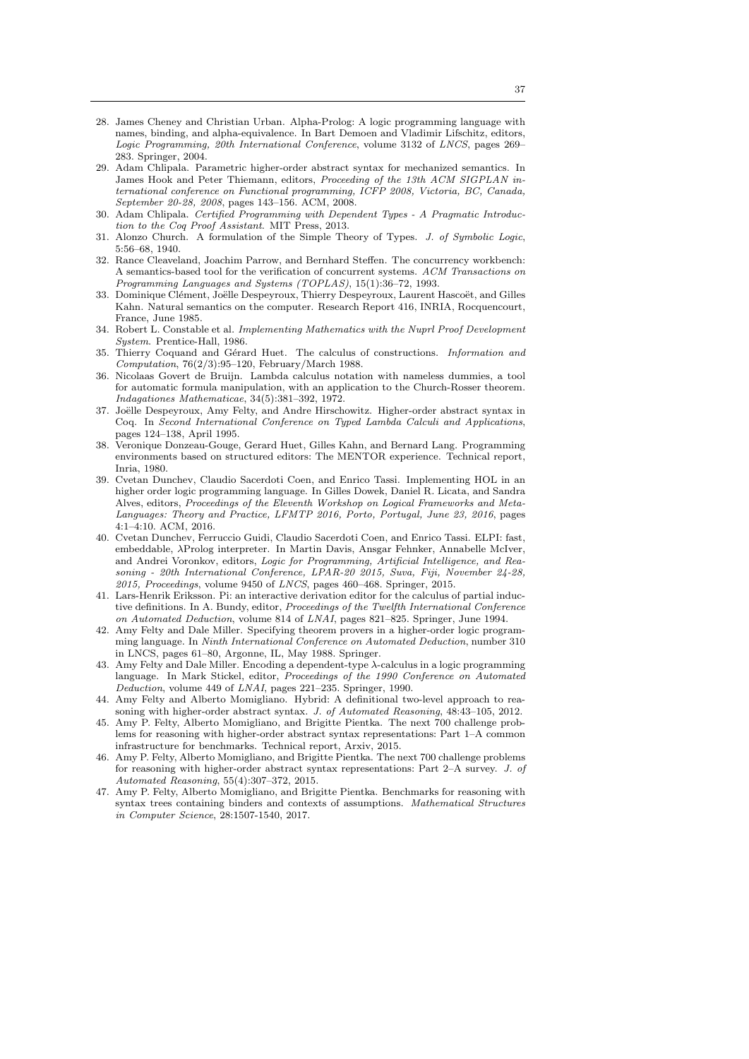28. James Cheney and Christian Urban. Alpha-Prolog: A logic programming language with names, binding, and alpha-equivalence. In Bart Demoen and Vladimir Lifschitz, editors, *Logic Programming, 20th International Conference*, volume 3132 of *LNCS*, pages 269–283. Springer, 2004.
29. Adam Chlipala. Parametric higher-order abstract syntax for mechanized semantics. In James Hook and Peter Thiemann, editors, *Proceeding of the 13th ACM SIGPLAN international conference on Functional programming, ICFP 2008, Victoria, BC, Canada, September 20-28, 2008*, pages 143–156. ACM, 2008.
30. Adam Chlipala. *Certified Programming with Dependent Types - A Pragmatic Introduction to the Coq Proof Assistant*. MIT Press, 2013.
31. Alonzo Church. A formulation of the Simple Theory of Types. *J. of Symbolic Logic*, 5:56–68, 1940.
32. Rance Cleaveland, Joachim Parrow, and Bernhard Steffen. The concurrency workbench: A semantics-based tool for the verification of concurrent systems. *ACM Transactions on Programming Languages and Systems (TOPLAS)*, 15(1):36–72, 1993.
33. Dominique Clément, Joëlle Despeyroux, Thierry Despeyroux, Laurent Hascoët, and Gilles Kahn. Natural semantics on the computer. Research Report 416, INRIA, Rocquencourt, France, June 1985.
34. Robert L. Constable et al. *Implementing Mathematics with the Nuprl Proof Development System*. Prentice-Hall, 1986.
35. Thierry Coquand and Gérard Huet. The calculus of constructions. *Information and Computation*, 76(2/3):95–120, February/March 1988.
36. Nicolaas Govert de Bruijn. Lambda calculus notation with nameless dummies, a tool for automatic formula manipulation, with an application to the Church-Rosser theorem. *Indagationes Mathematicae*, 34(5):381–392, 1972.
37. Joëlle Despeyroux, Amy Felty, and Andre Hirschowitz. Higher-order abstract syntax in Coq. In *Second International Conference on Typed Lambda Calculi and Applications*, pages 124–138, April 1995.
38. Veronique Donzeau-Gouge, Gerard Huet, Gilles Kahn, and Bernard Lang. Programming environments based on structured editors: The MENTOR experience. Technical report, Inria, 1980.
39. Cvetan Dunchev, Claudio Sacerdoti Coen, and Enrico Tassi. Implementing HOL in an higher order logic programming language. In Gilles Dowek, Daniel R. Licata, and Sandra Alves, editors, *Proceedings of the Eleventh Workshop on Logical Frameworks and Meta-Languages: Theory and Practice, LFMTP 2016, Porto, Portugal, June 23, 2016*, pages 4:1–4:10. ACM, 2016.
40. Cvetan Dunchev, Ferruccio Guidi, Claudio Sacerdoti Coen, and Enrico Tassi. ELPI: fast, embeddable, λProlog interpreter. In Martin Davis, Ansgar Fehnker, Annabelle McIver, and Andrei Voronkov, editors, *Logic for Programming, Artificial Intelligence, and Reasoning - 20th International Conference, LPAR-20 2015, Suva, Fiji, November 24-28, 2015, Proceedings*, volume 9450 of *LNCS*, pages 460–468. Springer, 2015.
41. Lars-Henrik Eriksson. Pi: an interactive derivation editor for the calculus of partial inductive definitions. In A. Bundy, editor, *Proceedings of the Twelfth International Conference on Automated Deduction*, volume 814 of *LNAI*, pages 821–825. Springer, June 1994.
42. Amy Felty and Dale Miller. Specifying theorem provers in a higher-order logic programming language. In *Ninth International Conference on Automated Deduction*, number 310 in LNCS, pages 61–80, Argonne, IL, May 1988. Springer.
43. Amy Felty and Dale Miller. Encoding a dependent-type λ-calculus in a logic programming language. In Mark Stickel, editor, *Proceedings of the 1990 Conference on Automated Deduction*, volume 449 of *LNAI*, pages 221–235. Springer, 1990.
44. Amy Felty and Alberto Momigliano. Hybrid: A definitional two-level approach to reasoning with higher-order abstract syntax. *J. of Automated Reasoning*, 48:43–105, 2012.
45. Amy P. Felty, Alberto Momigliano, and Brigitte Pientka. The next 700 challenge problems for reasoning with higher-order abstract syntax representations: Part 1–A common infrastructure for benchmarks. Technical report, Arxiv, 2015.
46. Amy P. Felty, Alberto Momigliano, and Brigitte Pientka. The next 700 challenge problems for reasoning with higher-order abstract syntax representations: Part 2–A survey. *J. of Automated Reasoning*, 55(4):307–372, 2015.
47. Amy P. Felty, Alberto Momigliano, and Brigitte Pientka. Benchmarks for reasoning with syntax trees containing binders and contexts of assumptions. *Mathematical Structures in Computer Science*, 28:1507-1540, 2017.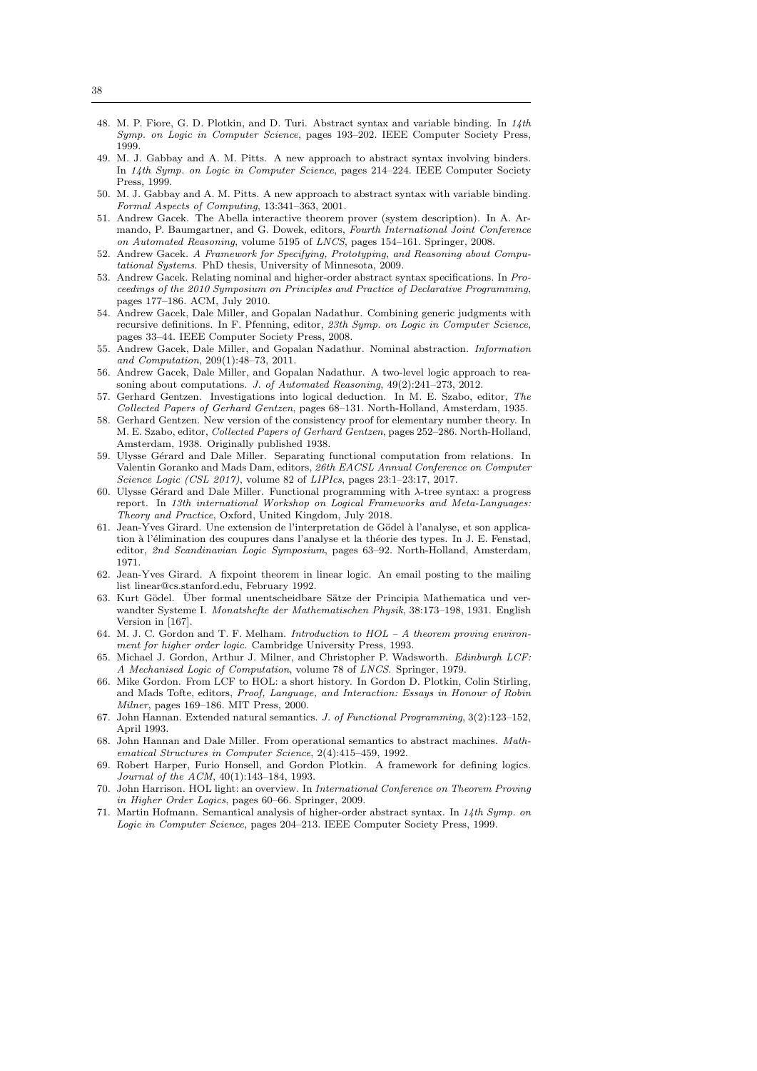48. M. P. Fiore, G. D. Plotkin, and D. Turi. Abstract syntax and variable binding. In *14th Symp. on Logic in Computer Science*, pages 193–202. IEEE Computer Society Press, 1999.
49. M. J. Gabbay and A. M. Pitts. A new approach to abstract syntax involving binders. In *14th Symp. on Logic in Computer Science*, pages 214–224. IEEE Computer Society Press, 1999.
50. M. J. Gabbay and A. M. Pitts. A new approach to abstract syntax with variable binding. *Formal Aspects of Computing*, 13:341–363, 2001.
51. Andrew Gacek. The Abella interactive theorem prover (system description). In A. Armando, P. Baumgartner, and G. Dowek, editors, *Fourth International Joint Conference on Automated Reasoning*, volume 5195 of *LNCS*, pages 154–161. Springer, 2008.
52. Andrew Gacek. *A Framework for Specifying, Prototyping, and Reasoning about Computational Systems*. PhD thesis, University of Minnesota, 2009.
53. Andrew Gacek. Relating nominal and higher-order abstract syntax specifications. In *Proceedings of the 2010 Symposium on Principles and Practice of Declarative Programming*, pages 177–186. ACM, July 2010.
54. Andrew Gacek, Dale Miller, and Gopalan Nadathur. Combining generic judgments with recursive definitions. In F. Pfenning, editor, *23th Symp. on Logic in Computer Science*, pages 33–44. IEEE Computer Society Press, 2008.
55. Andrew Gacek, Dale Miller, and Gopalan Nadathur. Nominal abstraction. *Information and Computation*, 209(1):48–73, 2011.
56. Andrew Gacek, Dale Miller, and Gopalan Nadathur. A two-level logic approach to reasoning about computations. *J. of Automated Reasoning*, 49(2):241–273, 2012.
57. Gerhard Gentzen. Investigations into logical deduction. In M. E. Szabo, editor, *The Collected Papers of Gerhard Gentzen*, pages 68–131. North-Holland, Amsterdam, 1935.
58. Gerhard Gentzen. New version of the consistency proof for elementary number theory. In M. E. Szabo, editor, *Collected Papers of Gerhard Gentzen*, pages 252–286. North-Holland, Amsterdam, 1938. Originally published 1938.
59. Ulysse Gérard and Dale Miller. Separating functional computation from relations. In Valentin Goranko and Mads Dam, editors, *26th EACSL Annual Conference on Computer Science Logic (CSL 2017)*, volume 82 of *LIPIcs*, pages 23:1–23:17, 2017.
60. Ulysse Gérard and Dale Miller. Functional programming with $\lambda$-tree syntax: a progress report. In *13th international Workshop on Logical Frameworks and Meta-Languages: Theory and Practice*, Oxford, United Kingdom, July 2018.
61. Jean-Yves Girard. Une extension de l'interpretation de Gödel à l'analyse, et son application à l'élimination des coupures dans l'analyse et la théorie des types. In J. E. Fenstad, editor, *2nd Scandinavian Logic Symposium*, pages 63–92. North-Holland, Amsterdam, 1971.
62. Jean-Yves Girard. A fixpoint theorem in linear logic. An email posting to the mailing list linear@cs.stanford.edu, February 1992.
63. Kurt Gödel. Über formal unentscheidbare Sätze der Principia Mathematica und verwandter Systeme I. *Monatshefte der Mathematischen Physik*, 38:173–198, 1931. English Version in [167].
64. M. J. C. Gordon and T. F. Melham. *Introduction to HOL – A theorem proving environment for higher order logic*. Cambridge University Press, 1993.
65. Michael J. Gordon, Arthur J. Milner, and Christopher P. Wadsworth. *Edinburgh LCF: A Mechanised Logic of Computation*, volume 78 of *LNCS*. Springer, 1979.
66. Mike Gordon. From LCF to HOL: a short history. In Gordon D. Plotkin, Colin Stirling, and Mads Tofte, editors, *Proof, Language, and Interaction: Essays in Honour of Robin Milner*, pages 169–186. MIT Press, 2000.
67. John Hannan. Extended natural semantics. *J. of Functional Programming*, 3(2):123–152, April 1993.
68. John Hannan and Dale Miller. From operational semantics to abstract machines. *Mathematical Structures in Computer Science*, 2(4):415–459, 1992.
69. Robert Harper, Furio Honsell, and Gordon Plotkin. A framework for defining logics. *Journal of the ACM*, 40(1):143–184, 1993.
70. John Harrison. HOL light: an overview. In *International Conference on Theorem Proving in Higher Order Logics*, pages 60–66. Springer, 2009.
71. Martin Hofmann. Semantical analysis of higher-order abstract syntax. In *14th Symp. on Logic in Computer Science*, pages 204–213. IEEE Computer Society Press, 1999.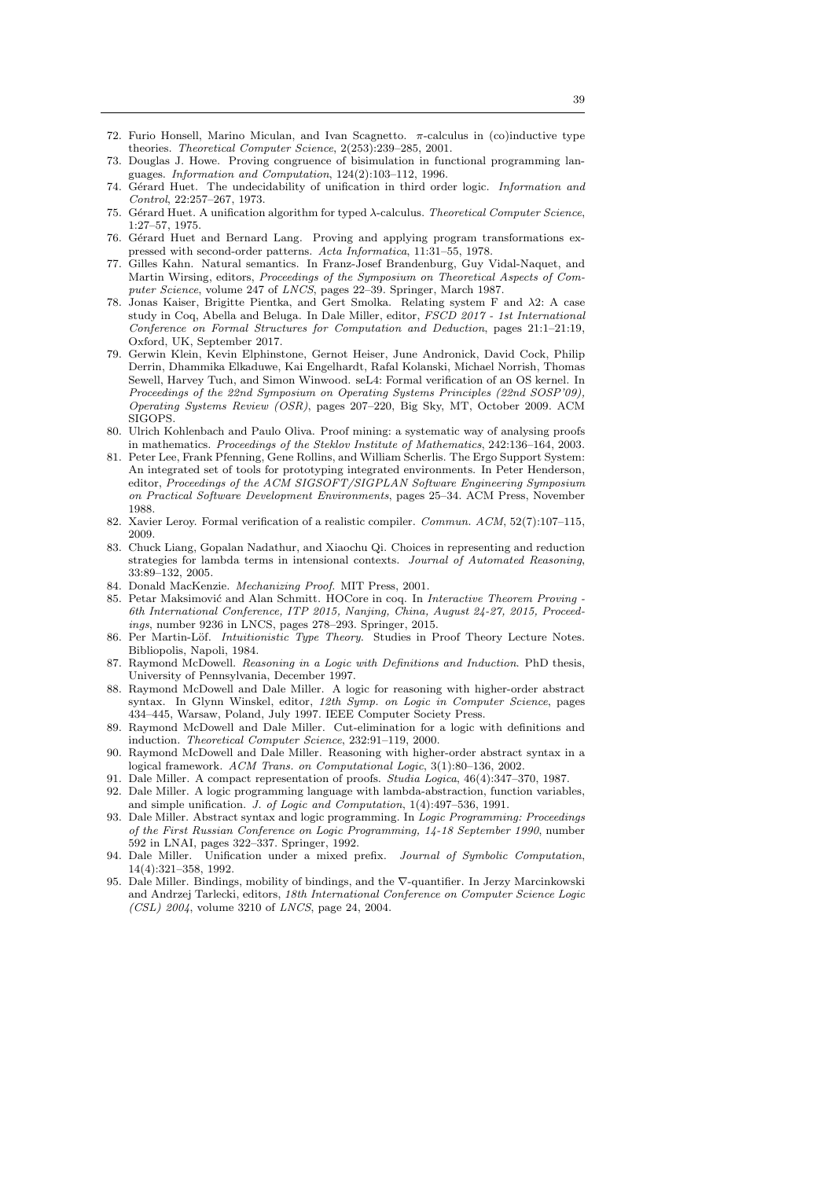72. Furio Honsell, Marino Miculan, and Ivan Scagnetto. $\pi$-calculus in (co)inductive type theories. *Theoretical Computer Science*, 2(253):239–285, 2001.
73. Douglas J. Howe. Proving congruence of bisimulation in functional programming languages. *Information and Computation*, 124(2):103–112, 1996.
74. Gérard Huet. The undecidability of unification in third order logic. *Information and Control*, 22:257–267, 1973.
75. Gérard Huet. A unification algorithm for typed $\lambda$-calculus. *Theoretical Computer Science*, 1:27–57, 1975.
76. Gérard Huet and Bernard Lang. Proving and applying program transformations expressed with second-order patterns. *Acta Informatica*, 11:31–55, 1978.
77. Gilles Kahn. Natural semantics. In Franz-Josef Brandenburg, Guy Vidal-Naquet, and Martin Wirsing, editors, *Proceedings of the Symposium on Theoretical Aspects of Computer Science*, volume 247 of *LNCS*, pages 22–39. Springer, March 1987.
78. Jonas Kaiser, Brigitte Pientka, and Gert Smolka. Relating system F and $\lambda 2$: A case study in Coq, Abella and Beluga. In Dale Miller, editor, *FSCD 2017 - 1st International Conference on Formal Structures for Computation and Deduction*, pages 21:1–21:19, Oxford, UK, September 2017.
79. Gerwin Klein, Kevin Elphinstone, Gernot Heiser, June Andronick, David Cock, Philip Derrin, Dhammika Elkaduwe, Kai Engelhardt, Rafal Kolanski, Michael Norrish, Thomas Sewell, Harvey Tuch, and Simon Winwood. seL4: Formal verification of an OS kernel. In *Proceedings of the 22nd Symposium on Operating Systems Principles (22nd SOSP'09)*, *Operating Systems Review (OSR)*, pages 207–220, Big Sky, MT, October 2009. ACM SIGOPS.
80. Ulrich Kohlenbach and Paulo Oliva. Proof mining: a systematic way of analysing proofs in mathematics. *Proceedings of the Steklov Institute of Mathematics*, 242:136–164, 2003.
81. Peter Lee, Frank Pfenning, Gene Rollins, and William Scherlis. The Ergo Support System: An integrated set of tools for prototyping integrated environments. In Peter Henderson, editor, *Proceedings of the ACM SIGSOFT/SIGPLAN Software Engineering Symposium on Practical Software Development Environments*, pages 25–34. ACM Press, November 1988.
82. Xavier Leroy. Formal verification of a realistic compiler. *Commun. ACM*, 52(7):107–115, 2009.
83. Chuck Liang, Gopalan Nadathur, and Xiaochu Qi. Choices in representing and reduction strategies for lambda terms in intensional contexts. *Journal of Automated Reasoning*, 33:89–132, 2005.
84. Donald MacKenzie. *Mechanizing Proof*. MIT Press, 2001.
85. Petar Maksimović and Alan Schmitt. HOCore in coq. In *Interactive Theorem Proving - 6th International Conference, ITP 2015, Nanjing, China, August 24-27, 2015, Proceedings*, number 9236 in LNCS, pages 278–293. Springer, 2015.
86. Per Martin-Löf. *Intuitionistic Type Theory*. Studies in Proof Theory Lecture Notes. Bibliopolis, Napoli, 1984.
87. Raymond McDowell. *Reasoning in a Logic with Definitions and Induction*. PhD thesis, University of Pennsylvania, December 1997.
88. Raymond McDowell and Dale Miller. A logic for reasoning with higher-order abstract syntax. In Glynn Winskel, editor, *12th Symp. on Logic in Computer Science*, pages 434–445, Warsaw, Poland, July 1997. IEEE Computer Society Press.
89. Raymond McDowell and Dale Miller. Cut-elimination for a logic with definitions and induction. *Theoretical Computer Science*, 232:91–119, 2000.
90. Raymond McDowell and Dale Miller. Reasoning with higher-order abstract syntax in a logical framework. *ACM Trans. on Computational Logic*, 3(1):80–136, 2002.
91. Dale Miller. A compact representation of proofs. *Studia Logica*, 46(4):347–370, 1987.
92. Dale Miller. A logic programming language with lambda-abstraction, function variables, and simple unification. *J. of Logic and Computation*, 1(4):497–536, 1991.
93. Dale Miller. Abstract syntax and logic programming. In *Logic Programming: Proceedings of the First Russian Conference on Logic Programming, 14-18 September 1990*, number 592 in LNAI, pages 322–337. Springer, 1992.
94. Dale Miller. Unification under a mixed prefix. *Journal of Symbolic Computation*, 14(4):321–358, 1992.
95. Dale Miller. Bindings, mobility of bindings, and the $\nabla$-quantifier. In Jerzy Marcinkowski and Andrzej Tarlecki, editors, *18th International Conference on Computer Science Logic (CSL) 2004*, volume 3210 of *LNCS*, page 24, 2004.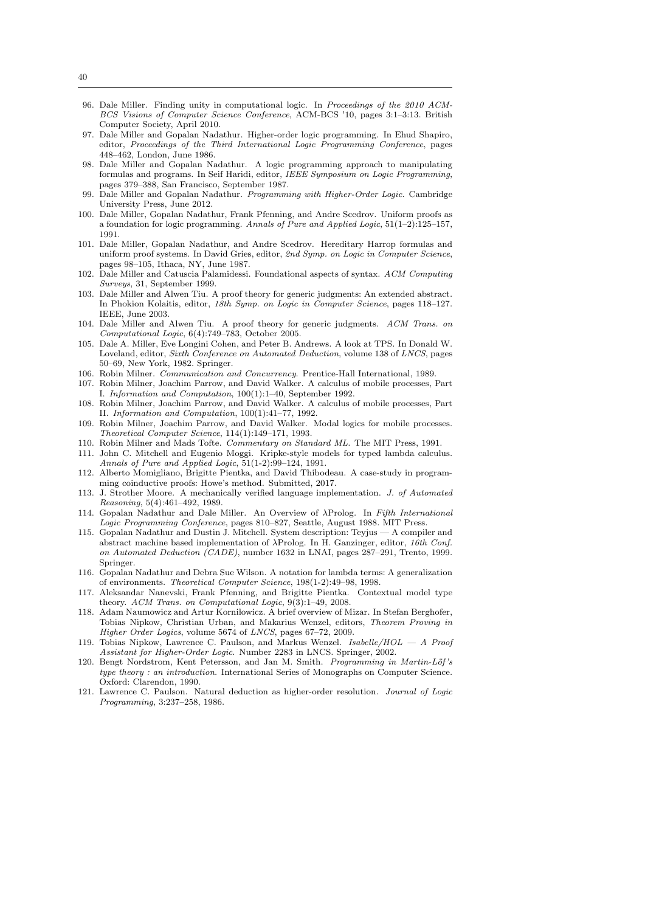96. Dale Miller. Finding unity in computational logic. In *Proceedings of the 2010 ACM-BCS Visions of Computer Science Conference*, ACM-BCS '10, pages 3:1–3:13. British Computer Society, April 2010.
97. Dale Miller and Gopalan Nadathur. Higher-order logic programming. In Ehud Shapiro, editor, *Proceedings of the Third International Logic Programming Conference*, pages 448–462, London, June 1986.
98. Dale Miller and Gopalan Nadathur. A logic programming approach to manipulating formulas and programs. In Seif Haridi, editor, *IEEE Symposium on Logic Programming*, pages 379–388, San Francisco, September 1987.
99. Dale Miller and Gopalan Nadathur. *Programming with Higher-Order Logic*. Cambridge University Press, June 2012.
100. Dale Miller, Gopalan Nadathur, Frank Pfenning, and Andre Scedrov. Uniform proofs as a foundation for logic programming. *Annals of Pure and Applied Logic*, 51(1–2):125–157, 1991.
101. Dale Miller, Gopalan Nadathur, and Andre Scedrov. Hereditary Harrop formulas and uniform proof systems. In David Gries, editor, *2nd Symp. on Logic in Computer Science*, pages 98–105, Ithaca, NY, June 1987.
102. Dale Miller and Catuscia Palamidessi. Foundational aspects of syntax. *ACM Computing Surveys*, 31, September 1999.
103. Dale Miller and Alwen Tiu. A proof theory for generic judgments: An extended abstract. In Phokion Kolaitis, editor, *18th Symp. on Logic in Computer Science*, pages 118–127. IEEE, June 2003.
104. Dale Miller and Alwen Tiu. A proof theory for generic judgments. *ACM Trans. on Computational Logic*, 6(4):749–783, October 2005.
105. Dale A. Miller, Eve Longini Cohen, and Peter B. Andrews. A look at TPS. In Donald W. Loveland, editor, *Sixth Conference on Automated Deduction*, volume 138 of *LNCS*, pages 50–69, New York, 1982. Springer.
106. Robin Milner. *Communication and Concurrency*. Prentice-Hall International, 1989.
107. Robin Milner, Joachim Parrow, and David Walker. A calculus of mobile processes, Part I. *Information and Computation*, 100(1):1–40, September 1992.
108. Robin Milner, Joachim Parrow, and David Walker. A calculus of mobile processes, Part II. *Information and Computation*, 100(1):41–77, 1992.
109. Robin Milner, Joachim Parrow, and David Walker. Modal logics for mobile processes. *Theoretical Computer Science*, 114(1):149–171, 1993.
110. Robin Milner and Mads Tofte. *Commentary on Standard ML*. The MIT Press, 1991.
111. John C. Mitchell and Eugenio Moggi. Kripke-style models for typed lambda calculus. *Annals of Pure and Applied Logic*, 51(1-2):99–124, 1991.
112. Alberto Momigliano, Brigitte Pientka, and David Thibodeau. A case-study in programming coinductive proofs: Howe's method. Submitted, 2017.
113. J. Strother Moore. A mechanically verified language implementation. *J. of Automated Reasoning*, 5(4):461–492, 1989.
114. Gopalan Nadathur and Dale Miller. An Overview of λProlog. In *Fifth International Logic Programming Conference*, pages 810–827, Seattle, August 1988. MIT Press.
115. Gopalan Nadathur and Dustin J. Mitchell. System description: Teyjus — A compiler and abstract machine based implementation of λProlog. In H. Ganzinger, editor, *16th Conf. on Automated Deduction (CADE)*, number 1632 in LNAI, pages 287–291, Trento, 1999. Springer.
116. Gopalan Nadathur and Debra Sue Wilson. A notation for lambda terms: A generalization of environments. *Theoretical Computer Science*, 198(1-2):49–98, 1998.
117. Aleksandar Nanevski, Frank Pfenning, and Brigitte Pientka. Contextual model type theory. *ACM Trans. on Computational Logic*, 9(3):1–49, 2008.
118. Adam Naumowicz and Artur Korniłowicz. A brief overview of Mizar. In Stefan Berghofer, Tobias Nipkow, Christian Urban, and Makarius Wenzel, editors, *Theorem Proving in Higher Order Logics*, volume 5674 of *LNCS*, pages 67–72, 2009.
119. Tobias Nipkow, Lawrence C. Paulson, and Markus Wenzel. *Isabelle/HOL — A Proof Assistant for Higher-Order Logic*. Number 2283 in LNCS. Springer, 2002.
120. Bengt Nordstrom, Kent Petersson, and Jan M. Smith. *Programming in Martin-Löf's type theory : an introduction*. International Series of Monographs on Computer Science. Oxford: Clarendon, 1990.
121. Lawrence C. Paulson. Natural deduction as higher-order resolution. *Journal of Logic Programming*, 3:237–258, 1986.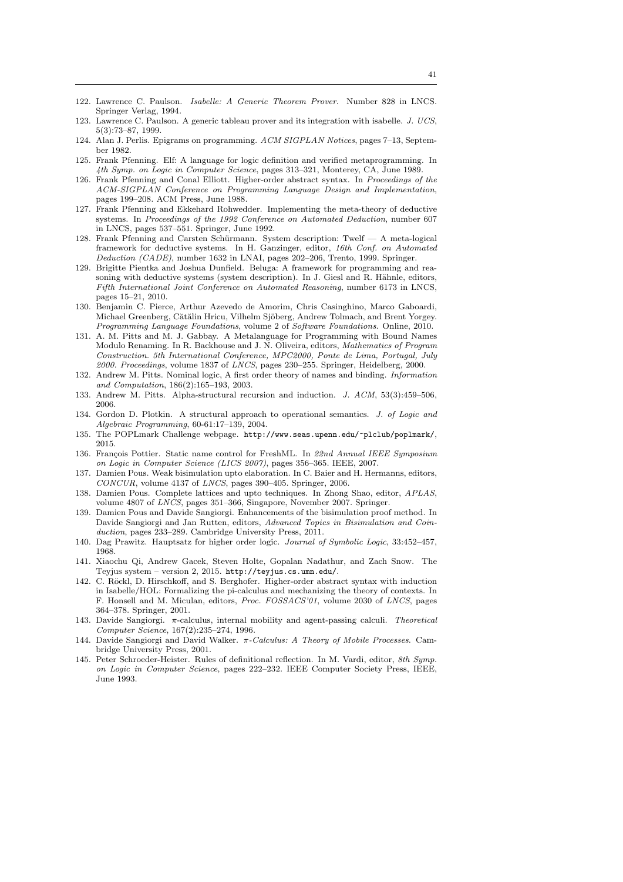122. Lawrence C. Paulson. *Isabelle: A Generic Theorem Prover*. Number 828 in LNCS. Springer Verlag, 1994.
123. Lawrence C. Paulson. A generic tableau prover and its integration with isabelle. *J. UCS*, 5(3):73–87, 1999.
124. Alan J. Perlis. Epigrams on programming. *ACM SIGPLAN Notices*, pages 7–13, September 1982.
125. Frank Pfenning. Elf: A language for logic definition and verified metaprogramming. In *4th Symp. on Logic in Computer Science*, pages 313–321, Monterey, CA, June 1989.
126. Frank Pfenning and Conal Elliott. Higher-order abstract syntax. In *Proceedings of the ACM-SIGPLAN Conference on Programming Language Design and Implementation*, pages 199–208. ACM Press, June 1988.
127. Frank Pfenning and Ekkehard Rohwedder. Implementing the meta-theory of deductive systems. In *Proceedings of the 1992 Conference on Automated Deduction*, number 607 in LNCS, pages 537–551. Springer, June 1992.
128. Frank Pfenning and Carsten Schürmann. System description: Twelf — A meta-logical framework for deductive systems. In H. Ganzinger, editor, *16th Conf. on Automated Deduction (CADE)*, number 1632 in LNAI, pages 202–206, Trento, 1999. Springer.
129. Brigitte Pientka and Joshua Dunfield. Beluga: A framework for programming and reasoning with deductive systems (system description). In J. Giesl and R. Hähnle, editors, *Fifth International Joint Conference on Automated Reasoning*, number 6173 in LNCS, pages 15–21, 2010.
130. Benjamin C. Pierce, Arthur Azevedo de Amorim, Chris Casinghino, Marco Gaboardi, Michael Greenberg, Cătălin Hricu, Vilhelm Sjöberg, Andrew Tolmach, and Brent Yorgey. *Programming Language Foundations*, volume 2 of *Software Foundations*. Online, 2010.
131. A. M. Pitts and M. J. Gabbay. A Metalanguage for Programming with Bound Names Modulo Renaming. In R. Backhouse and J. N. Oliveira, editors, *Mathematics of Program Construction. 5th International Conference, MPC2000, Ponte de Lima, Portugal, July 2000. Proceedings*, volume 1837 of *LNCS*, pages 230–255. Springer, Heidelberg, 2000.
132. Andrew M. Pitts. Nominal logic, A first order theory of names and binding. *Information and Computation*, 186(2):165–193, 2003.
133. Andrew M. Pitts. Alpha-structural recursion and induction. *J. ACM*, 53(3):459–506, 2006.
134. Gordon D. Plotkin. A structural approach to operational semantics. *J. of Logic and Algebraic Programming*, 60-61:17–139, 2004.
135. The POPLmark Challenge webpage. `http://www.seas.upenn.edu/~plclub/poplmark/`, 2015.
136. François Pottier. Static name control for FreshML. In *22nd Annual IEEE Symposium on Logic in Computer Science (LICS 2007)*, pages 356–365. IEEE, 2007.
137. Damien Pous. Weak bisimulation upto elaboration. In C. Baier and H. Hermanns, editors, *CONCUR*, volume 4137 of *LNCS*, pages 390–405. Springer, 2006.
138. Damien Pous. Complete lattices and upto techniques. In Zhong Shao, editor, *APLAS*, volume 4807 of *LNCS*, pages 351–366, Singapore, November 2007. Springer.
139. Damien Pous and Davide Sangiorgi. Enhancements of the bisimulation proof method. In Davide Sangiorgi and Jan Rutten, editors, *Advanced Topics in Bisimulation and Coinduction*, pages 233–289. Cambridge University Press, 2011.
140. Dag Prawitz. Hauptsatz for higher order logic. *Journal of Symbolic Logic*, 33:452–457, 1968.
141. Xiaochu Qi, Andrew Gacek, Steven Holte, Gopalan Nadathur, and Zach Snow. The Teyjus system – version 2, 2015. `http://teyjus.cs.umn.edu/`.
142. C. Röckl, D. Hirschkoff, and S. Berghofer. Higher-order abstract syntax with induction in Isabelle/HOL: Formalizing the pi-calculus and mechanizing the theory of contexts. In F. Honsell and M. Miculan, editors, *Proc. FOSSACS'01*, volume 2030 of *LNCS*, pages 364–378. Springer, 2001.
143. Davide Sangiorgi. $\pi$-calculus, internal mobility and agent-passing calculi. *Theoretical Computer Science*, 167(2):235–274, 1996.
144. Davide Sangiorgi and David Walker. *$\pi$-Calculus: A Theory of Mobile Processes*. Cambridge University Press, 2001.
145. Peter Schroeder-Heister. Rules of definitional reflection. In M. Vardi, editor, *8th Symp. on Logic in Computer Science*, pages 222–232. IEEE Computer Society Press, IEEE, June 1993.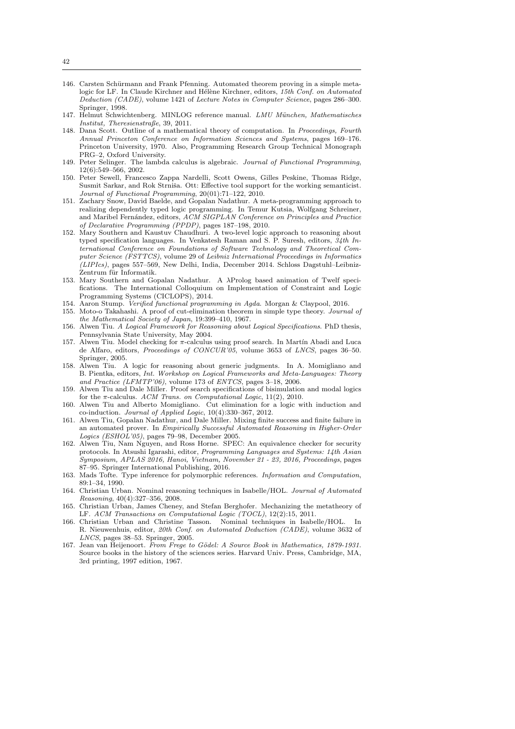146. Carsten Schürmann and Frank Pfenning. Automated theorem proving in a simple meta-logic for LF. In Claude Kirchner and Hélène Kirchner, editors, *15th Conf. on Automated Deduction (CADE)*, volume 1421 of *Lecture Notes in Computer Science*, pages 286–300. Springer, 1998.
147. Helmut Schwichtenberg. MINLOG reference manual. *LMU München, Mathematisches Institut, Theresienstraße*, 39, 2011.
148. Dana Scott. Outline of a mathematical theory of computation. In *Proceedings, Fourth Annual Princeton Conference on Information Sciences and Systems*, pages 169–176. Princeton University, 1970. Also, Programming Research Group Technical Monograph PRG–2, Oxford University.
149. Peter Selinger. The lambda calculus is algebraic. *Journal of Functional Programming*, 12(6):549–566, 2002.
150. Peter Sewell, Francesco Zappa Nardelli, Scott Owens, Gilles Peskine, Thomas Ridge, Susmit Sarkar, and Rok Strniša. Ott: Effective tool support for the working semanticist. *Journal of Functional Programming*, 20(01):71–122, 2010.
151. Zachary Snow, David Baelde, and Gopalan Nadathur. A meta-programming approach to realizing dependently typed logic programming. In Temur Kutsia, Wolfgang Schreiner, and Maribel Fernández, editors, *ACM SIGPLAN Conference on Principles and Practice of Declarative Programming (PPDP)*, pages 187–198, 2010.
152. Mary Southern and Kaustuv Chaudhuri. A two-level logic approach to reasoning about typed specification languages. In Venkatesh Raman and S. P. Suresh, editors, *34th International Conference on Foundations of Software Technology and Theoretical Computer Science (FSTTCS)*, volume 29 of *Leibniz International Proceedings in Informatics (LIPIcs)*, pages 557–569, New Delhi, India, December 2014. Schloss Dagstuhl–Leibniz-Zentrum für Informatik.
153. Mary Southern and Gopalan Nadathur. A λProlog based animation of Twelf specifications. The International Colloquium on Implementation of Constraint and Logic Programming Systems (CICLOPS), 2014.
154. Aaron Stump. *Verified functional programming in Agda*. Morgan & Claypool, 2016.
155. Moto-o Takahashi. A proof of cut-elimination theorem in simple type theory. *Journal of the Mathematical Society of Japan*, 19:399–410, 1967.
156. Alwen Tiu. *A Logical Framework for Reasoning about Logical Specifications*. PhD thesis, Pennsylvania State University, May 2004.
157. Alwen Tiu. Model checking for π-calculus using proof search. In Martín Abadi and Luca de Alfaro, editors, *Proceedings of CONCUR'05*, volume 3653 of *LNCS*, pages 36–50. Springer, 2005.
158. Alwen Tiu. A logic for reasoning about generic judgments. In A. Momigliano and B. Pientka, editors, *Int. Workshop on Logical Frameworks and Meta-Languages: Theory and Practice (LFMTP'06)*, volume 173 of *ENTCS*, pages 3–18, 2006.
159. Alwen Tiu and Dale Miller. Proof search specifications of bisimulation and modal logics for the π-calculus. *ACM Trans. on Computational Logic*, 11(2), 2010.
160. Alwen Tiu and Alberto Momigliano. Cut elimination for a logic with induction and co-induction. *Journal of Applied Logic*, 10(4):330–367, 2012.
161. Alwen Tiu, Gopalan Nadathur, and Dale Miller. Mixing finite success and finite failure in an automated prover. In *Empirically Successful Automated Reasoning in Higher-Order Logics (ESHOL'05)*, pages 79–98, December 2005.
162. Alwen Tiu, Nam Nguyen, and Ross Horne. SPEC: An equivalence checker for security protocols. In Atsushi Igarashi, editor, *Programming Languages and Systems: 14th Asian Symposium, APLAS 2016, Hanoi, Vietnam, November 21 - 23, 2016, Proceedings*, pages 87–95. Springer International Publishing, 2016.
163. Mads Tofte. Type inference for polymorphic references. *Information and Computation*, 89:1–34, 1990.
164. Christian Urban. Nominal reasoning techniques in Isabelle/HOL. *Journal of Automated Reasoning*, 40(4):327–356, 2008.
165. Christian Urban, James Cheney, and Stefan Berghofer. Mechanizing the metatheory of LF. *ACM Transactions on Computational Logic (TOCL)*, 12(2):15, 2011.
166. Christian Urban and Christine Tasson. Nominal techniques in Isabelle/HOL. In R. Nieuwenhuis, editor, *20th Conf. on Automated Deduction (CADE)*, volume 3632 of *LNCS*, pages 38–53. Springer, 2005.
167. Jean van Heijenoort. *From Frege to Gödel: A Source Book in Mathematics, 1879-1931*. Source books in the history of the sciences series. Harvard Univ. Press, Cambridge, MA, 3rd printing, 1997 edition, 1967.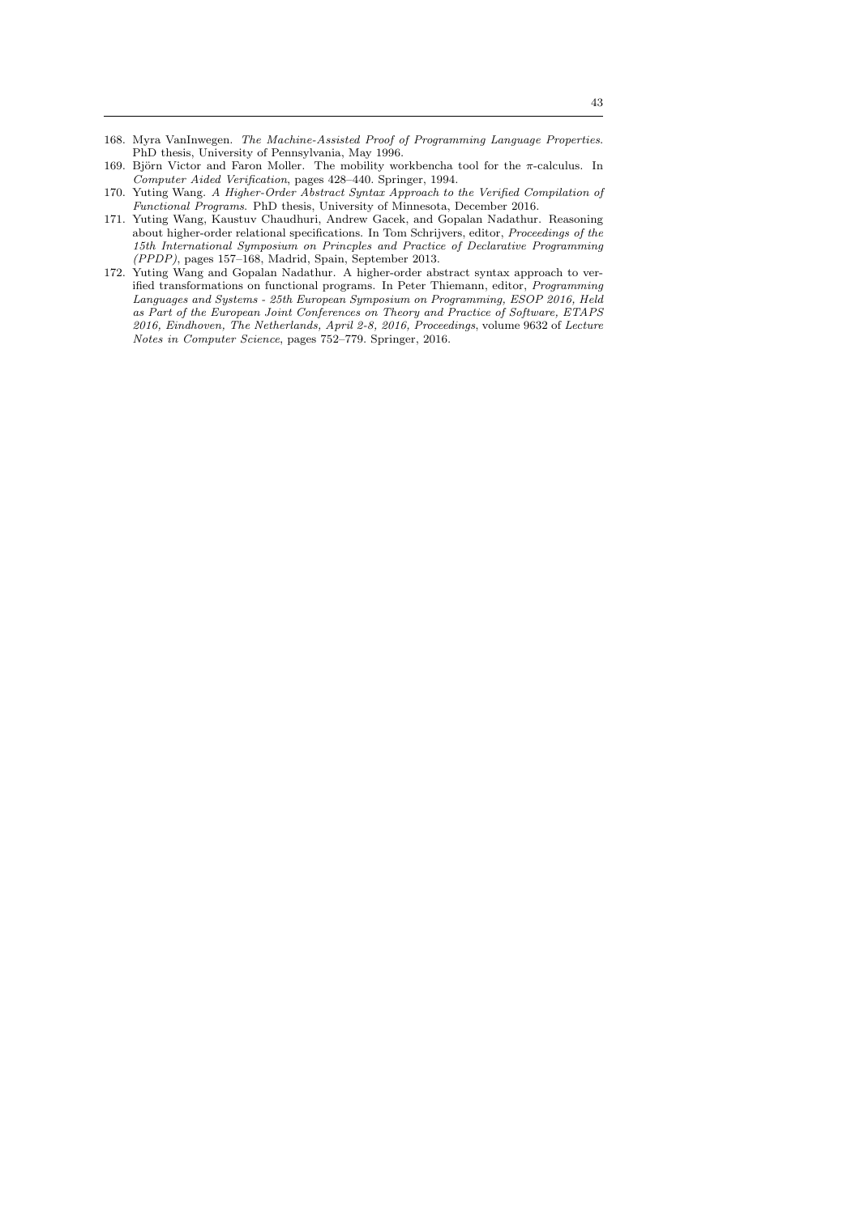168. Myra VanInwegen. *The Machine-Assisted Proof of Programming Language Properties*. PhD thesis, University of Pennsylvania, May 1996.
169. Björn Victor and Faron Moller. The mobility workbencha tool for the $\pi$-calculus. In *Computer Aided Verification*, pages 428–440. Springer, 1994.
170. Yuting Wang. *A Higher-Order Abstract Syntax Approach to the Verified Compilation of Functional Programs*. PhD thesis, University of Minnesota, December 2016.
171. Yuting Wang, Kaustuv Chaudhuri, Andrew Gacek, and Gopalan Nadathur. Reasoning about higher-order relational specifications. In Tom Schrijvers, editor, *Proceedings of the 15th International Symposium on Princples and Practice of Declarative Programming (PPDP)*, pages 157–168, Madrid, Spain, September 2013.
172. Yuting Wang and Gopalan Nadathur. A higher-order abstract syntax approach to verified transformations on functional programs. In Peter Thiemann, editor, *Programming Languages and Systems - 25th European Symposium on Programming, ESOP 2016, Held as Part of the European Joint Conferences on Theory and Practice of Software, ETAPS 2016, Eindhoven, The Netherlands, April 2-8, 2016, Proceedings*, volume 9632 of *Lecture Notes in Computer Science*, pages 752–779. Springer, 2016.